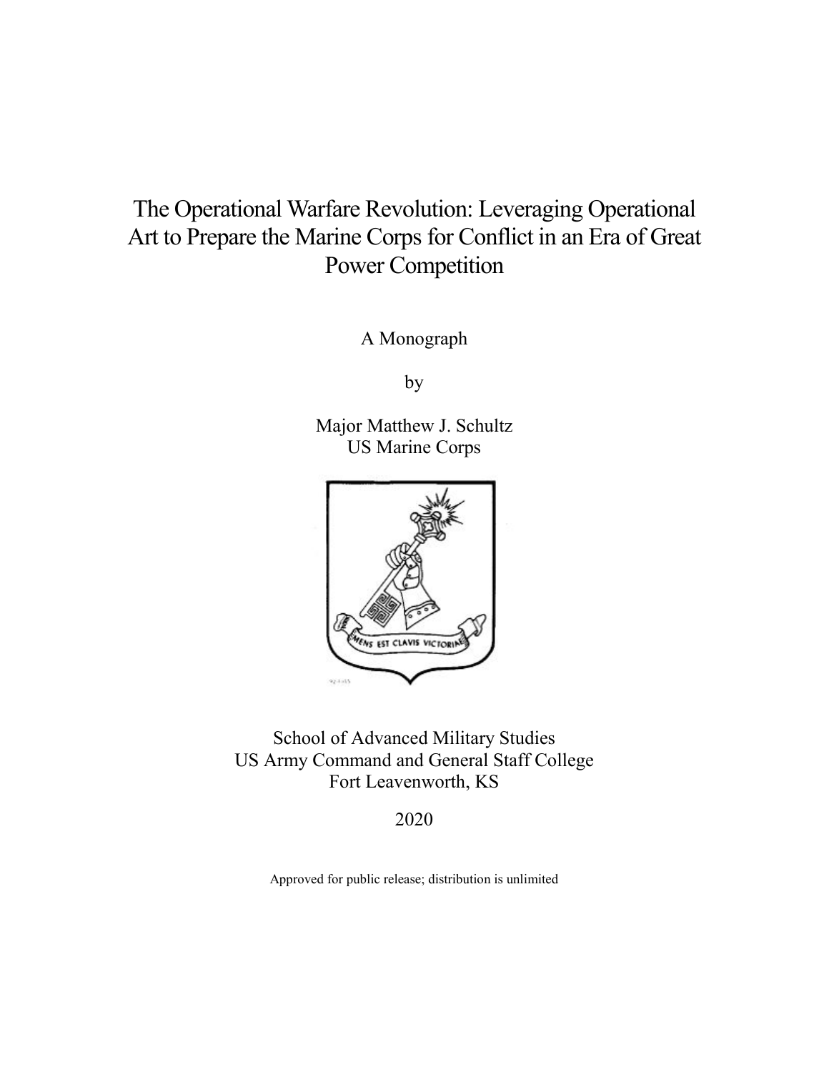# The Operational Warfare Revolution: Leveraging Operational Art to Prepare the Marine Corps for Conflict in an Era of Great Power Competition

A Monograph

by

Major Matthew J. Schultz
US Marine Corps

School of Advanced Military Studies
US Army Command and General Staff College
Fort Leavenworth, KS

2020

Approved for public release; distribution is unlimited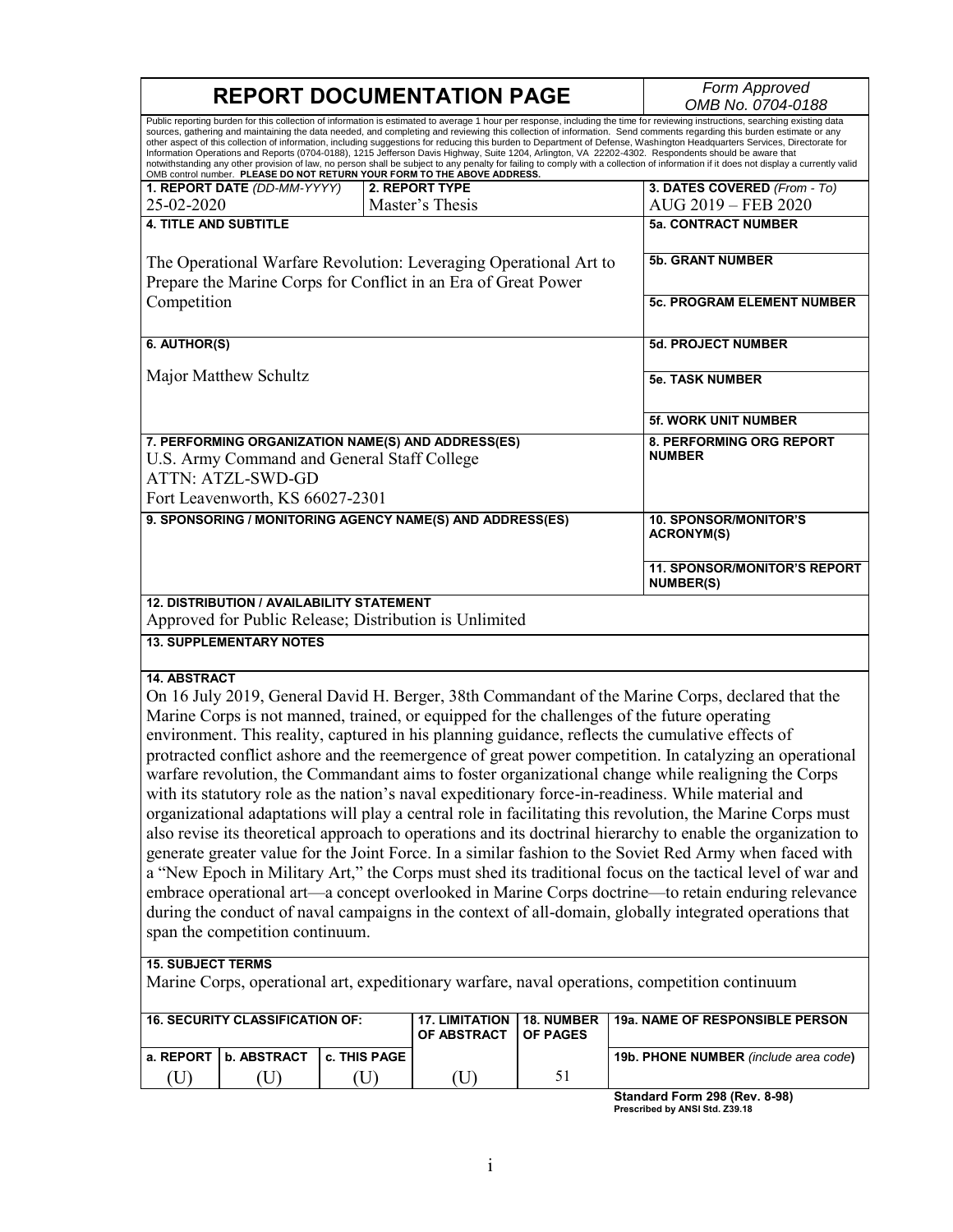# REPORT DOCUMENTATION PAGE

*Form Approved*
*OMB No. 0704-0188*

Public reporting burden for this collection of information is estimated to average 1 hour per response, including the time for reviewing instructions, searching existing data sources, gathering and maintaining the data needed, and completing and reviewing this collection of information. Send comments regarding this burden estimate or any other aspect of this collection of information, including suggestions for reducing this burden to Department of Defense, Washington Headquarters Services, Directorate for Information Operations and Reports (0704-0188), 1215 Jefferson Davis Highway, Suite 1204, Arlington, VA 22202-4302. Respondents should be aware that notwithstanding any other provision of law, no person shall be subject to any penalty for failing to comply with a collection of information if it does not display a currently valid OMB control number. **PLEASE DO NOT RETURN YOUR FORM TO THE ABOVE ADDRESS.**

| **1. REPORT DATE** *(DD-MM-YYYY)* | **2. REPORT TYPE** | **3. DATES COVERED** *(From - To)* |
|---|---|---|
| 25-02-2020 | Master's Thesis | AUG 2019 – FEB 2020 |

**4. TITLE AND SUBTITLE**

The Operational Warfare Revolution: Leveraging Operational Art to Prepare the Marine Corps for Conflict in an Era of Great Power Competition

**5a. CONTRACT NUMBER**

**5b. GRANT NUMBER**

**5c. PROGRAM ELEMENT NUMBER**

**6. AUTHOR(S)**

Major Matthew Schultz

**5d. PROJECT NUMBER**

**5e. TASK NUMBER**

**5f. WORK UNIT NUMBER**

**7. PERFORMING ORGANIZATION NAME(S) AND ADDRESS(ES)**

U.S. Army Command and General Staff College
ATTN: ATZL-SWD-GD
Fort Leavenworth, KS 66027-2301

**8. PERFORMING ORG REPORT NUMBER**

**9. SPONSORING / MONITORING AGENCY NAME(S) AND ADDRESS(ES)**

**10. SPONSOR/MONITOR'S ACRONYM(S)**

**11. SPONSOR/MONITOR'S REPORT NUMBER(S)**

**12. DISTRIBUTION / AVAILABILITY STATEMENT**

Approved for Public Release; Distribution is Unlimited

**13. SUPPLEMENTARY NOTES**

**14. ABSTRACT**

On 16 July 2019, General David H. Berger, 38th Commandant of the Marine Corps, declared that the Marine Corps is not manned, trained, or equipped for the challenges of the future operating environment. This reality, captured in his planning guidance, reflects the cumulative effects of protracted conflict ashore and the reemergence of great power competition. In catalyzing an operational warfare revolution, the Commandant aims to foster organizational change while realigning the Corps with its statutory role as the nation's naval expeditionary force-in-readiness. While material and organizational adaptations will play a central role in facilitating this revolution, the Marine Corps must also revise its theoretical approach to operations and its doctrinal hierarchy to enable the organization to generate greater value for the Joint Force. In a similar fashion to the Soviet Red Army when faced with a "New Epoch in Military Art," the Corps must shed its traditional focus on the tactical level of war and embrace operational art—a concept overlooked in Marine Corps doctrine—to retain enduring relevance during the conduct of naval campaigns in the context of all-domain, globally integrated operations that span the competition continuum.

**15. SUBJECT TERMS**

Marine Corps, operational art, expeditionary warfare, naval operations, competition continuum

| **16. SECURITY CLASSIFICATION OF:** | | | **17. LIMITATION OF ABSTRACT** | **18. NUMBER OF PAGES** | **19a. NAME OF RESPONSIBLE PERSON** |
|---|---|---|---|---|---|
| **a. REPORT** | **b. ABSTRACT** | **c. THIS PAGE** | | | **19b. PHONE NUMBER** *(include area code)* |
| (U) | (U) | (U) | (U) | 51 | |

**Standard Form 298 (Rev. 8-98)**
**Prescribed by ANSI Std. Z39.18**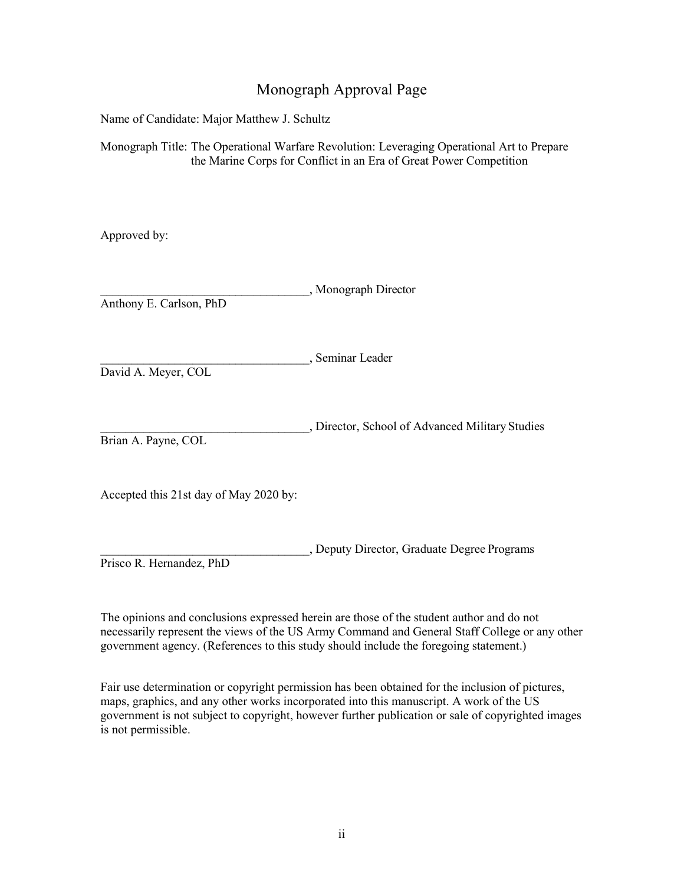# Monograph Approval Page

Name of Candidate: Major Matthew J. Schultz

Monograph Title: The Operational Warfare Revolution: Leveraging Operational Art to Prepare the Marine Corps for Conflict in an Era of Great Power Competition

Approved by:

__________________________________, Monograph Director
Anthony E. Carlson, PhD

__________________________________, Seminar Leader
David A. Meyer, COL

__________________________________, Director, School of Advanced Military Studies
Brian A. Payne, COL

Accepted this 21st day of May 2020 by:

__________________________________, Deputy Director, Graduate Degree Programs
Prisco R. Hernandez, PhD

The opinions and conclusions expressed herein are those of the student author and do not necessarily represent the views of the US Army Command and General Staff College or any other government agency. (References to this study should include the foregoing statement.)

Fair use determination or copyright permission has been obtained for the inclusion of pictures, maps, graphics, and any other works incorporated into this manuscript. A work of the US government is not subject to copyright, however further publication or sale of copyrighted images is not permissible.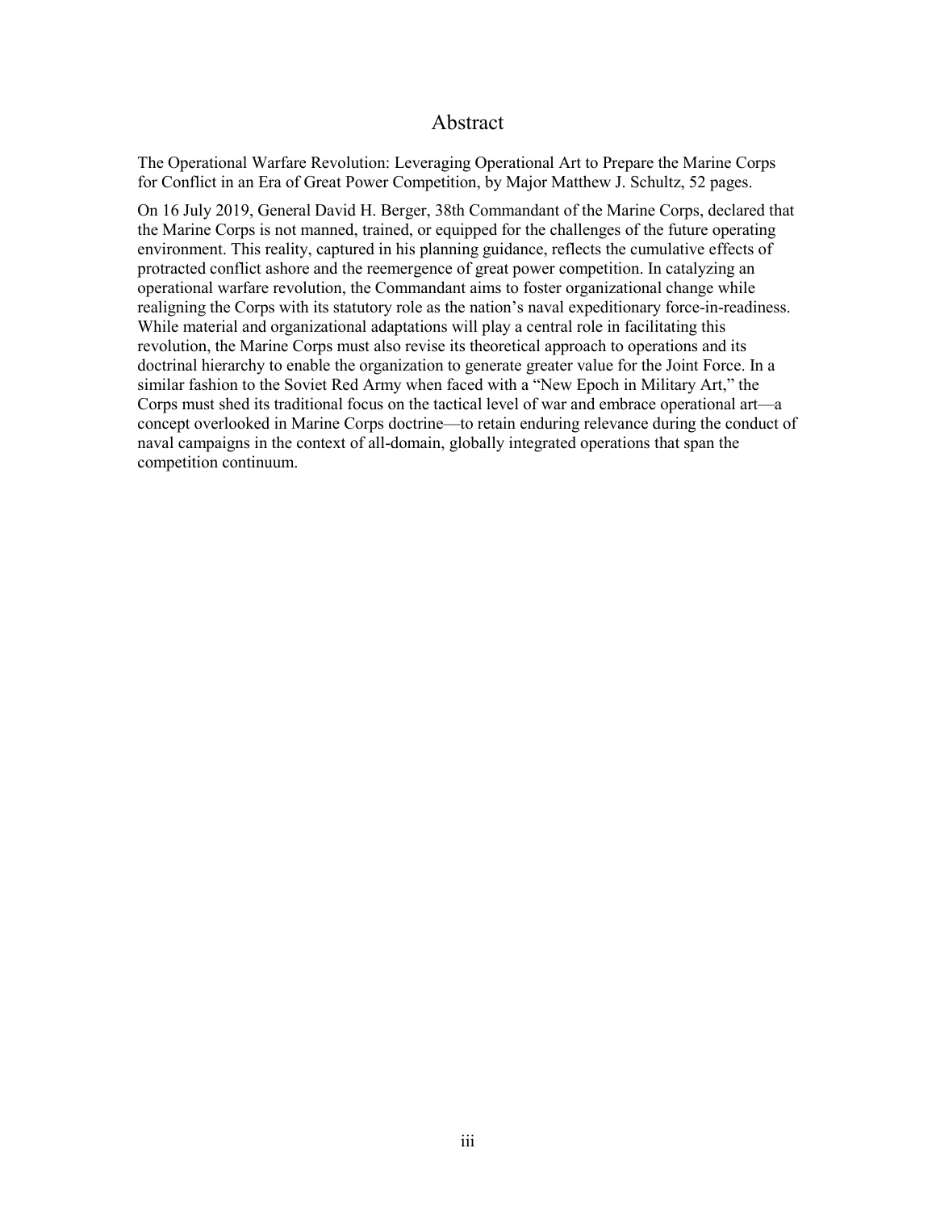# Abstract

The Operational Warfare Revolution: Leveraging Operational Art to Prepare the Marine Corps for Conflict in an Era of Great Power Competition, by Major Matthew J. Schultz, 52 pages.

On 16 July 2019, General David H. Berger, 38th Commandant of the Marine Corps, declared that the Marine Corps is not manned, trained, or equipped for the challenges of the future operating environment. This reality, captured in his planning guidance, reflects the cumulative effects of protracted conflict ashore and the reemergence of great power competition. In catalyzing an operational warfare revolution, the Commandant aims to foster organizational change while realigning the Corps with its statutory role as the nation's naval expeditionary force-in-readiness. While material and organizational adaptations will play a central role in facilitating this revolution, the Marine Corps must also revise its theoretical approach to operations and its doctrinal hierarchy to enable the organization to generate greater value for the Joint Force. In a similar fashion to the Soviet Red Army when faced with a "New Epoch in Military Art," the Corps must shed its traditional focus on the tactical level of war and embrace operational art—a concept overlooked in Marine Corps doctrine—to retain enduring relevance during the conduct of naval campaigns in the context of all-domain, globally integrated operations that span the competition continuum.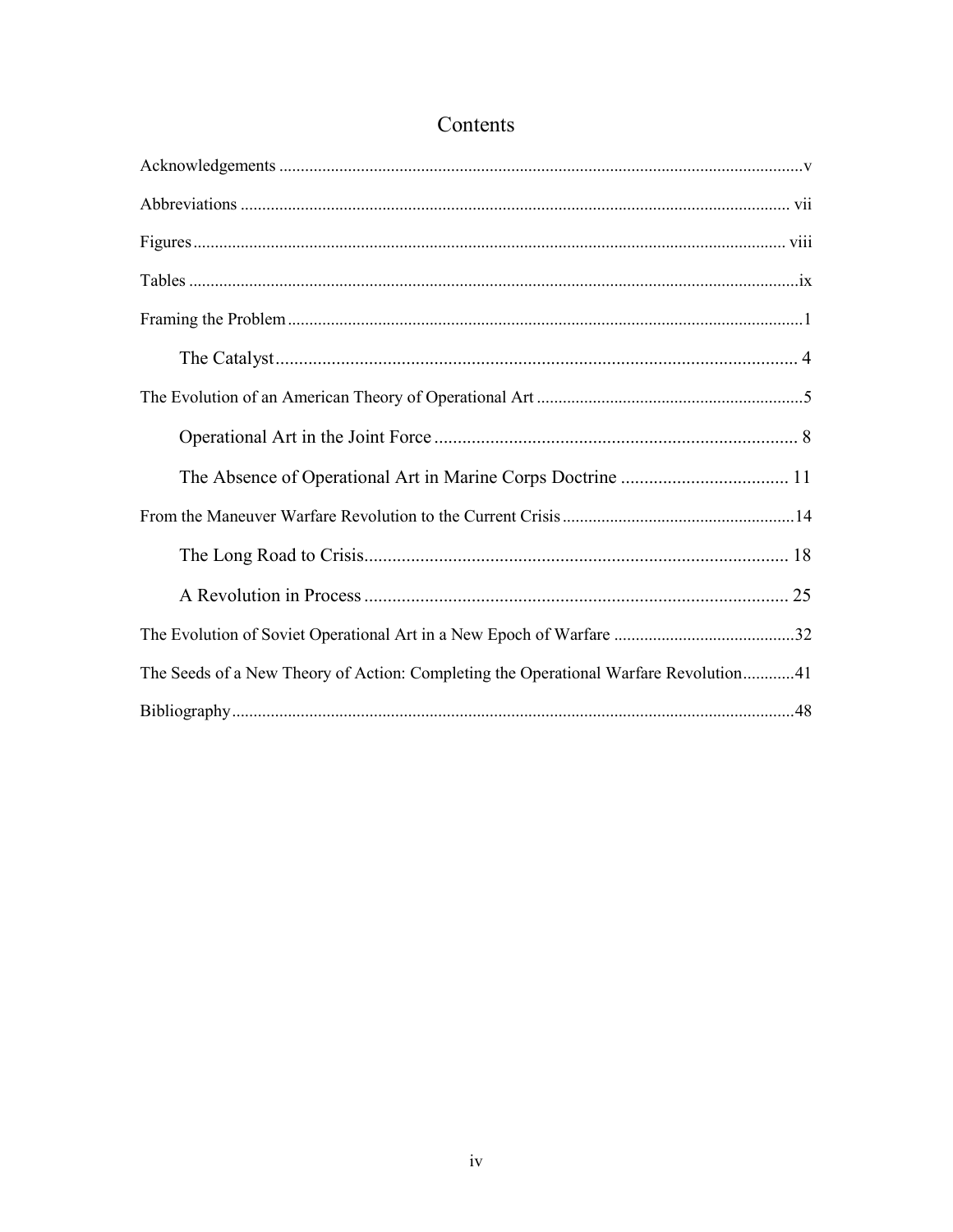# Contents

Acknowledgements ........................................................................................................................v

Abbreviations ............................................................................................................................. vii

Figures ....................................................................................................................................... viii

Tables ...........................................................................................................................................ix

Framing the Problem ......................................................................................................................1

- The Catalyst ................................................................................................................ 4

The Evolution of an American Theory of Operational Art .............................................................5

- Operational Art in the Joint Force .............................................................................. 8
- The Absence of Operational Art in Marine Corps Doctrine .................................... 11

From the Maneuver Warfare Revolution to the Current Crisis .....................................................14

- The Long Road to Crisis.......................................................................................... 18
- A Revolution in Process .......................................................................................... 25

The Evolution of Soviet Operational Art in a New Epoch of Warfare ..........................................32

The Seeds of a New Theory of Action: Completing the Operational Warfare Revolution............41

Bibliography.................................................................................................................................48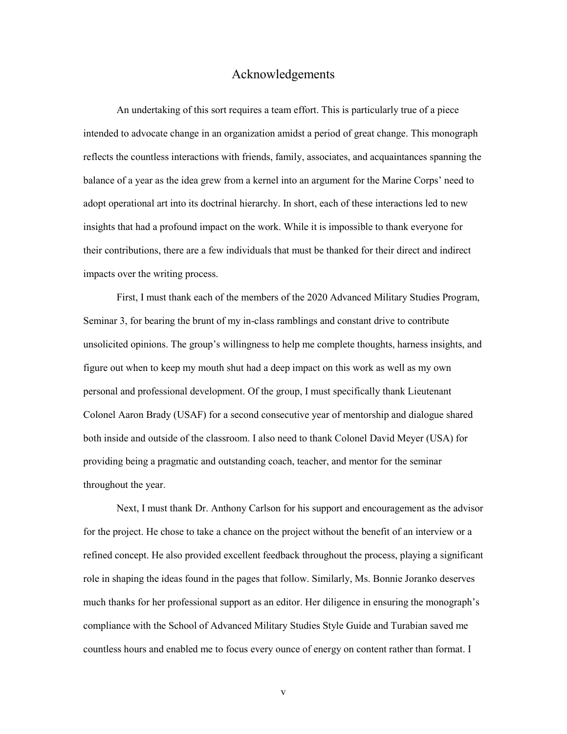# Acknowledgements

An undertaking of this sort requires a team effort. This is particularly true of a piece intended to advocate change in an organization amidst a period of great change. This monograph reflects the countless interactions with friends, family, associates, and acquaintances spanning the balance of a year as the idea grew from a kernel into an argument for the Marine Corps' need to adopt operational art into its doctrinal hierarchy. In short, each of these interactions led to new insights that had a profound impact on the work. While it is impossible to thank everyone for their contributions, there are a few individuals that must be thanked for their direct and indirect impacts over the writing process.

First, I must thank each of the members of the 2020 Advanced Military Studies Program, Seminar 3, for bearing the brunt of my in-class ramblings and constant drive to contribute unsolicited opinions. The group's willingness to help me complete thoughts, harness insights, and figure out when to keep my mouth shut had a deep impact on this work as well as my own personal and professional development. Of the group, I must specifically thank Lieutenant Colonel Aaron Brady (USAF) for a second consecutive year of mentorship and dialogue shared both inside and outside of the classroom. I also need to thank Colonel David Meyer (USA) for providing being a pragmatic and outstanding coach, teacher, and mentor for the seminar throughout the year.

Next, I must thank Dr. Anthony Carlson for his support and encouragement as the advisor for the project. He chose to take a chance on the project without the benefit of an interview or a refined concept. He also provided excellent feedback throughout the process, playing a significant role in shaping the ideas found in the pages that follow. Similarly, Ms. Bonnie Joranko deserves much thanks for her professional support as an editor. Her diligence in ensuring the monograph's compliance with the School of Advanced Military Studies Style Guide and Turabian saved me countless hours and enabled me to focus every ounce of energy on content rather than format. I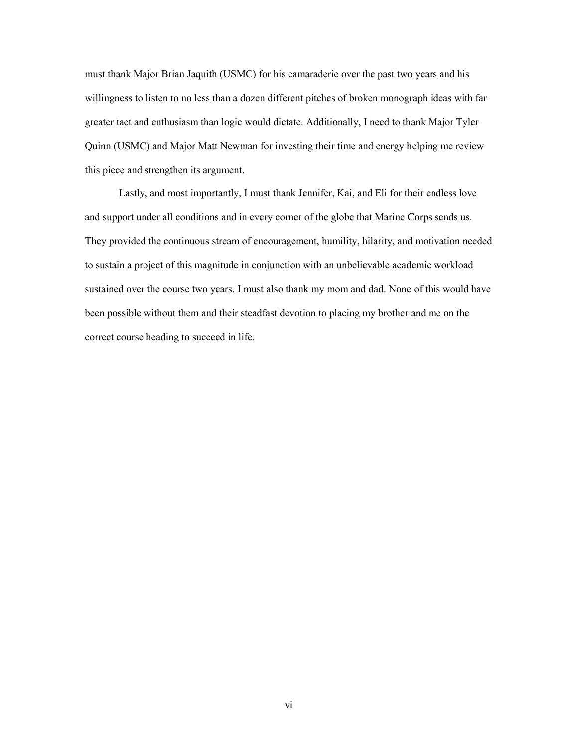must thank Major Brian Jaquith (USMC) for his camaraderie over the past two years and his willingness to listen to no less than a dozen different pitches of broken monograph ideas with far greater tact and enthusiasm than logic would dictate. Additionally, I need to thank Major Tyler Quinn (USMC) and Major Matt Newman for investing their time and energy helping me review this piece and strengthen its argument.

Lastly, and most importantly, I must thank Jennifer, Kai, and Eli for their endless love and support under all conditions and in every corner of the globe that Marine Corps sends us. They provided the continuous stream of encouragement, humility, hilarity, and motivation needed to sustain a project of this magnitude in conjunction with an unbelievable academic workload sustained over the course two years. I must also thank my mom and dad. None of this would have been possible without them and their steadfast devotion to placing my brother and me on the correct course heading to succeed in life.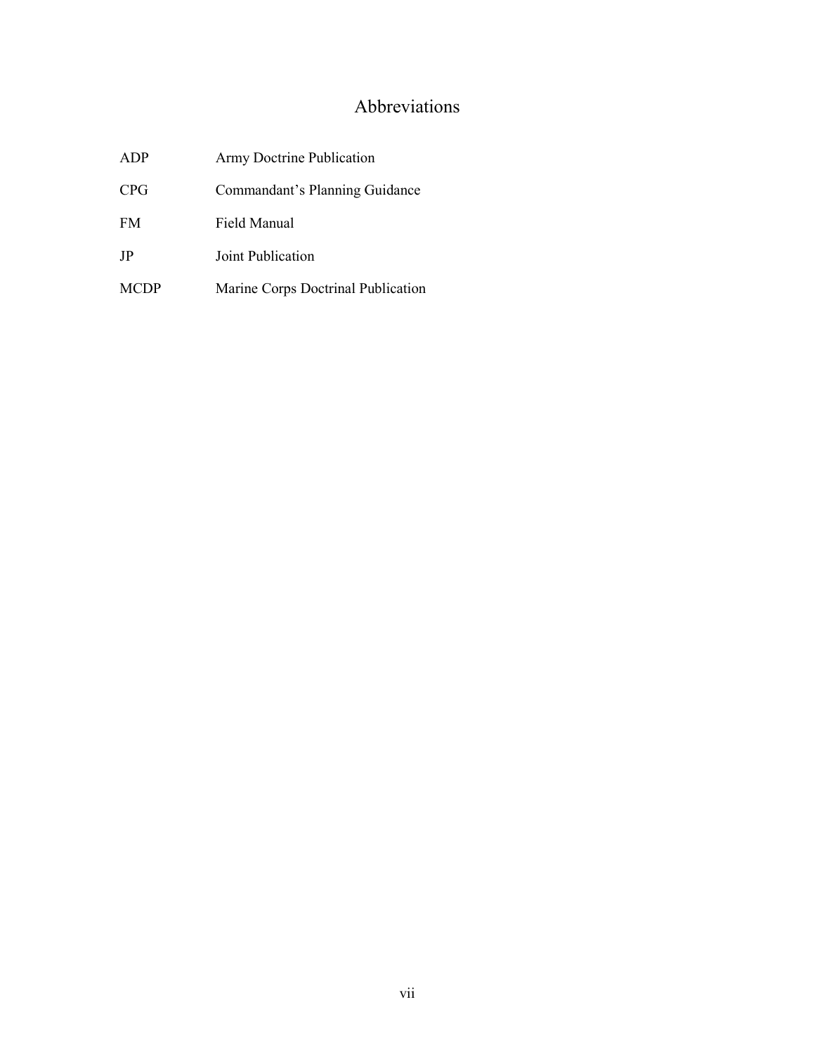# Abbreviations

| | |
|---|---|
| ADP | Army Doctrine Publication |
| CPG | Commandant's Planning Guidance |
| FM | Field Manual |
| JP | Joint Publication |
| MCDP | Marine Corps Doctrinal Publication |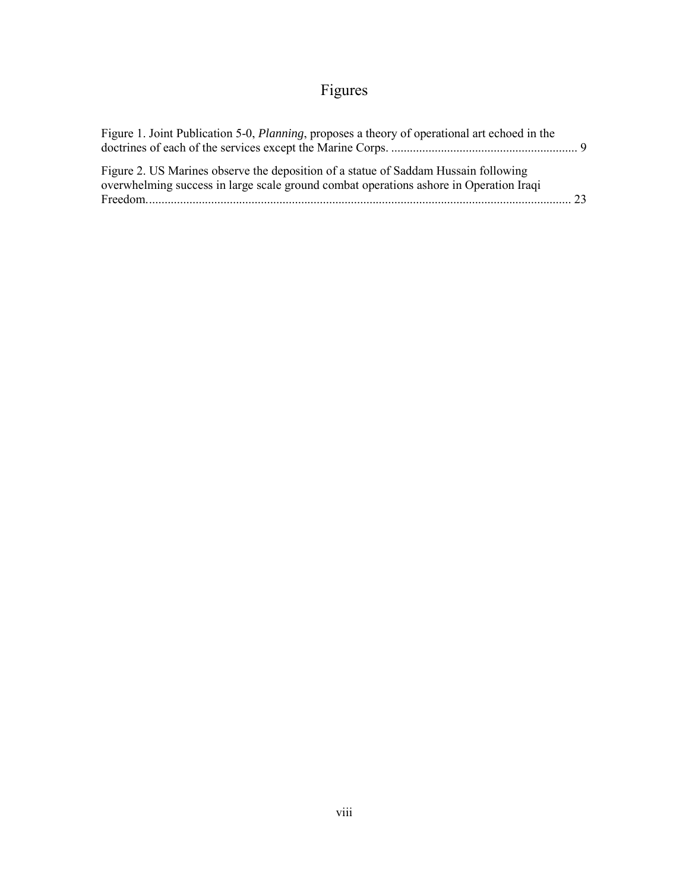# Figures

Figure 1. Joint Publication 5-0, *Planning*, proposes a theory of operational art echoed in the doctrines of each of the services except the Marine Corps. ........................................................... 9

Figure 2. US Marines observe the deposition of a statue of Saddam Hussain following overwhelming success in large scale ground combat operations ashore in Operation Iraqi Freedom. ........................................................................................................................ 23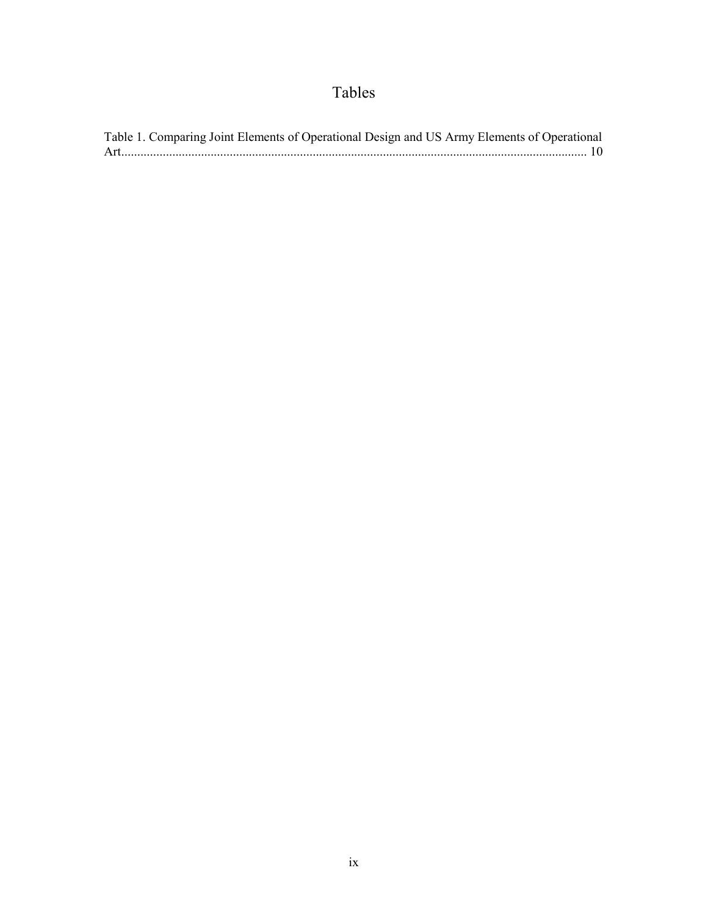# Tables

Table 1. Comparing Joint Elements of Operational Design and US Army Elements of Operational Art................................................................................................................................................. 10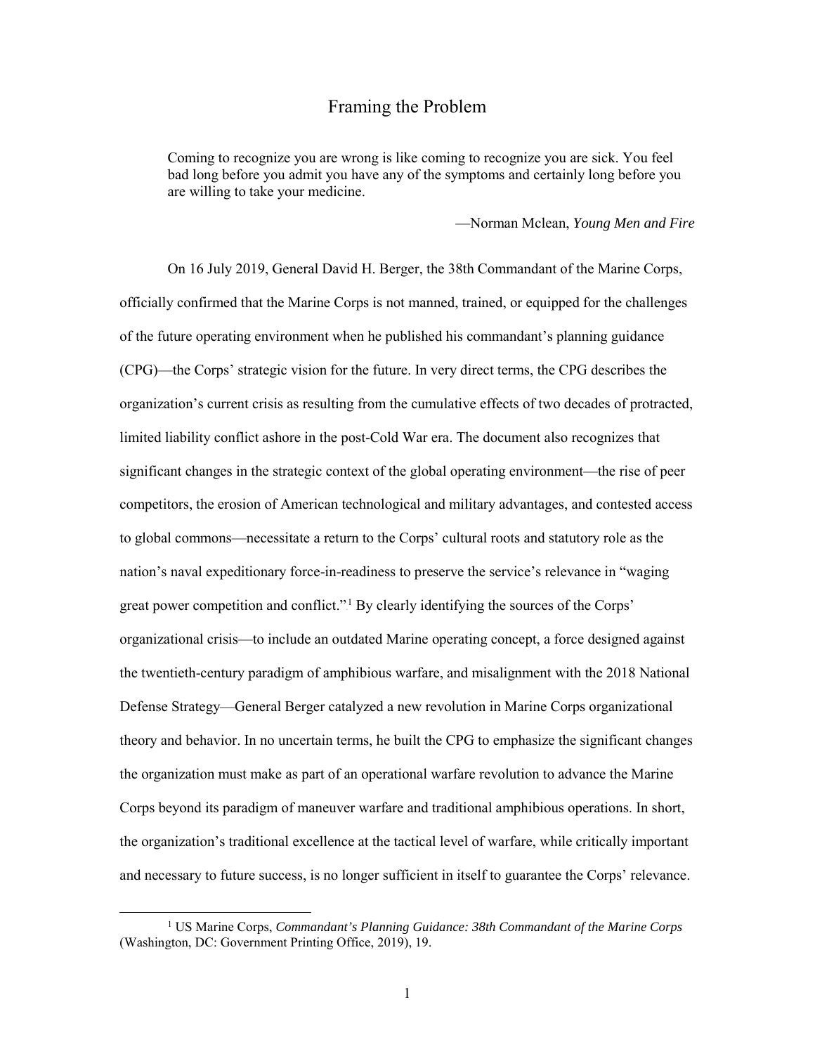# Framing the Problem

> Coming to recognize you are wrong is like coming to recognize you are sick. You feel bad long before you admit you have any of the symptoms and certainly long before you are willing to take your medicine.
>
> —Norman Mclean, *Young Men and Fire*

On 16 July 2019, General David H. Berger, the 38th Commandant of the Marine Corps, officially confirmed that the Marine Corps is not manned, trained, or equipped for the challenges of the future operating environment when he published his commandant's planning guidance (CPG)—the Corps' strategic vision for the future. In very direct terms, the CPG describes the organization's current crisis as resulting from the cumulative effects of two decades of protracted, limited liability conflict ashore in the post-Cold War era. The document also recognizes that significant changes in the strategic context of the global operating environment—the rise of peer competitors, the erosion of American technological and military advantages, and contested access to global commons—necessitate a return to the Corps' cultural roots and statutory role as the nation's naval expeditionary force-in-readiness to preserve the service's relevance in "waging great power competition and conflict."[1] By clearly identifying the sources of the Corps' organizational crisis—to include an outdated Marine operating concept, a force designed against the twentieth-century paradigm of amphibious warfare, and misalignment with the 2018 National Defense Strategy—General Berger catalyzed a new revolution in Marine Corps organizational theory and behavior. In no uncertain terms, he built the CPG to emphasize the significant changes the organization must make as part of an operational warfare revolution to advance the Marine Corps beyond its paradigm of maneuver warfare and traditional amphibious operations. In short, the organization's traditional excellence at the tactical level of warfare, while critically important and necessary to future success, is no longer sufficient in itself to guarantee the Corps' relevance.

[1] US Marine Corps, *Commandant's Planning Guidance: 38th Commandant of the Marine Corps* (Washington, DC: Government Printing Office, 2019), 19.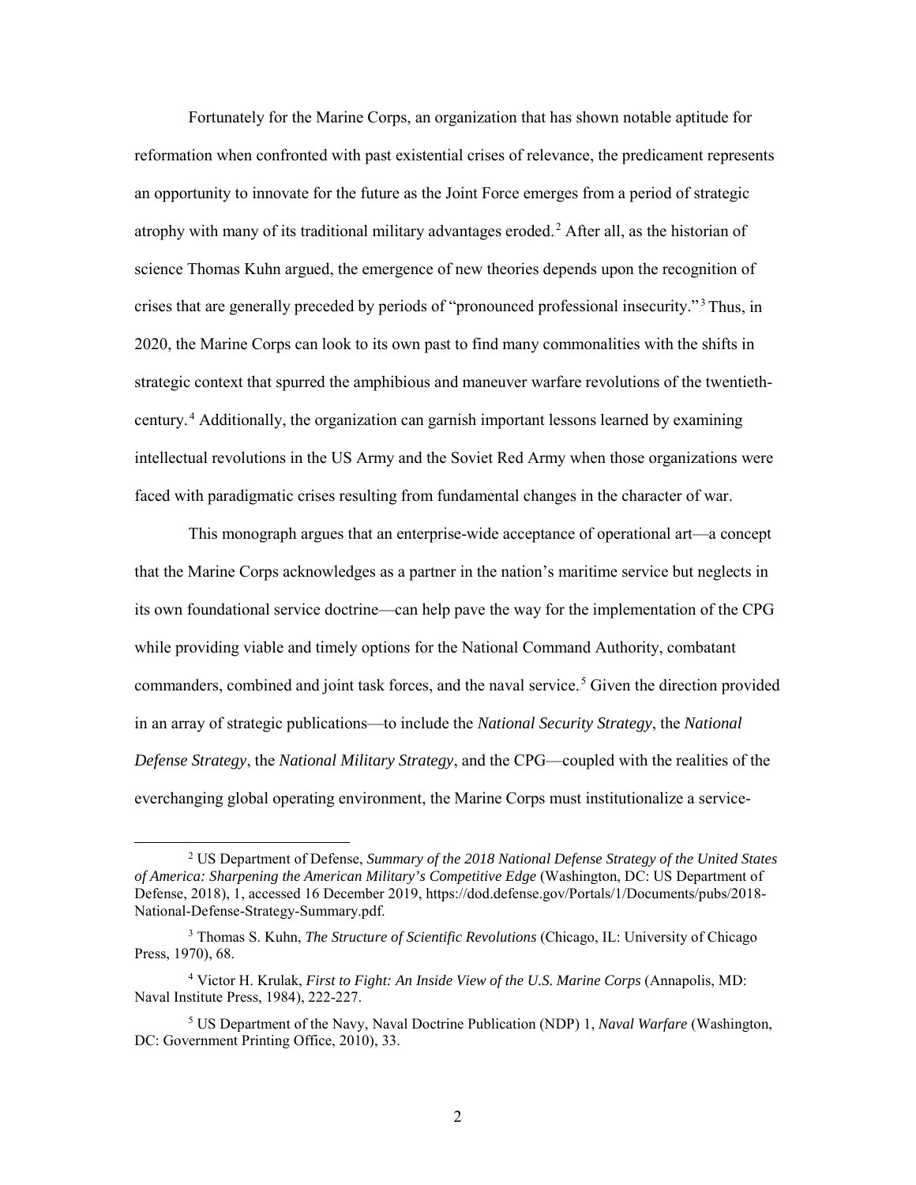Fortunately for the Marine Corps, an organization that has shown notable aptitude for reformation when confronted with past existential crises of relevance, the predicament represents an opportunity to innovate for the future as the Joint Force emerges from a period of strategic atrophy with many of its traditional military advantages eroded.[2] After all, as the historian of science Thomas Kuhn argued, the emergence of new theories depends upon the recognition of crises that are generally preceded by periods of "pronounced professional insecurity."[3] Thus, in 2020, the Marine Corps can look to its own past to find many commonalities with the shifts in strategic context that spurred the amphibious and maneuver warfare revolutions of the twentieth-century.[4] Additionally, the organization can garnish important lessons learned by examining intellectual revolutions in the US Army and the Soviet Red Army when those organizations were faced with paradigmatic crises resulting from fundamental changes in the character of war.

This monograph argues that an enterprise-wide acceptance of operational art—a concept that the Marine Corps acknowledges as a partner in the nation's maritime service but neglects in its own foundational service doctrine—can help pave the way for the implementation of the CPG while providing viable and timely options for the National Command Authority, combatant commanders, combined and joint task forces, and the naval service.[5] Given the direction provided in an array of strategic publications—to include the *National Security Strategy*, the *National Defense Strategy*, the *National Military Strategy*, and the CPG—coupled with the realities of the everchanging global operating environment, the Marine Corps must institutionalize a service-

---

[2] US Department of Defense, *Summary of the 2018 National Defense Strategy of the United States of America: Sharpening the American Military's Competitive Edge* (Washington, DC: US Department of Defense, 2018), 1, accessed 16 December 2019, https://dod.defense.gov/Portals/1/Documents/pubs/2018-National-Defense-Strategy-Summary.pdf.

[3] Thomas S. Kuhn, *The Structure of Scientific Revolutions* (Chicago, IL: University of Chicago Press, 1970), 68.

[4] Victor H. Krulak, *First to Fight: An Inside View of the U.S. Marine Corps* (Annapolis, MD: Naval Institute Press, 1984), 222-227.

[5] US Department of the Navy, Naval Doctrine Publication (NDP) 1, *Naval Warfare* (Washington, DC: Government Printing Office, 2010), 33.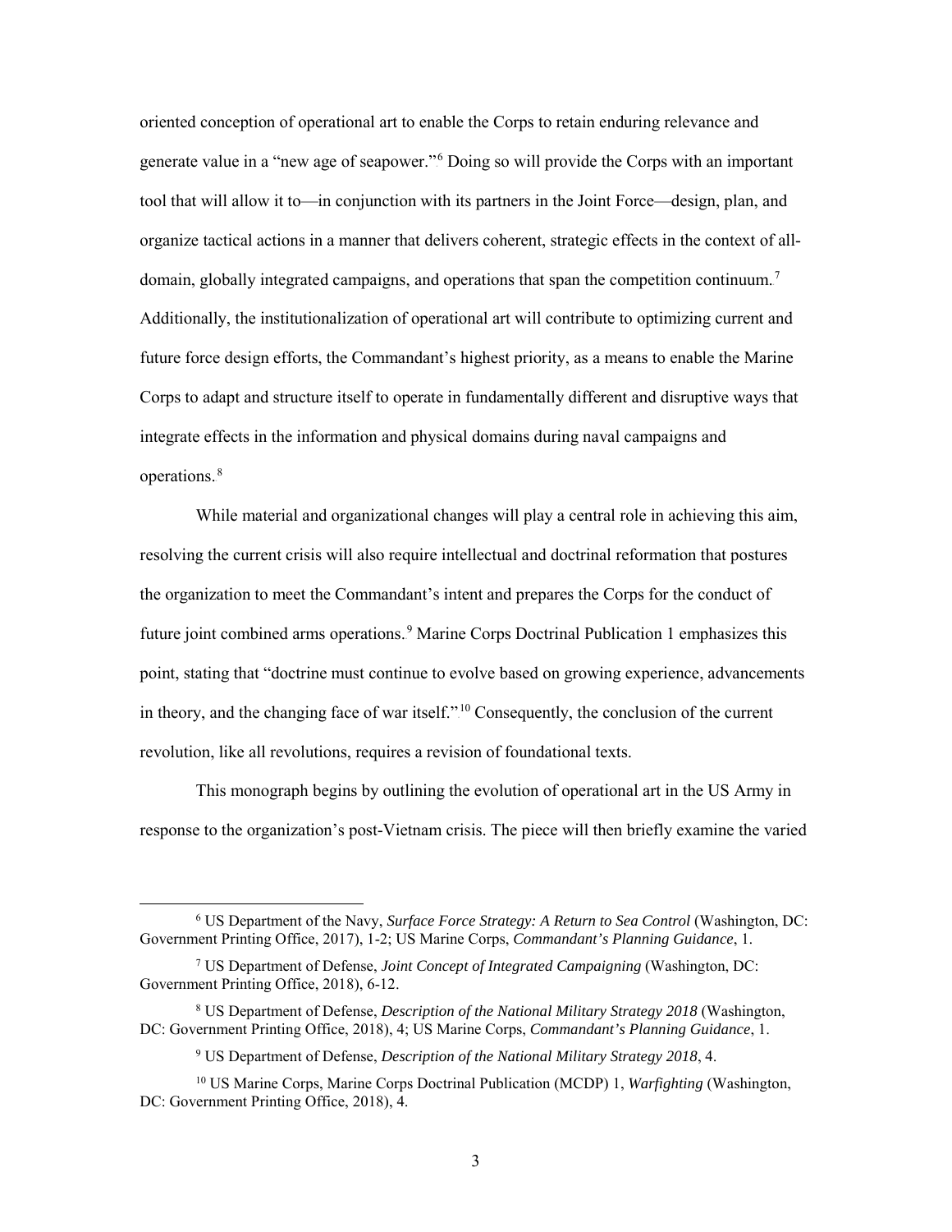oriented conception of operational art to enable the Corps to retain enduring relevance and generate value in a "new age of seapower."[6] Doing so will provide the Corps with an important tool that will allow it to—in conjunction with its partners in the Joint Force—design, plan, and organize tactical actions in a manner that delivers coherent, strategic effects in the context of all-domain, globally integrated campaigns, and operations that span the competition continuum.[7] Additionally, the institutionalization of operational art will contribute to optimizing current and future force design efforts, the Commandant's highest priority, as a means to enable the Marine Corps to adapt and structure itself to operate in fundamentally different and disruptive ways that integrate effects in the information and physical domains during naval campaigns and operations.[8]

While material and organizational changes will play a central role in achieving this aim, resolving the current crisis will also require intellectual and doctrinal reformation that postures the organization to meet the Commandant's intent and prepares the Corps for the conduct of future joint combined arms operations.[9] Marine Corps Doctrinal Publication 1 emphasizes this point, stating that "doctrine must continue to evolve based on growing experience, advancements in theory, and the changing face of war itself."[10] Consequently, the conclusion of the current revolution, like all revolutions, requires a revision of foundational texts.

This monograph begins by outlining the evolution of operational art in the US Army in response to the organization's post-Vietnam crisis. The piece will then briefly examine the varied

---

[6] US Department of the Navy, *Surface Force Strategy: A Return to Sea Control* (Washington, DC: Government Printing Office, 2017), 1-2; US Marine Corps, *Commandant's Planning Guidance*, 1.

[7] US Department of Defense, *Joint Concept of Integrated Campaigning* (Washington, DC: Government Printing Office, 2018), 6-12.

[8] US Department of Defense, *Description of the National Military Strategy 2018* (Washington, DC: Government Printing Office, 2018), 4; US Marine Corps, *Commandant's Planning Guidance*, 1.

[9] US Department of Defense, *Description of the National Military Strategy 2018*, 4.

[10] US Marine Corps, Marine Corps Doctrinal Publication (MCDP) 1, *Warfighting* (Washington, DC: Government Printing Office, 2018), 4.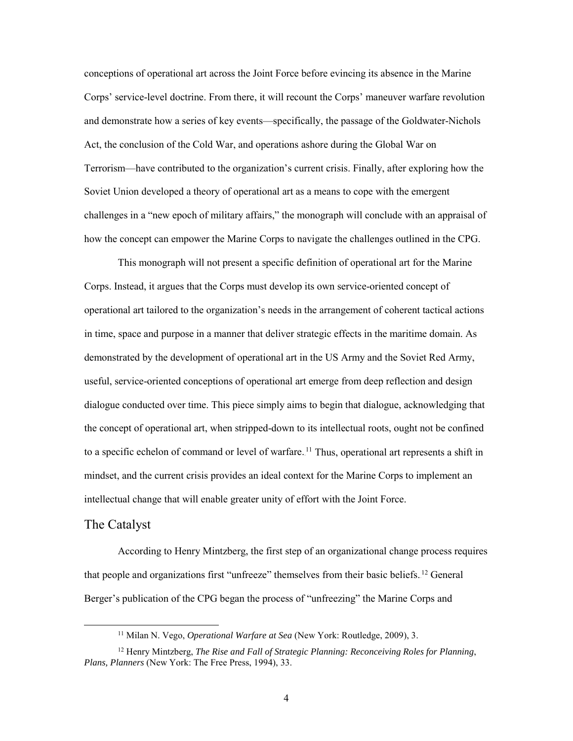conceptions of operational art across the Joint Force before evincing its absence in the Marine Corps' service-level doctrine. From there, it will recount the Corps' maneuver warfare revolution and demonstrate how a series of key events—specifically, the passage of the Goldwater-Nichols Act, the conclusion of the Cold War, and operations ashore during the Global War on Terrorism—have contributed to the organization's current crisis. Finally, after exploring how the Soviet Union developed a theory of operational art as a means to cope with the emergent challenges in a "new epoch of military affairs," the monograph will conclude with an appraisal of how the concept can empower the Marine Corps to navigate the challenges outlined in the CPG.

This monograph will not present a specific definition of operational art for the Marine Corps. Instead, it argues that the Corps must develop its own service-oriented concept of operational art tailored to the organization's needs in the arrangement of coherent tactical actions in time, space and purpose in a manner that deliver strategic effects in the maritime domain. As demonstrated by the development of operational art in the US Army and the Soviet Red Army, useful, service-oriented conceptions of operational art emerge from deep reflection and design dialogue conducted over time. This piece simply aims to begin that dialogue, acknowledging that the concept of operational art, when stripped-down to its intellectual roots, ought not be confined to a specific echelon of command or level of warfare.[11] Thus, operational art represents a shift in mindset, and the current crisis provides an ideal context for the Marine Corps to implement an intellectual change that will enable greater unity of effort with the Joint Force.

## The Catalyst

According to Henry Mintzberg, the first step of an organizational change process requires that people and organizations first "unfreeze" themselves from their basic beliefs.[12] General Berger's publication of the CPG began the process of "unfreezing" the Marine Corps and

---

[11] Milan N. Vego, *Operational Warfare at Sea* (New York: Routledge, 2009), 3.

[12] Henry Mintzberg, *The Rise and Fall of Strategic Planning: Reconceiving Roles for Planning, Plans, Planners* (New York: The Free Press, 1994), 33.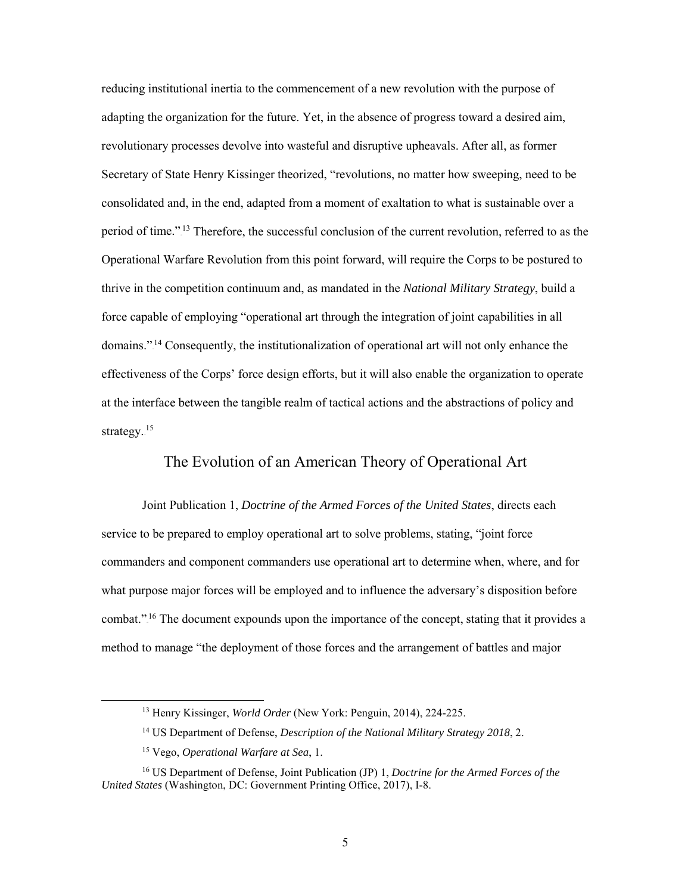reducing institutional inertia to the commencement of a new revolution with the purpose of adapting the organization for the future. Yet, in the absence of progress toward a desired aim, revolutionary processes devolve into wasteful and disruptive upheavals. After all, as former Secretary of State Henry Kissinger theorized, "revolutions, no matter how sweeping, need to be consolidated and, in the end, adapted from a moment of exaltation to what is sustainable over a period of time."[13] Therefore, the successful conclusion of the current revolution, referred to as the Operational Warfare Revolution from this point forward, will require the Corps to be postured to thrive in the competition continuum and, as mandated in the *National Military Strategy*, build a force capable of employing "operational art through the integration of joint capabilities in all domains."[14] Consequently, the institutionalization of operational art will not only enhance the effectiveness of the Corps' force design efforts, but it will also enable the organization to operate at the interface between the tangible realm of tactical actions and the abstractions of policy and strategy.[15]

## The Evolution of an American Theory of Operational Art

Joint Publication 1, *Doctrine of the Armed Forces of the United States*, directs each service to be prepared to employ operational art to solve problems, stating, "joint force commanders and component commanders use operational art to determine when, where, and for what purpose major forces will be employed and to influence the adversary's disposition before combat."[16] The document expounds upon the importance of the concept, stating that it provides a method to manage "the deployment of those forces and the arrangement of battles and major

---

[13] Henry Kissinger, *World Order* (New York: Penguin, 2014), 224-225.

[14] US Department of Defense, *Description of the National Military Strategy 2018*, 2.

[15] Vego, *Operational Warfare at Sea*, 1.

[16] US Department of Defense, Joint Publication (JP) 1, *Doctrine for the Armed Forces of the United States* (Washington, DC: Government Printing Office, 2017), I-8.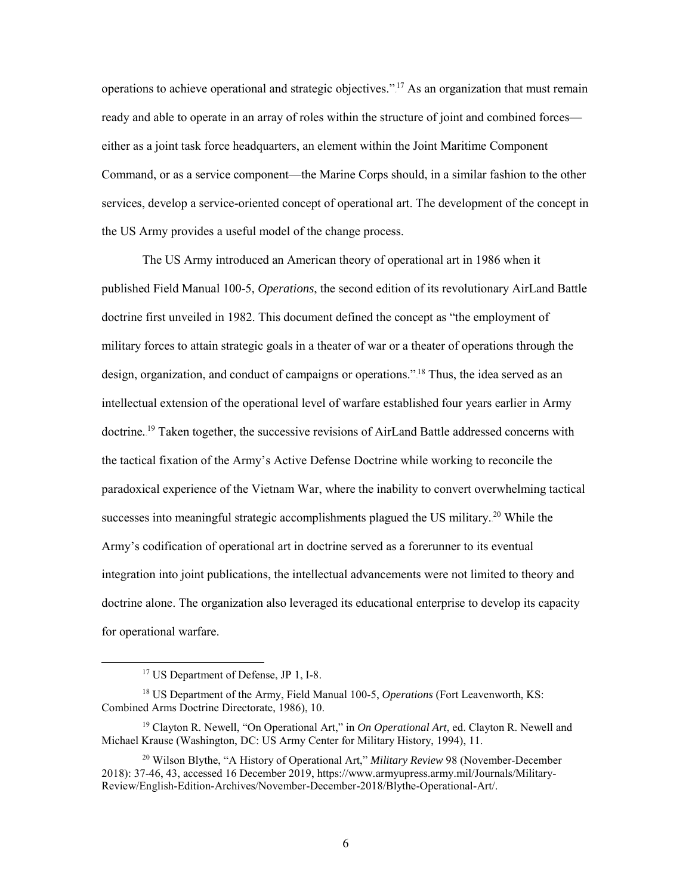operations to achieve operational and strategic objectives."[17] As an organization that must remain ready and able to operate in an array of roles within the structure of joint and combined forces—either as a joint task force headquarters, an element within the Joint Maritime Component Command, or as a service component—the Marine Corps should, in a similar fashion to the other services, develop a service-oriented concept of operational art. The development of the concept in the US Army provides a useful model of the change process.

The US Army introduced an American theory of operational art in 1986 when it published Field Manual 100-5, *Operations*, the second edition of its revolutionary AirLand Battle doctrine first unveiled in 1982. This document defined the concept as "the employment of military forces to attain strategic goals in a theater of war or a theater of operations through the design, organization, and conduct of campaigns or operations."[18] Thus, the idea served as an intellectual extension of the operational level of warfare established four years earlier in Army doctrine.[19] Taken together, the successive revisions of AirLand Battle addressed concerns with the tactical fixation of the Army's Active Defense Doctrine while working to reconcile the paradoxical experience of the Vietnam War, where the inability to convert overwhelming tactical successes into meaningful strategic accomplishments plagued the US military.[20] While the Army's codification of operational art in doctrine served as a forerunner to its eventual integration into joint publications, the intellectual advancements were not limited to theory and doctrine alone. The organization also leveraged its educational enterprise to develop its capacity for operational warfare.

---

[17] US Department of Defense, JP 1, I-8.

[18] US Department of the Army, Field Manual 100-5, *Operations* (Fort Leavenworth, KS: Combined Arms Doctrine Directorate, 1986), 10.

[19] Clayton R. Newell, "On Operational Art," in *On Operational Art*, ed. Clayton R. Newell and Michael Krause (Washington, DC: US Army Center for Military History, 1994), 11.

[20] Wilson Blythe, "A History of Operational Art," *Military Review* 98 (November-December 2018): 37-46, 43, accessed 16 December 2019, https://www.armyupress.army.mil/Journals/Military-Review/English-Edition-Archives/November-December-2018/Blythe-Operational-Art/.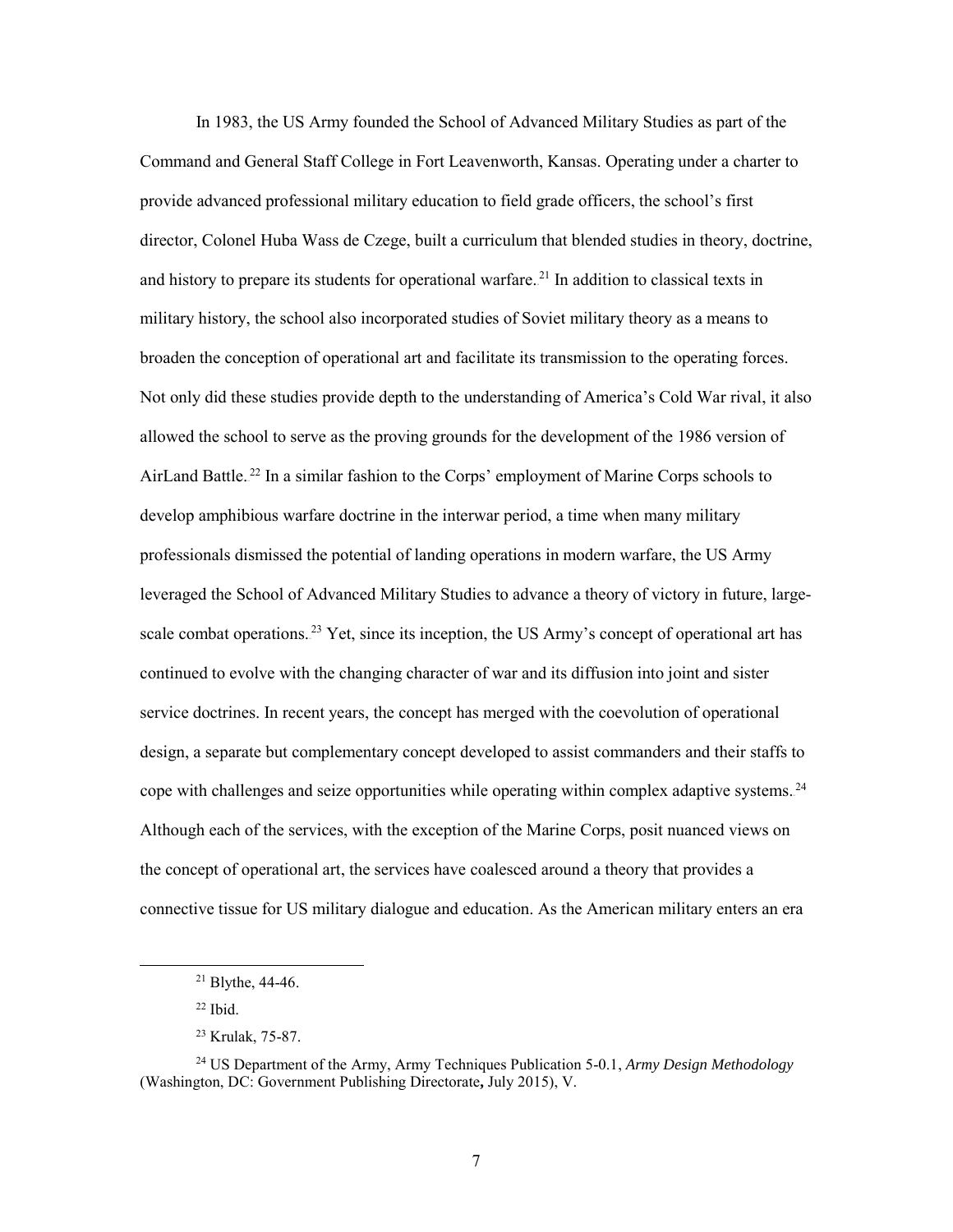In 1983, the US Army founded the School of Advanced Military Studies as part of the Command and General Staff College in Fort Leavenworth, Kansas. Operating under a charter to provide advanced professional military education to field grade officers, the school's first director, Colonel Huba Wass de Czege, built a curriculum that blended studies in theory, doctrine, and history to prepare its students for operational warfare.[21] In addition to classical texts in military history, the school also incorporated studies of Soviet military theory as a means to broaden the conception of operational art and facilitate its transmission to the operating forces. Not only did these studies provide depth to the understanding of America's Cold War rival, it also allowed the school to serve as the proving grounds for the development of the 1986 version of AirLand Battle.[22] In a similar fashion to the Corps' employment of Marine Corps schools to develop amphibious warfare doctrine in the interwar period, a time when many military professionals dismissed the potential of landing operations in modern warfare, the US Army leveraged the School of Advanced Military Studies to advance a theory of victory in future, large-scale combat operations.[23] Yet, since its inception, the US Army's concept of operational art has continued to evolve with the changing character of war and its diffusion into joint and sister service doctrines. In recent years, the concept has merged with the coevolution of operational design, a separate but complementary concept developed to assist commanders and their staffs to cope with challenges and seize opportunities while operating within complex adaptive systems.[24] Although each of the services, with the exception of the Marine Corps, posit nuanced views on the concept of operational art, the services have coalesced around a theory that provides a connective tissue for US military dialogue and education. As the American military enters an era

---

[21] Blythe, 44-46.

[22] Ibid.

[23] Krulak, 75-87.

[24] US Department of the Army, Army Techniques Publication 5-0.1, *Army Design Methodology* (Washington, DC: Government Publishing Directorate**,** July 2015), V.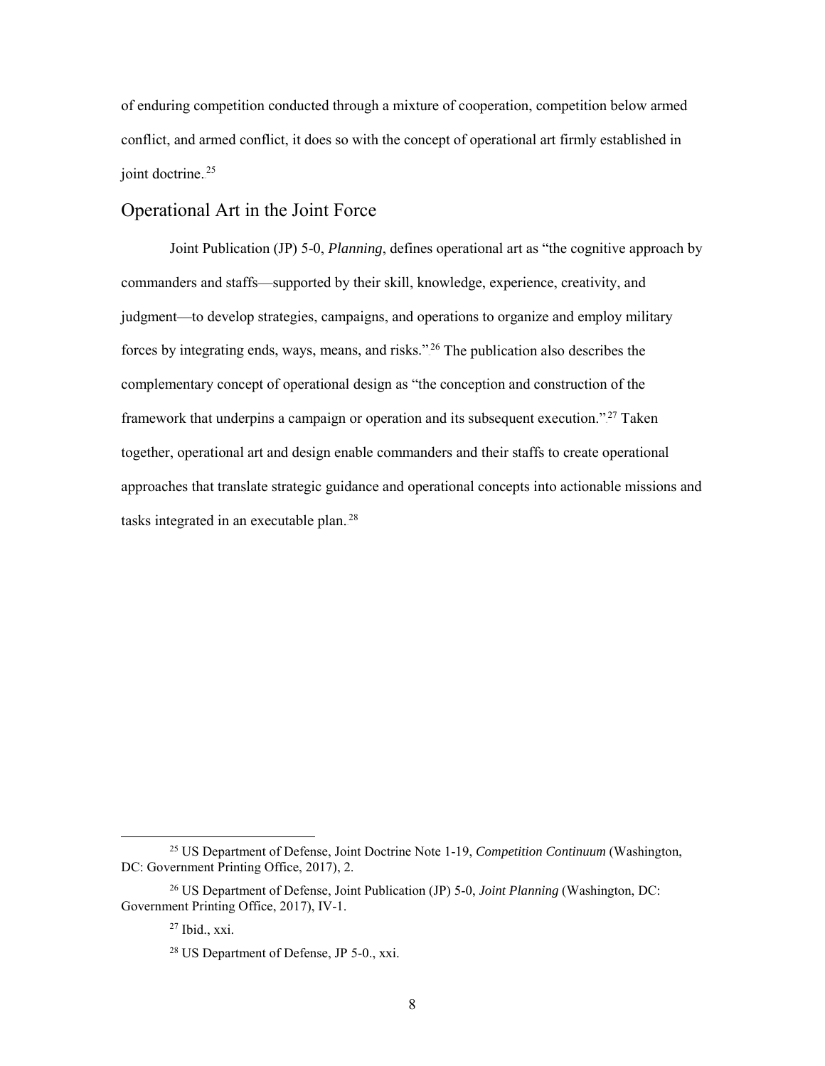of enduring competition conducted through a mixture of cooperation, competition below armed conflict, and armed conflict, it does so with the concept of operational art firmly established in joint doctrine.[25]

## Operational Art in the Joint Force

Joint Publication (JP) 5-0, *Planning*, defines operational art as "the cognitive approach by commanders and staffs—supported by their skill, knowledge, experience, creativity, and judgment—to develop strategies, campaigns, and operations to organize and employ military forces by integrating ends, ways, means, and risks."[26] The publication also describes the complementary concept of operational design as "the conception and construction of the framework that underpins a campaign or operation and its subsequent execution."[27] Taken together, operational art and design enable commanders and their staffs to create operational approaches that translate strategic guidance and operational concepts into actionable missions and tasks integrated in an executable plan.[28]

---

[25] US Department of Defense, Joint Doctrine Note 1-19, *Competition Continuum* (Washington, DC: Government Printing Office, 2017), 2.

[26] US Department of Defense, Joint Publication (JP) 5-0, *Joint Planning* (Washington, DC: Government Printing Office, 2017), IV-1.

[27] Ibid., xxi.

[28] US Department of Defense, JP 5-0., xxi.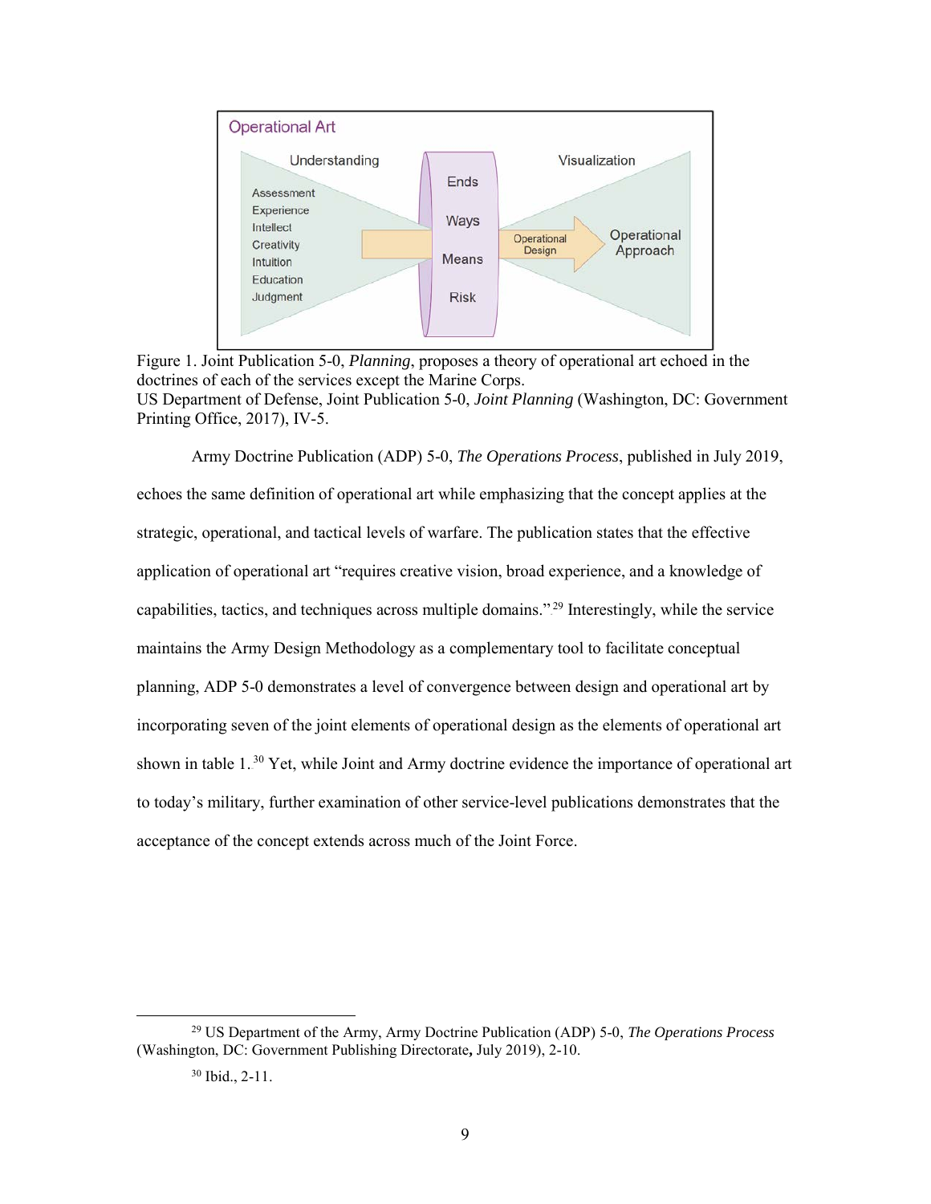Figure 1. Joint Publication 5-0, *Planning*, proposes a theory of operational art echoed in the doctrines of each of the services except the Marine Corps.
US Department of Defense, Joint Publication 5-0, *Joint Planning* (Washington, DC: Government Printing Office, 2017), IV-5.

Army Doctrine Publication (ADP) 5-0, *The Operations Process*, published in July 2019, echoes the same definition of operational art while emphasizing that the concept applies at the strategic, operational, and tactical levels of warfare. The publication states that the effective application of operational art "requires creative vision, broad experience, and a knowledge of capabilities, tactics, and techniques across multiple domains."[29] Interestingly, while the service maintains the Army Design Methodology as a complementary tool to facilitate conceptual planning, ADP 5-0 demonstrates a level of convergence between design and operational art by incorporating seven of the joint elements of operational design as the elements of operational art shown in table 1.[30] Yet, while Joint and Army doctrine evidence the importance of operational art to today's military, further examination of other service-level publications demonstrates that the acceptance of the concept extends across much of the Joint Force.

---

[29] US Department of the Army, Army Doctrine Publication (ADP) 5-0, *The Operations Process* (Washington, DC: Government Publishing Directorate**,** July 2019), 2-10.

[30] Ibid., 2-11.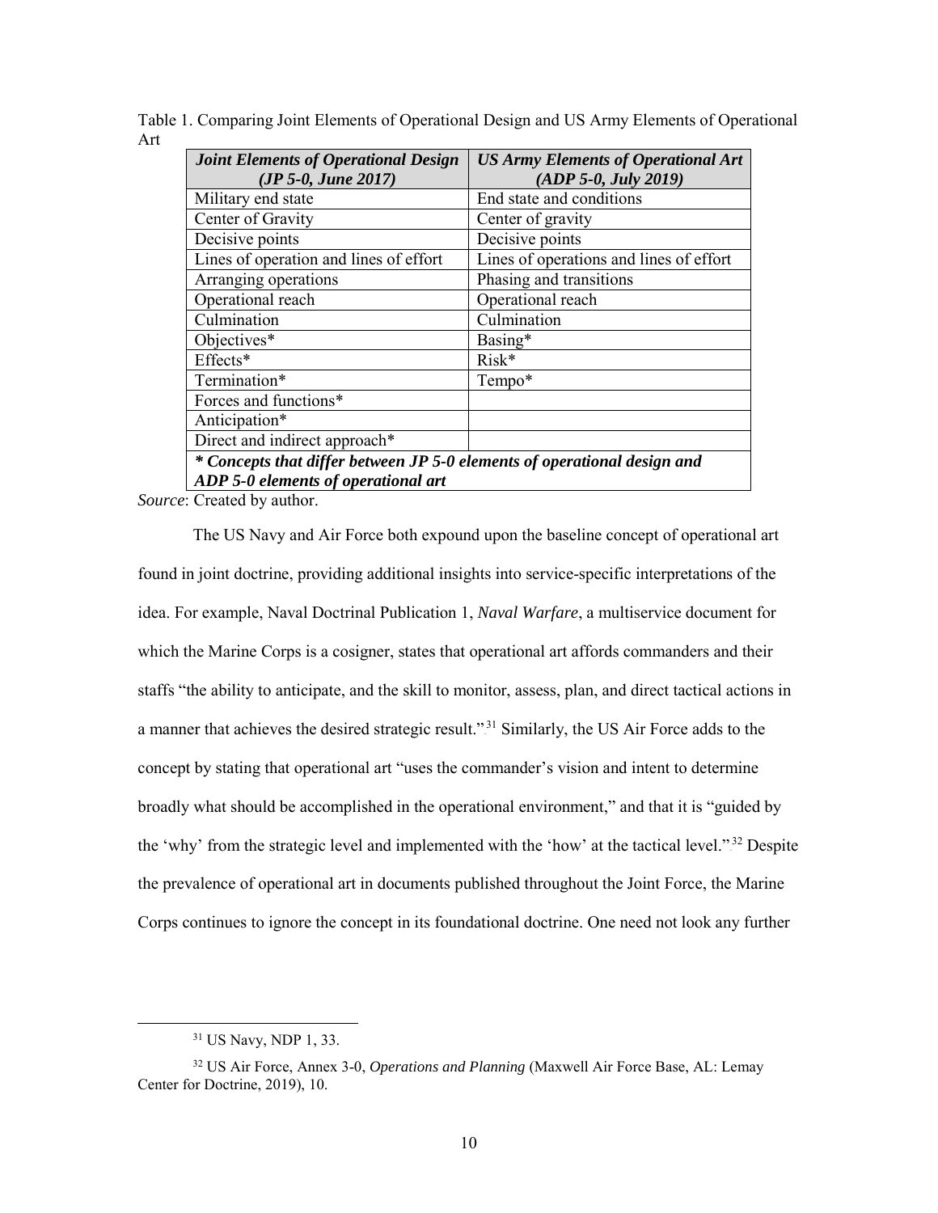Table 1. Comparing Joint Elements of Operational Design and US Army Elements of Operational Art

| ***Joint Elements of Operational Design (JP 5-0, June 2017)*** | ***US Army Elements of Operational Art (ADP 5-0, July 2019)*** |
|---|---|
| Military end state | End state and conditions |
| Center of Gravity | Center of gravity |
| Decisive points | Decisive points |
| Lines of operation and lines of effort | Lines of operations and lines of effort |
| Arranging operations | Phasing and transitions |
| Operational reach | Operational reach |
| Culmination | Culmination |
| Objectives* | Basing* |
| Effects* | Risk* |
| Termination* | Tempo* |
| Forces and functions* | |
| Anticipation* | |
| Direct and indirect approach* | |
| ***\* Concepts that differ between JP 5-0 elements of operational design and ADP 5-0 elements of operational art*** | |

*Source*: Created by author.

The US Navy and Air Force both expound upon the baseline concept of operational art found in joint doctrine, providing additional insights into service-specific interpretations of the idea. For example, Naval Doctrinal Publication 1, *Naval Warfare*, a multiservice document for which the Marine Corps is a cosigner, states that operational art affords commanders and their staffs "the ability to anticipate, and the skill to monitor, assess, plan, and direct tactical actions in a manner that achieves the desired strategic result."[31] Similarly, the US Air Force adds to the concept by stating that operational art "uses the commander's vision and intent to determine broadly what should be accomplished in the operational environment," and that it is "guided by the 'why' from the strategic level and implemented with the 'how' at the tactical level."[32] Despite the prevalence of operational art in documents published throughout the Joint Force, the Marine Corps continues to ignore the concept in its foundational doctrine. One need not look any further

[31] US Navy, NDP 1, 33.

[32] US Air Force, Annex 3-0, *Operations and Planning* (Maxwell Air Force Base, AL: Lemay Center for Doctrine, 2019), 10.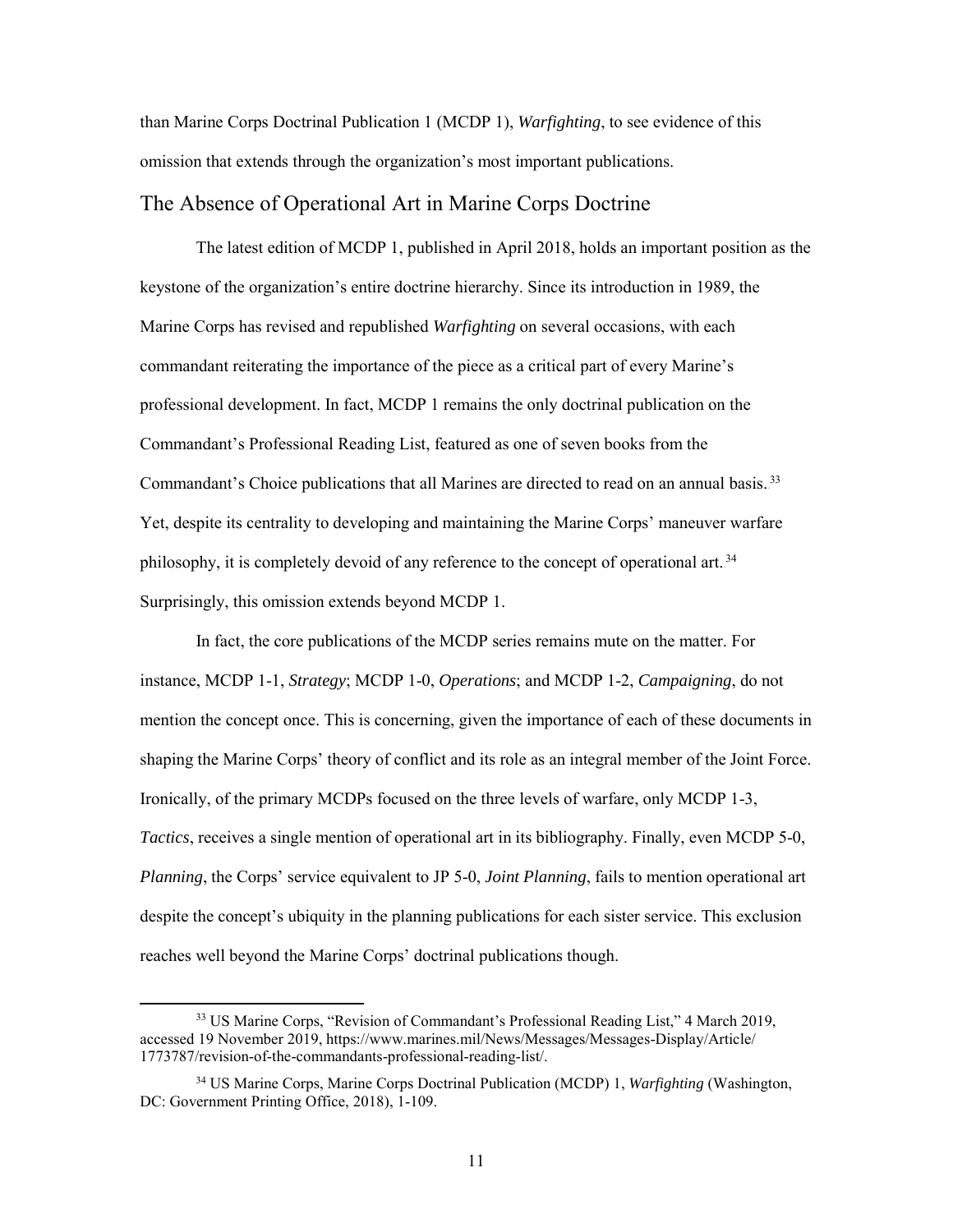than Marine Corps Doctrinal Publication 1 (MCDP 1), *Warfighting*, to see evidence of this omission that extends through the organization's most important publications.

## The Absence of Operational Art in Marine Corps Doctrine

The latest edition of MCDP 1, published in April 2018, holds an important position as the keystone of the organization's entire doctrine hierarchy. Since its introduction in 1989, the Marine Corps has revised and republished *Warfighting* on several occasions, with each commandant reiterating the importance of the piece as a critical part of every Marine's professional development. In fact, MCDP 1 remains the only doctrinal publication on the Commandant's Professional Reading List, featured as one of seven books from the Commandant's Choice publications that all Marines are directed to read on an annual basis.[33] Yet, despite its centrality to developing and maintaining the Marine Corps' maneuver warfare philosophy, it is completely devoid of any reference to the concept of operational art.[34] Surprisingly, this omission extends beyond MCDP 1.

In fact, the core publications of the MCDP series remains mute on the matter. For instance, MCDP 1-1, *Strategy*; MCDP 1-0, *Operations*; and MCDP 1-2, *Campaigning*, do not mention the concept once. This is concerning, given the importance of each of these documents in shaping the Marine Corps' theory of conflict and its role as an integral member of the Joint Force. Ironically, of the primary MCDPs focused on the three levels of warfare, only MCDP 1-3, *Tactics*, receives a single mention of operational art in its bibliography. Finally, even MCDP 5-0, *Planning*, the Corps' service equivalent to JP 5-0, *Joint Planning*, fails to mention operational art despite the concept's ubiquity in the planning publications for each sister service. This exclusion reaches well beyond the Marine Corps' doctrinal publications though.

---

[33] US Marine Corps, "Revision of Commandant's Professional Reading List," 4 March 2019, accessed 19 November 2019, https://www.marines.mil/News/Messages/Messages-Display/Article/1773787/revision-of-the-commandants-professional-reading-list/.

[34] US Marine Corps, Marine Corps Doctrinal Publication (MCDP) 1, *Warfighting* (Washington, DC: Government Printing Office, 2018), 1-109.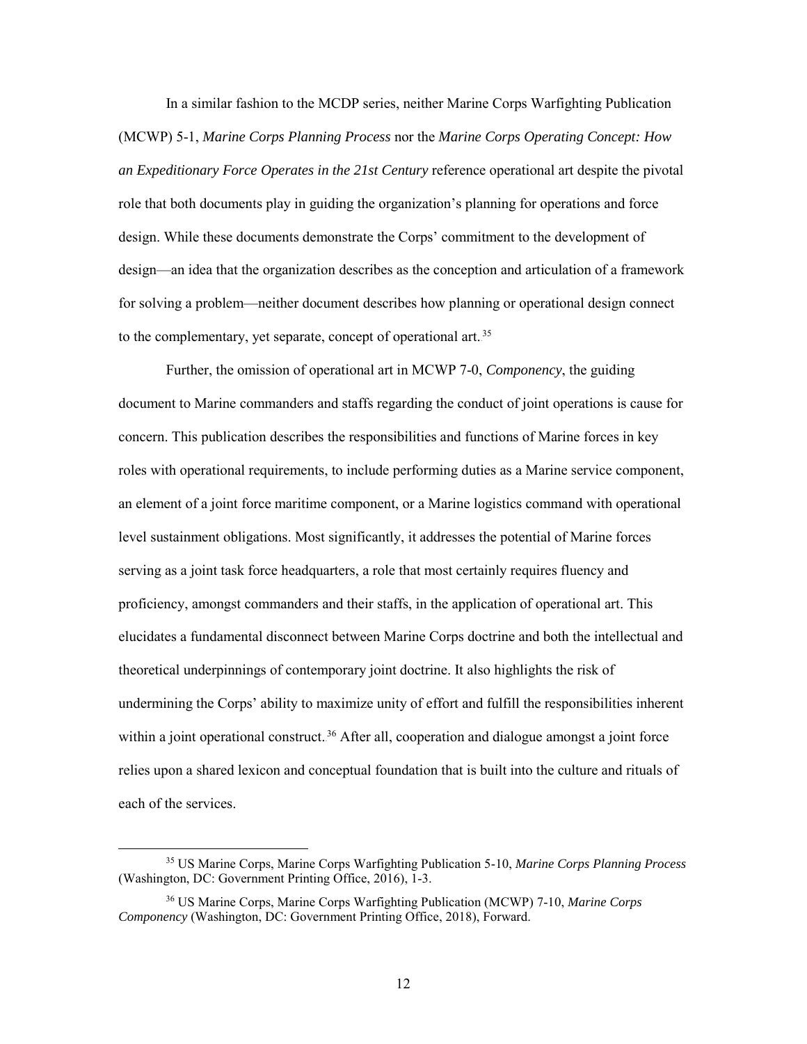In a similar fashion to the MCDP series, neither Marine Corps Warfighting Publication (MCWP) 5-1, *Marine Corps Planning Process* nor the *Marine Corps Operating Concept: How an Expeditionary Force Operates in the 21st Century* reference operational art despite the pivotal role that both documents play in guiding the organization's planning for operations and force design. While these documents demonstrate the Corps' commitment to the development of design—an idea that the organization describes as the conception and articulation of a framework for solving a problem—neither document describes how planning or operational design connect to the complementary, yet separate, concept of operational art.[35]

Further, the omission of operational art in MCWP 7-0, *Componency*, the guiding document to Marine commanders and staffs regarding the conduct of joint operations is cause for concern. This publication describes the responsibilities and functions of Marine forces in key roles with operational requirements, to include performing duties as a Marine service component, an element of a joint force maritime component, or a Marine logistics command with operational level sustainment obligations. Most significantly, it addresses the potential of Marine forces serving as a joint task force headquarters, a role that most certainly requires fluency and proficiency, amongst commanders and their staffs, in the application of operational art. This elucidates a fundamental disconnect between Marine Corps doctrine and both the intellectual and theoretical underpinnings of contemporary joint doctrine. It also highlights the risk of undermining the Corps' ability to maximize unity of effort and fulfill the responsibilities inherent within a joint operational construct.[36] After all, cooperation and dialogue amongst a joint force relies upon a shared lexicon and conceptual foundation that is built into the culture and rituals of each of the services.

---

[35] US Marine Corps, Marine Corps Warfighting Publication 5-10, *Marine Corps Planning Process* (Washington, DC: Government Printing Office, 2016), 1-3.

[36] US Marine Corps, Marine Corps Warfighting Publication (MCWP) 7-10, *Marine Corps Componency* (Washington, DC: Government Printing Office, 2018), Forward.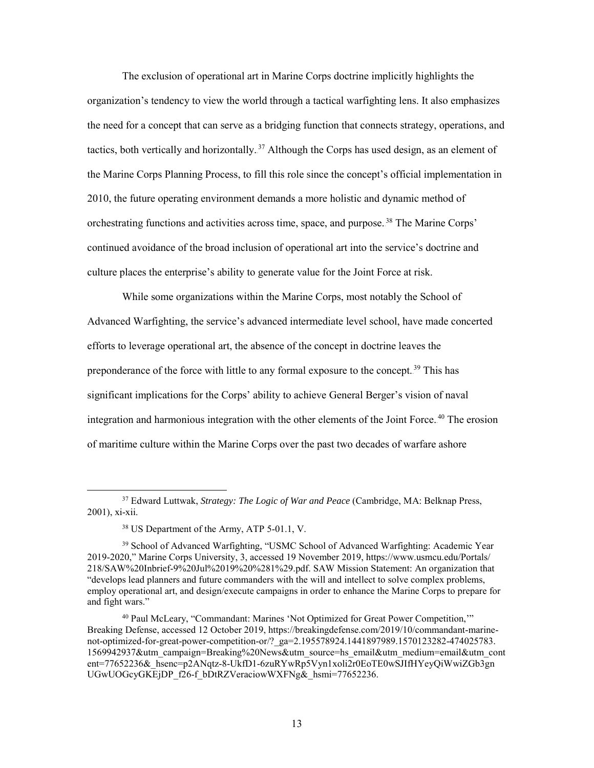The exclusion of operational art in Marine Corps doctrine implicitly highlights the organization's tendency to view the world through a tactical warfighting lens. It also emphasizes the need for a concept that can serve as a bridging function that connects strategy, operations, and tactics, both vertically and horizontally.[37] Although the Corps has used design, as an element of the Marine Corps Planning Process, to fill this role since the concept's official implementation in 2010, the future operating environment demands a more holistic and dynamic method of orchestrating functions and activities across time, space, and purpose.[38] The Marine Corps' continued avoidance of the broad inclusion of operational art into the service's doctrine and culture places the enterprise's ability to generate value for the Joint Force at risk.

While some organizations within the Marine Corps, most notably the School of Advanced Warfighting, the service's advanced intermediate level school, have made concerted efforts to leverage operational art, the absence of the concept in doctrine leaves the preponderance of the force with little to any formal exposure to the concept.[39] This has significant implications for the Corps' ability to achieve General Berger's vision of naval integration and harmonious integration with the other elements of the Joint Force.[40] The erosion of maritime culture within the Marine Corps over the past two decades of warfare ashore

---

[37] Edward Luttwak, *Strategy: The Logic of War and Peace* (Cambridge, MA: Belknap Press, 2001), xi-xii.

[38] US Department of the Army, ATP 5-01.1, V.

[39] School of Advanced Warfighting, "USMC School of Advanced Warfighting: Academic Year 2019-2020," Marine Corps University, 3, accessed 19 November 2019, https://www.usmcu.edu/Portals/218/SAW%20Inbrief-9%20Jul%2019%20%281%29.pdf. SAW Mission Statement: An organization that "develops lead planners and future commanders with the will and intellect to solve complex problems, employ operational art, and design/execute campaigns in order to enhance the Marine Corps to prepare for and fight wars."

[40] Paul McLeary, "Commandant: Marines 'Not Optimized for Great Power Competition,'" Breaking Defense, accessed 12 October 2019, https://breakingdefense.com/2019/10/commandant-marine-not-optimized-for-great-power-competition-or/?_ga=2.195578924.1441897989.1570123282-474025783.1569942937&utm_campaign=Breaking%20News&utm_source=hs_email&utm_medium=email&utm_content=77652236&_hsenc=p2ANqtz-8-UkfD1-6zuRYwRp5Vyn1xoli2r0EoTE0wSJIfHYeyQiWwiZGb3gnUGwUOGcyGKEjDP_f26-f_bDtRZVeraciowWXFNg&_hsmi=77652236.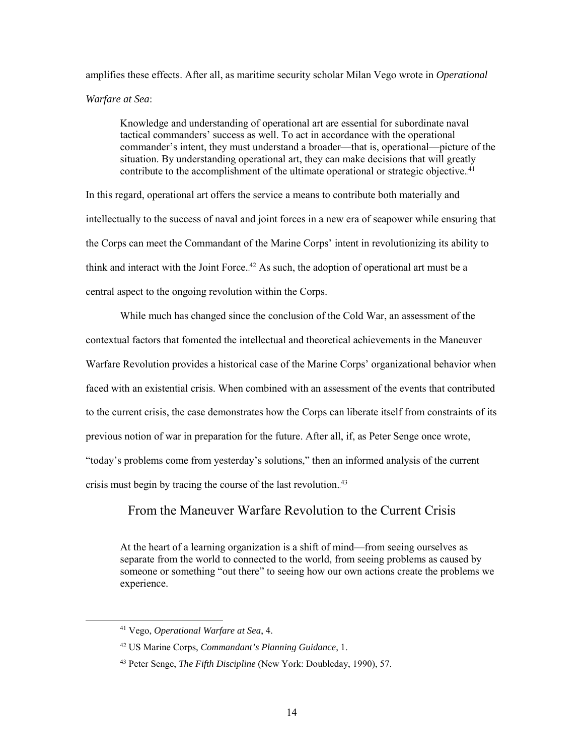amplifies these effects. After all, as maritime security scholar Milan Vego wrote in *Operational Warfare at Sea*:

> Knowledge and understanding of operational art are essential for subordinate naval tactical commanders' success as well. To act in accordance with the operational commander's intent, they must understand a broader—that is, operational—picture of the situation. By understanding operational art, they can make decisions that will greatly contribute to the accomplishment of the ultimate operational or strategic objective.[41]

In this regard, operational art offers the service a means to contribute both materially and intellectually to the success of naval and joint forces in a new era of seapower while ensuring that the Corps can meet the Commandant of the Marine Corps' intent in revolutionizing its ability to think and interact with the Joint Force.[42] As such, the adoption of operational art must be a central aspect to the ongoing revolution within the Corps.

While much has changed since the conclusion of the Cold War, an assessment of the contextual factors that fomented the intellectual and theoretical achievements in the Maneuver Warfare Revolution provides a historical case of the Marine Corps' organizational behavior when faced with an existential crisis. When combined with an assessment of the events that contributed to the current crisis, the case demonstrates how the Corps can liberate itself from constraints of its previous notion of war in preparation for the future. After all, if, as Peter Senge once wrote, "today's problems come from yesterday's solutions," then an informed analysis of the current crisis must begin by tracing the course of the last revolution.[43]

## From the Maneuver Warfare Revolution to the Current Crisis

> At the heart of a learning organization is a shift of mind—from seeing ourselves as separate from the world to connected to the world, from seeing problems as caused by someone or something "out there" to seeing how our own actions create the problems we experience.

[41] Vego, *Operational Warfare at Sea*, 4.

[42] US Marine Corps, *Commandant's Planning Guidance*, 1.

[43] Peter Senge, *The Fifth Discipline* (New York: Doubleday, 1990), 57.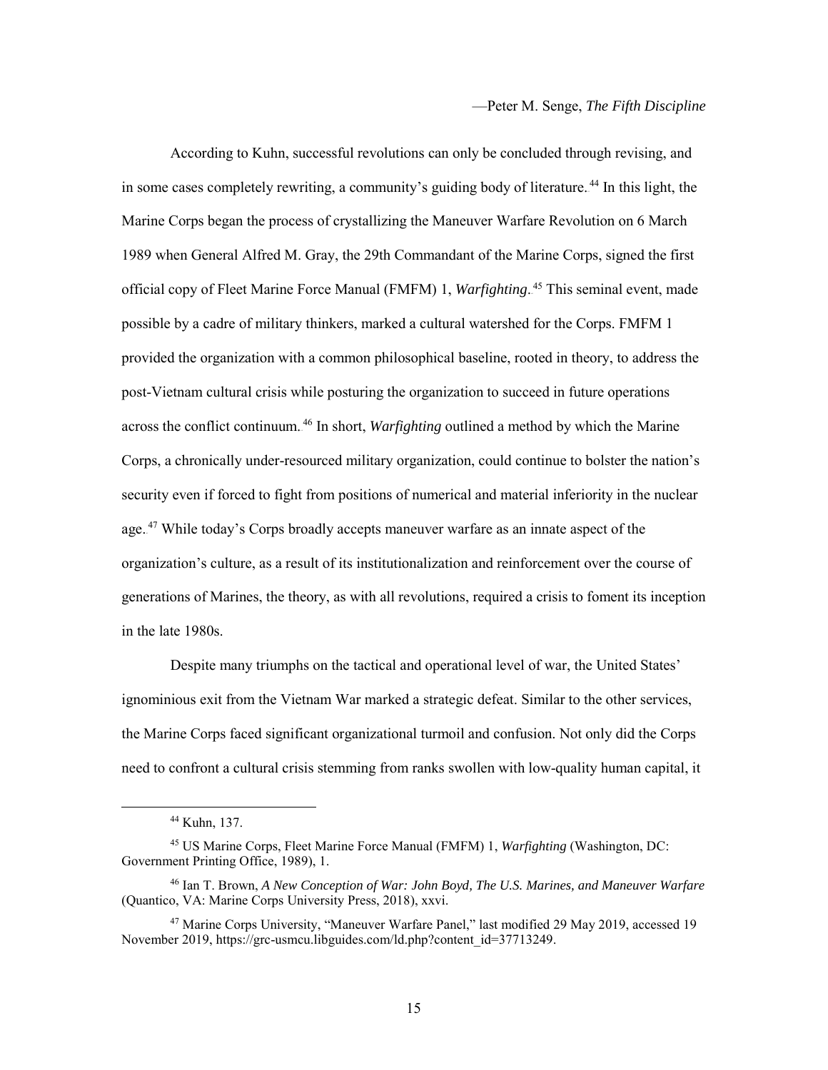—Peter M. Senge, *The Fifth Discipline*

According to Kuhn, successful revolutions can only be concluded through revising, and in some cases completely rewriting, a community's guiding body of literature.[44] In this light, the Marine Corps began the process of crystallizing the Maneuver Warfare Revolution on 6 March 1989 when General Alfred M. Gray, the 29th Commandant of the Marine Corps, signed the first official copy of Fleet Marine Force Manual (FMFM) 1, *Warfighting*.[45] This seminal event, made possible by a cadre of military thinkers, marked a cultural watershed for the Corps. FMFM 1 provided the organization with a common philosophical baseline, rooted in theory, to address the post-Vietnam cultural crisis while posturing the organization to succeed in future operations across the conflict continuum.[46] In short, *Warfighting* outlined a method by which the Marine Corps, a chronically under-resourced military organization, could continue to bolster the nation's security even if forced to fight from positions of numerical and material inferiority in the nuclear age.[47] While today's Corps broadly accepts maneuver warfare as an innate aspect of the organization's culture, as a result of its institutionalization and reinforcement over the course of generations of Marines, the theory, as with all revolutions, required a crisis to foment its inception in the late 1980s.

Despite many triumphs on the tactical and operational level of war, the United States' ignominious exit from the Vietnam War marked a strategic defeat. Similar to the other services, the Marine Corps faced significant organizational turmoil and confusion. Not only did the Corps need to confront a cultural crisis stemming from ranks swollen with low-quality human capital, it

---

[44] Kuhn, 137.

[45] US Marine Corps, Fleet Marine Force Manual (FMFM) 1, *Warfighting* (Washington, DC: Government Printing Office, 1989), 1.

[46] Ian T. Brown, *A New Conception of War: John Boyd, The U.S. Marines, and Maneuver Warfare* (Quantico, VA: Marine Corps University Press, 2018), xxvi.

[47] Marine Corps University, "Maneuver Warfare Panel," last modified 29 May 2019, accessed 19 November 2019, https://grc-usmcu.libguides.com/ld.php?content_id=37713249.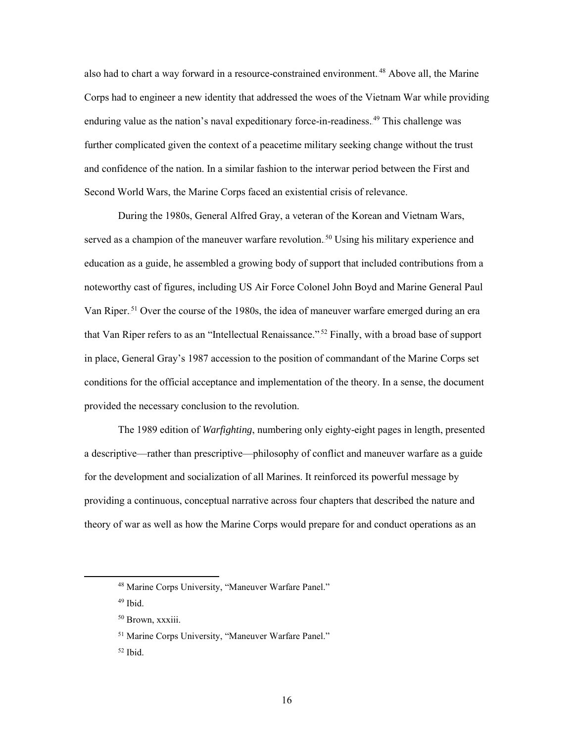also had to chart a way forward in a resource-constrained environment.[48] Above all, the Marine Corps had to engineer a new identity that addressed the woes of the Vietnam War while providing enduring value as the nation's naval expeditionary force-in-readiness.[49] This challenge was further complicated given the context of a peacetime military seeking change without the trust and confidence of the nation. In a similar fashion to the interwar period between the First and Second World Wars, the Marine Corps faced an existential crisis of relevance.

During the 1980s, General Alfred Gray, a veteran of the Korean and Vietnam Wars, served as a champion of the maneuver warfare revolution.[50] Using his military experience and education as a guide, he assembled a growing body of support that included contributions from a noteworthy cast of figures, including US Air Force Colonel John Boyd and Marine General Paul Van Riper.[51] Over the course of the 1980s, the idea of maneuver warfare emerged during an era that Van Riper refers to as an "Intellectual Renaissance."[52] Finally, with a broad base of support in place, General Gray's 1987 accession to the position of commandant of the Marine Corps set conditions for the official acceptance and implementation of the theory. In a sense, the document provided the necessary conclusion to the revolution.

The 1989 edition of *Warfighting*, numbering only eighty-eight pages in length, presented a descriptive—rather than prescriptive—philosophy of conflict and maneuver warfare as a guide for the development and socialization of all Marines. It reinforced its powerful message by providing a continuous, conceptual narrative across four chapters that described the nature and theory of war as well as how the Marine Corps would prepare for and conduct operations as an

---

[48] Marine Corps University, "Maneuver Warfare Panel."

[49] Ibid.

[50] Brown, xxxiii.

[51] Marine Corps University, "Maneuver Warfare Panel."

[52] Ibid.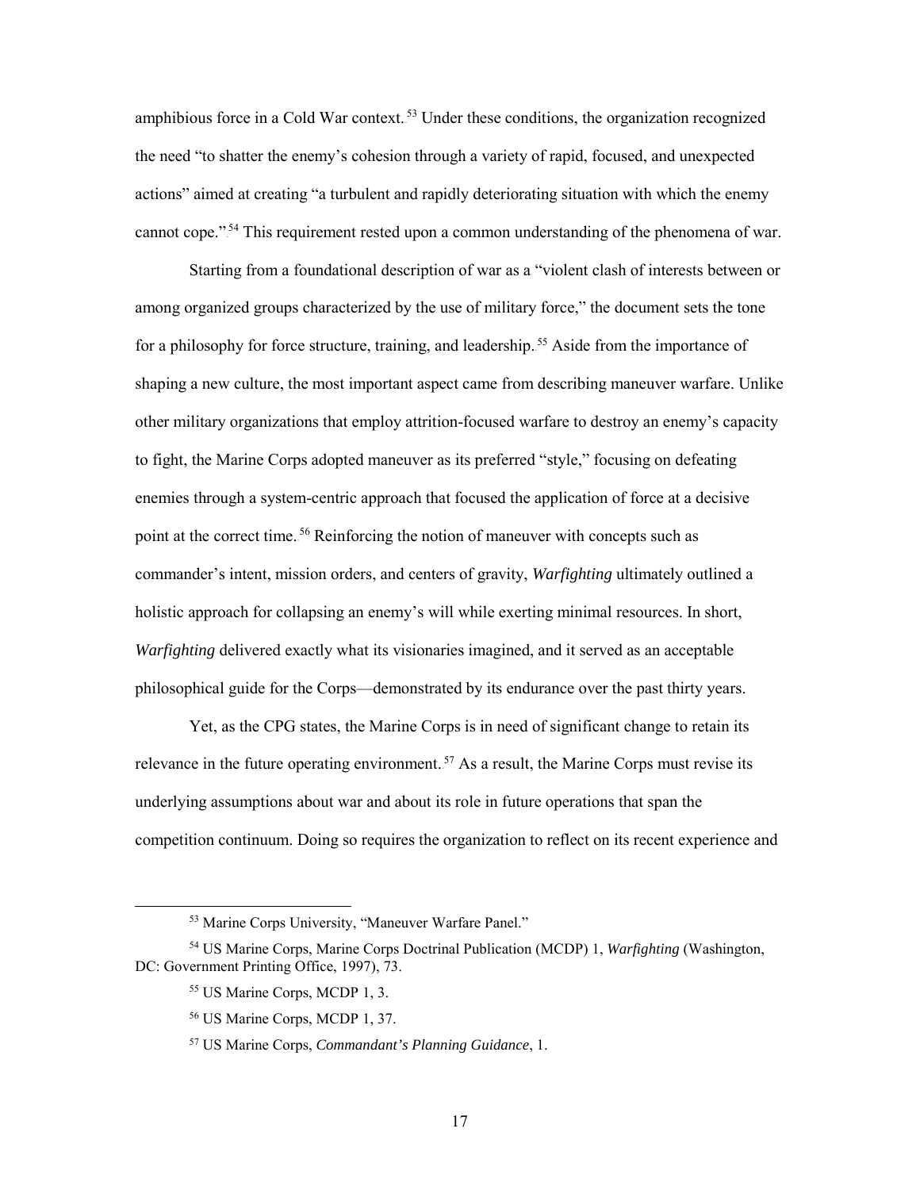amphibious force in a Cold War context.[53] Under these conditions, the organization recognized the need "to shatter the enemy's cohesion through a variety of rapid, focused, and unexpected actions" aimed at creating "a turbulent and rapidly deteriorating situation with which the enemy cannot cope."[54] This requirement rested upon a common understanding of the phenomena of war.

Starting from a foundational description of war as a "violent clash of interests between or among organized groups characterized by the use of military force," the document sets the tone for a philosophy for force structure, training, and leadership.[55] Aside from the importance of shaping a new culture, the most important aspect came from describing maneuver warfare. Unlike other military organizations that employ attrition-focused warfare to destroy an enemy's capacity to fight, the Marine Corps adopted maneuver as its preferred "style," focusing on defeating enemies through a system-centric approach that focused the application of force at a decisive point at the correct time.[56] Reinforcing the notion of maneuver with concepts such as commander's intent, mission orders, and centers of gravity, *Warfighting* ultimately outlined a holistic approach for collapsing an enemy's will while exerting minimal resources. In short, *Warfighting* delivered exactly what its visionaries imagined, and it served as an acceptable philosophical guide for the Corps—demonstrated by its endurance over the past thirty years.

Yet, as the CPG states, the Marine Corps is in need of significant change to retain its relevance in the future operating environment.[57] As a result, the Marine Corps must revise its underlying assumptions about war and about its role in future operations that span the competition continuum. Doing so requires the organization to reflect on its recent experience and

---

[53] Marine Corps University, "Maneuver Warfare Panel."

[54] US Marine Corps, Marine Corps Doctrinal Publication (MCDP) 1, *Warfighting* (Washington, DC: Government Printing Office, 1997), 73.

[55] US Marine Corps, MCDP 1, 3.

[56] US Marine Corps, MCDP 1, 37.

[57] US Marine Corps, *Commandant's Planning Guidance*, 1.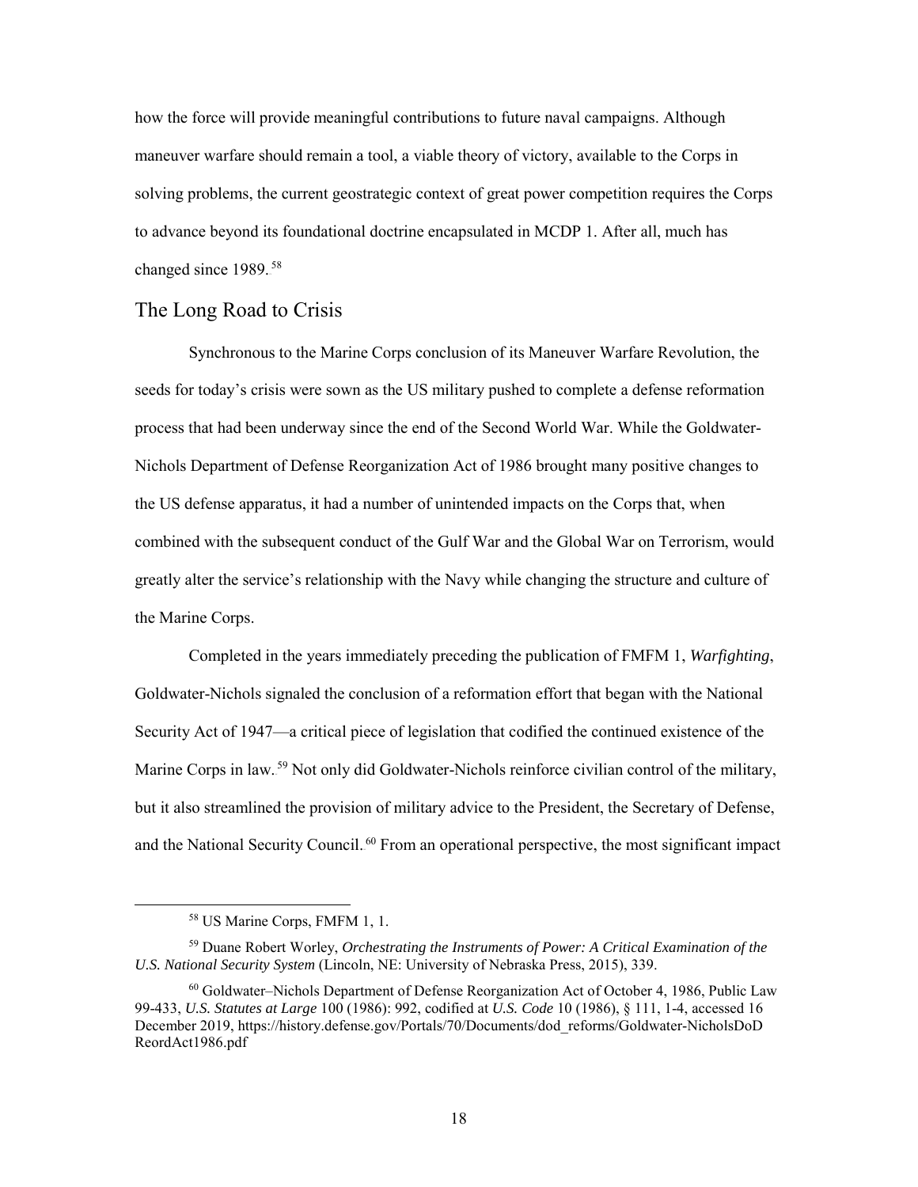how the force will provide meaningful contributions to future naval campaigns. Although maneuver warfare should remain a tool, a viable theory of victory, available to the Corps in solving problems, the current geostrategic context of great power competition requires the Corps to advance beyond its foundational doctrine encapsulated in MCDP 1. After all, much has changed since 1989.[58]

## The Long Road to Crisis

Synchronous to the Marine Corps conclusion of its Maneuver Warfare Revolution, the seeds for today's crisis were sown as the US military pushed to complete a defense reformation process that had been underway since the end of the Second World War. While the Goldwater-Nichols Department of Defense Reorganization Act of 1986 brought many positive changes to the US defense apparatus, it had a number of unintended impacts on the Corps that, when combined with the subsequent conduct of the Gulf War and the Global War on Terrorism, would greatly alter the service's relationship with the Navy while changing the structure and culture of the Marine Corps.

Completed in the years immediately preceding the publication of FMFM 1, *Warfighting*, Goldwater-Nichols signaled the conclusion of a reformation effort that began with the National Security Act of 1947—a critical piece of legislation that codified the continued existence of the Marine Corps in law.[59] Not only did Goldwater-Nichols reinforce civilian control of the military, but it also streamlined the provision of military advice to the President, the Secretary of Defense, and the National Security Council.[60] From an operational perspective, the most significant impact

---

[58] US Marine Corps, FMFM 1, 1.

[59] Duane Robert Worley, *Orchestrating the Instruments of Power: A Critical Examination of the U.S. National Security System* (Lincoln, NE: University of Nebraska Press, 2015), 339.

[60] Goldwater–Nichols Department of Defense Reorganization Act of October 4, 1986, Public Law 99-433, *U.S. Statutes at Large* 100 (1986): 992, codified at *U.S. Code* 10 (1986), § 111, 1-4, accessed 16 December 2019, https://history.defense.gov/Portals/70/Documents/dod_reforms/Goldwater-NicholsDoD ReordAct1986.pdf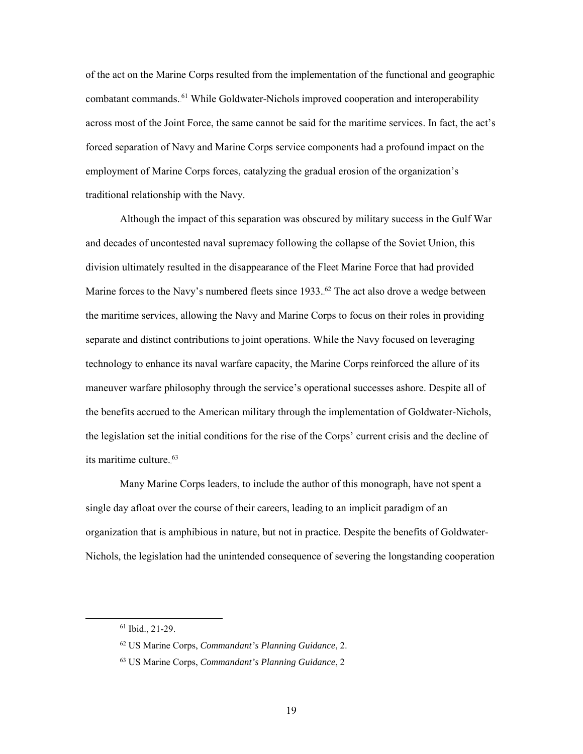of the act on the Marine Corps resulted from the implementation of the functional and geographic combatant commands.[61] While Goldwater-Nichols improved cooperation and interoperability across most of the Joint Force, the same cannot be said for the maritime services. In fact, the act's forced separation of Navy and Marine Corps service components had a profound impact on the employment of Marine Corps forces, catalyzing the gradual erosion of the organization's traditional relationship with the Navy.

Although the impact of this separation was obscured by military success in the Gulf War and decades of uncontested naval supremacy following the collapse of the Soviet Union, this division ultimately resulted in the disappearance of the Fleet Marine Force that had provided Marine forces to the Navy's numbered fleets since 1933.[62] The act also drove a wedge between the maritime services, allowing the Navy and Marine Corps to focus on their roles in providing separate and distinct contributions to joint operations. While the Navy focused on leveraging technology to enhance its naval warfare capacity, the Marine Corps reinforced the allure of its maneuver warfare philosophy through the service's operational successes ashore. Despite all of the benefits accrued to the American military through the implementation of Goldwater-Nichols, the legislation set the initial conditions for the rise of the Corps' current crisis and the decline of its maritime culture.[63]

Many Marine Corps leaders, to include the author of this monograph, have not spent a single day afloat over the course of their careers, leading to an implicit paradigm of an organization that is amphibious in nature, but not in practice. Despite the benefits of Goldwater-Nichols, the legislation had the unintended consequence of severing the longstanding cooperation

---

[61] Ibid., 21-29.

[62] US Marine Corps, *Commandant's Planning Guidance*, 2.

[63] US Marine Corps, *Commandant's Planning Guidance*, 2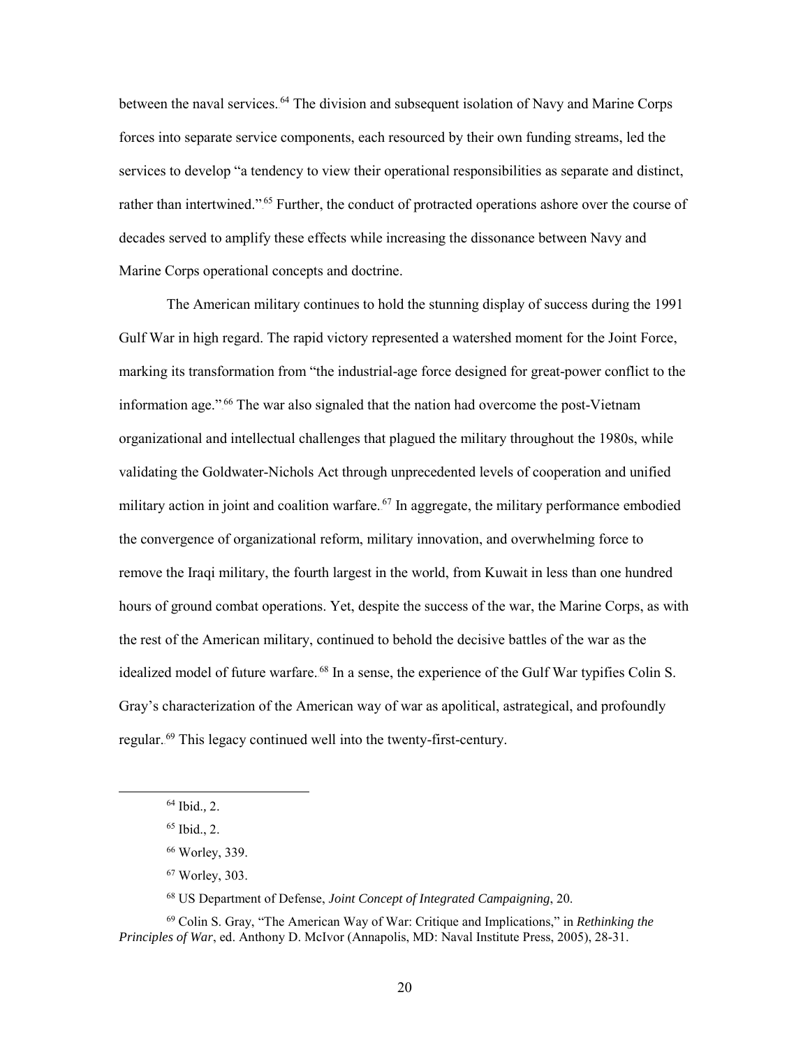between the naval services.[64] The division and subsequent isolation of Navy and Marine Corps forces into separate service components, each resourced by their own funding streams, led the services to develop "a tendency to view their operational responsibilities as separate and distinct, rather than intertwined."[65] Further, the conduct of protracted operations ashore over the course of decades served to amplify these effects while increasing the dissonance between Navy and Marine Corps operational concepts and doctrine.

The American military continues to hold the stunning display of success during the 1991 Gulf War in high regard. The rapid victory represented a watershed moment for the Joint Force, marking its transformation from "the industrial-age force designed for great-power conflict to the information age."[66] The war also signaled that the nation had overcome the post-Vietnam organizational and intellectual challenges that plagued the military throughout the 1980s, while validating the Goldwater-Nichols Act through unprecedented levels of cooperation and unified military action in joint and coalition warfare.[67] In aggregate, the military performance embodied the convergence of organizational reform, military innovation, and overwhelming force to remove the Iraqi military, the fourth largest in the world, from Kuwait in less than one hundred hours of ground combat operations. Yet, despite the success of the war, the Marine Corps, as with the rest of the American military, continued to behold the decisive battles of the war as the idealized model of future warfare.[68] In a sense, the experience of the Gulf War typifies Colin S. Gray's characterization of the American way of war as apolitical, astrategical, and profoundly regular.[69] This legacy continued well into the twenty-first-century.

---

[64] Ibid., 2.

[65] Ibid., 2.

[66] Worley, 339.

[67] Worley, 303.

[68] US Department of Defense, *Joint Concept of Integrated Campaigning*, 20.

[69] Colin S. Gray, "The American Way of War: Critique and Implications," in *Rethinking the Principles of War*, ed. Anthony D. McIvor (Annapolis, MD: Naval Institute Press, 2005), 28-31.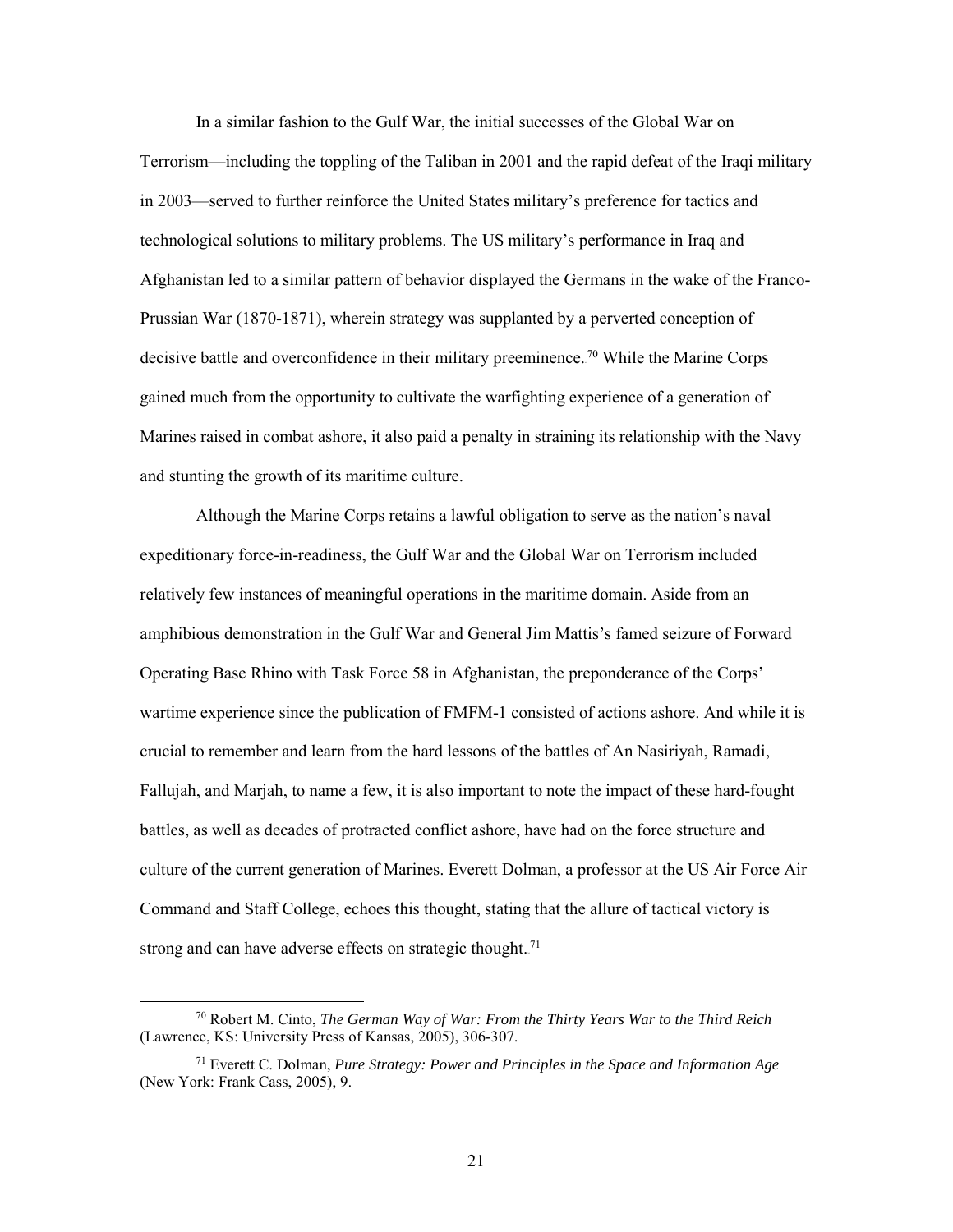In a similar fashion to the Gulf War, the initial successes of the Global War on Terrorism—including the toppling of the Taliban in 2001 and the rapid defeat of the Iraqi military in 2003—served to further reinforce the United States military's preference for tactics and technological solutions to military problems. The US military's performance in Iraq and Afghanistan led to a similar pattern of behavior displayed the Germans in the wake of the Franco-Prussian War (1870-1871), wherein strategy was supplanted by a perverted conception of decisive battle and overconfidence in their military preeminence.[70] While the Marine Corps gained much from the opportunity to cultivate the warfighting experience of a generation of Marines raised in combat ashore, it also paid a penalty in straining its relationship with the Navy and stunting the growth of its maritime culture.

Although the Marine Corps retains a lawful obligation to serve as the nation's naval expeditionary force-in-readiness, the Gulf War and the Global War on Terrorism included relatively few instances of meaningful operations in the maritime domain. Aside from an amphibious demonstration in the Gulf War and General Jim Mattis's famed seizure of Forward Operating Base Rhino with Task Force 58 in Afghanistan, the preponderance of the Corps' wartime experience since the publication of FMFM-1 consisted of actions ashore. And while it is crucial to remember and learn from the hard lessons of the battles of An Nasiriyah, Ramadi, Fallujah, and Marjah, to name a few, it is also important to note the impact of these hard-fought battles, as well as decades of protracted conflict ashore, have had on the force structure and culture of the current generation of Marines. Everett Dolman, a professor at the US Air Force Air Command and Staff College, echoes this thought, stating that the allure of tactical victory is strong and can have adverse effects on strategic thought.[71]

---

[70] Robert M. Cinto, *The German Way of War: From the Thirty Years War to the Third Reich* (Lawrence, KS: University Press of Kansas, 2005), 306-307.

[71] Everett C. Dolman, *Pure Strategy: Power and Principles in the Space and Information Age* (New York: Frank Cass, 2005), 9.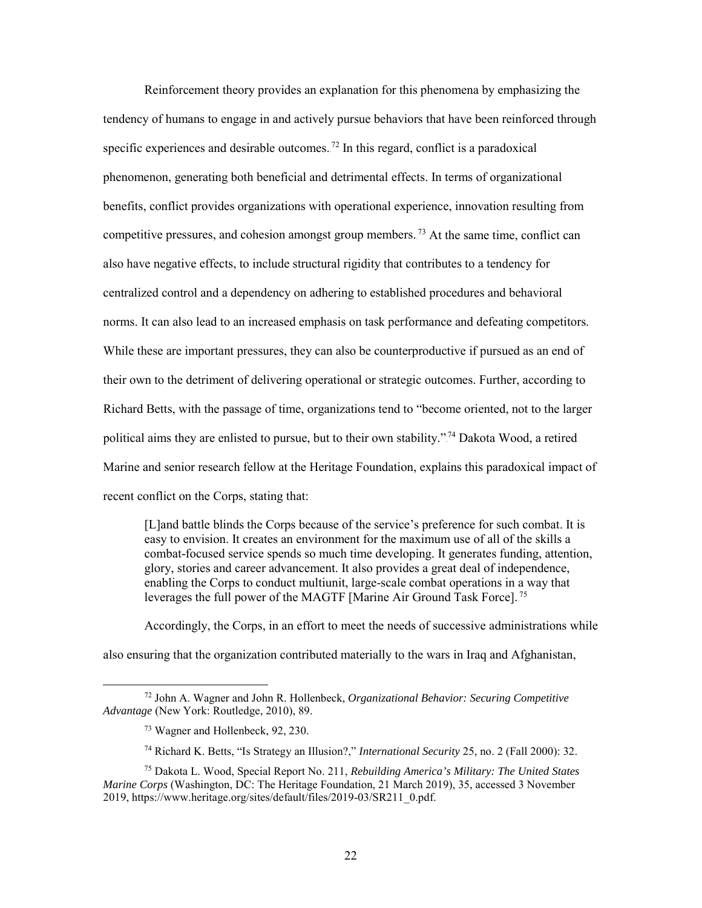Reinforcement theory provides an explanation for this phenomena by emphasizing the tendency of humans to engage in and actively pursue behaviors that have been reinforced through specific experiences and desirable outcomes.[72] In this regard, conflict is a paradoxical phenomenon, generating both beneficial and detrimental effects. In terms of organizational benefits, conflict provides organizations with operational experience, innovation resulting from competitive pressures, and cohesion amongst group members.[73] At the same time, conflict can also have negative effects, to include structural rigidity that contributes to a tendency for centralized control and a dependency on adhering to established procedures and behavioral norms. It can also lead to an increased emphasis on task performance and defeating competitors. While these are important pressures, they can also be counterproductive if pursued as an end of their own to the detriment of delivering operational or strategic outcomes. Further, according to Richard Betts, with the passage of time, organizations tend to "become oriented, not to the larger political aims they are enlisted to pursue, but to their own stability."[74] Dakota Wood, a retired Marine and senior research fellow at the Heritage Foundation, explains this paradoxical impact of recent conflict on the Corps, stating that:

> [L]and battle blinds the Corps because of the service's preference for such combat. It is easy to envision. It creates an environment for the maximum use of all of the skills a combat-focused service spends so much time developing. It generates funding, attention, glory, stories and career advancement. It also provides a great deal of independence, enabling the Corps to conduct multiunit, large-scale combat operations in a way that leverages the full power of the MAGTF [Marine Air Ground Task Force].[75]

Accordingly, the Corps, in an effort to meet the needs of successive administrations while also ensuring that the organization contributed materially to the wars in Iraq and Afghanistan,

---

[72] John A. Wagner and John R. Hollenbeck, *Organizational Behavior: Securing Competitive Advantage* (New York: Routledge, 2010), 89.

[73] Wagner and Hollenbeck, 92, 230.

[74] Richard K. Betts, "Is Strategy an Illusion?," *International Security* 25, no. 2 (Fall 2000): 32.

[75] Dakota L. Wood, Special Report No. 211, *Rebuilding America's Military: The United States Marine Corps* (Washington, DC: The Heritage Foundation, 21 March 2019), 35, accessed 3 November 2019, https://www.heritage.org/sites/default/files/2019-03/SR211_0.pdf.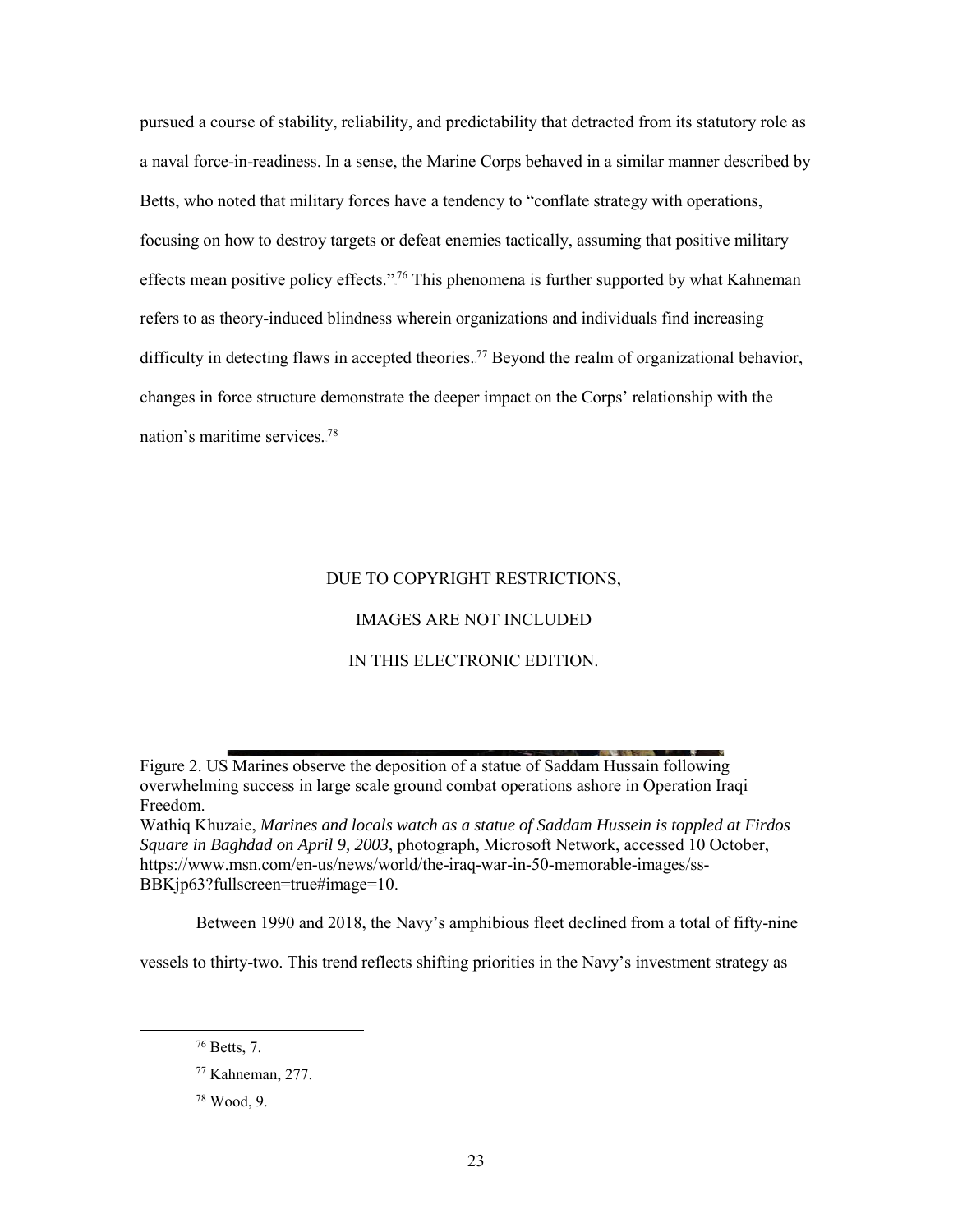pursued a course of stability, reliability, and predictability that detracted from its statutory role as a naval force-in-readiness. In a sense, the Marine Corps behaved in a similar manner described by Betts, who noted that military forces have a tendency to "conflate strategy with operations, focusing on how to destroy targets or defeat enemies tactically, assuming that positive military effects mean positive policy effects."[76] This phenomena is further supported by what Kahneman refers to as theory-induced blindness wherein organizations and individuals find increasing difficulty in detecting flaws in accepted theories.[77] Beyond the realm of organizational behavior, changes in force structure demonstrate the deeper impact on the Corps' relationship with the nation's maritime services.[78]

DUE TO COPYRIGHT RESTRICTIONS,

IMAGES ARE NOT INCLUDED

IN THIS ELECTRONIC EDITION.

Figure 2. US Marines observe the deposition of a statue of Saddam Hussain following overwhelming success in large scale ground combat operations ashore in Operation Iraqi Freedom.
Wathiq Khuzaie, *Marines and locals watch as a statue of Saddam Hussein is toppled at Firdos Square in Baghdad on April 9, 2003*, photograph, Microsoft Network, accessed 10 October, https://www.msn.com/en-us/news/world/the-iraq-war-in-50-memorable-images/ss-BBKjp63?fullscreen=true#image=10.

Between 1990 and 2018, the Navy's amphibious fleet declined from a total of fifty-nine vessels to thirty-two. This trend reflects shifting priorities in the Navy's investment strategy as

---

[76] Betts, 7.

[77] Kahneman, 277.

[78] Wood, 9.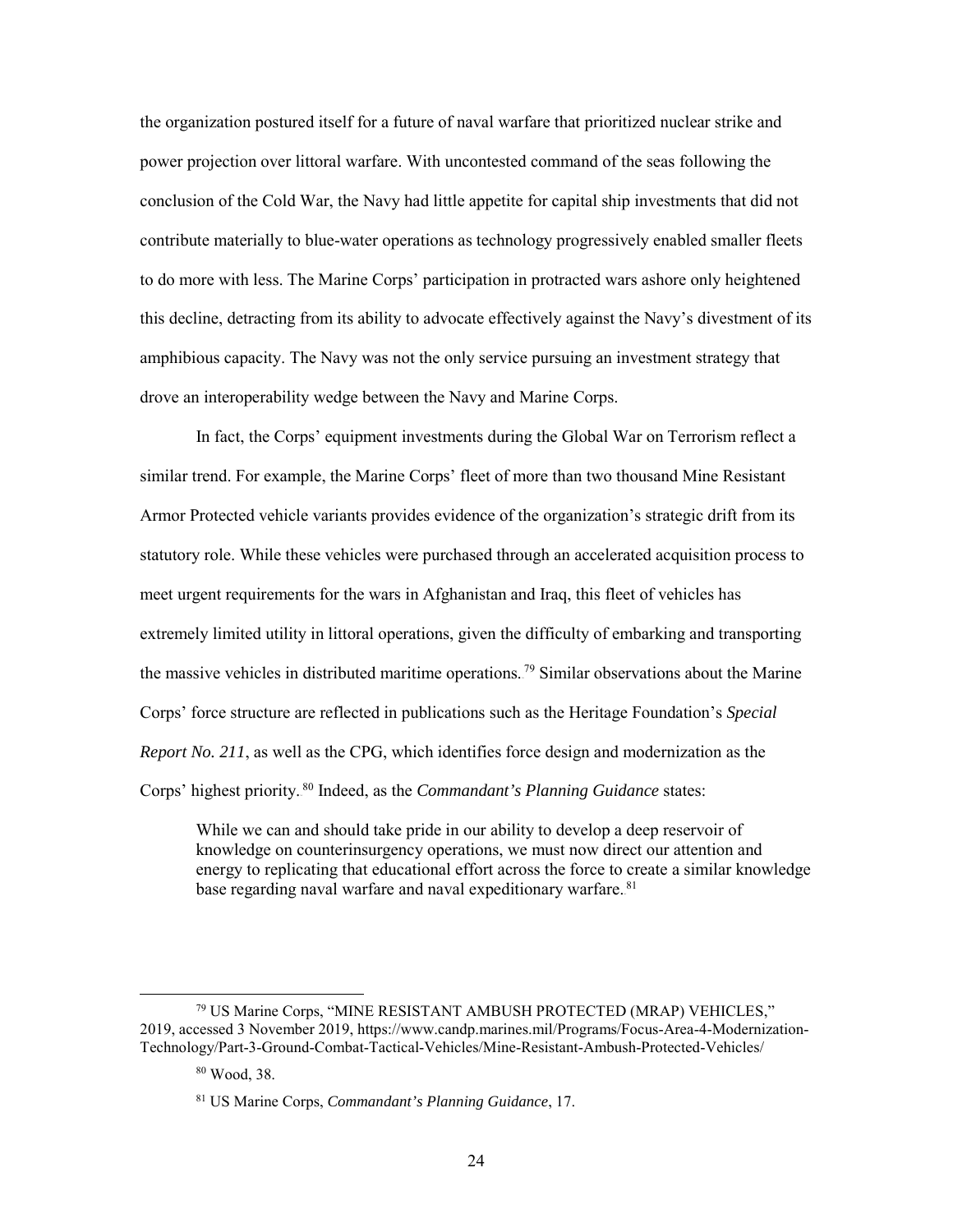the organization postured itself for a future of naval warfare that prioritized nuclear strike and power projection over littoral warfare. With uncontested command of the seas following the conclusion of the Cold War, the Navy had little appetite for capital ship investments that did not contribute materially to blue-water operations as technology progressively enabled smaller fleets to do more with less. The Marine Corps' participation in protracted wars ashore only heightened this decline, detracting from its ability to advocate effectively against the Navy's divestment of its amphibious capacity. The Navy was not the only service pursuing an investment strategy that drove an interoperability wedge between the Navy and Marine Corps.

In fact, the Corps' equipment investments during the Global War on Terrorism reflect a similar trend. For example, the Marine Corps' fleet of more than two thousand Mine Resistant Armor Protected vehicle variants provides evidence of the organization's strategic drift from its statutory role. While these vehicles were purchased through an accelerated acquisition process to meet urgent requirements for the wars in Afghanistan and Iraq, this fleet of vehicles has extremely limited utility in littoral operations, given the difficulty of embarking and transporting the massive vehicles in distributed maritime operations.[79] Similar observations about the Marine Corps' force structure are reflected in publications such as the Heritage Foundation's *Special Report No. 211*, as well as the CPG, which identifies force design and modernization as the Corps' highest priority.[80] Indeed, as the *Commandant's Planning Guidance* states:

> While we can and should take pride in our ability to develop a deep reservoir of knowledge on counterinsurgency operations, we must now direct our attention and energy to replicating that educational effort across the force to create a similar knowledge base regarding naval warfare and naval expeditionary warfare.[81]

---

[79] US Marine Corps, "MINE RESISTANT AMBUSH PROTECTED (MRAP) VEHICLES," 2019, accessed 3 November 2019, https://www.candp.marines.mil/Programs/Focus-Area-4-Modernization-Technology/Part-3-Ground-Combat-Tactical-Vehicles/Mine-Resistant-Ambush-Protected-Vehicles/

[80] Wood, 38.

[81] US Marine Corps, *Commandant's Planning Guidance*, 17.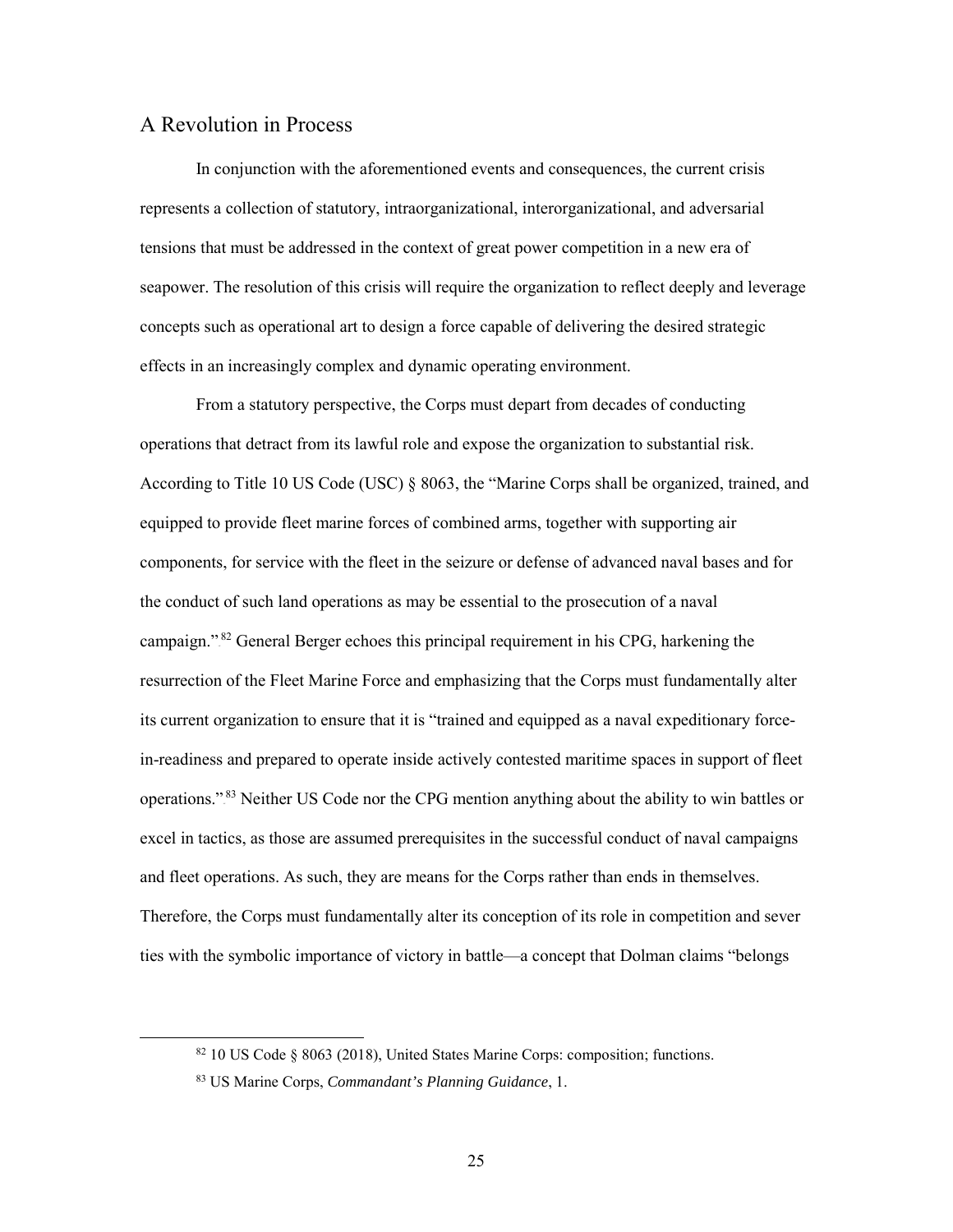## A Revolution in Process

In conjunction with the aforementioned events and consequences, the current crisis represents a collection of statutory, intraorganizational, interorganizational, and adversarial tensions that must be addressed in the context of great power competition in a new era of seapower. The resolution of this crisis will require the organization to reflect deeply and leverage concepts such as operational art to design a force capable of delivering the desired strategic effects in an increasingly complex and dynamic operating environment.

From a statutory perspective, the Corps must depart from decades of conducting operations that detract from its lawful role and expose the organization to substantial risk. According to Title 10 US Code (USC) § 8063, the "Marine Corps shall be organized, trained, and equipped to provide fleet marine forces of combined arms, together with supporting air components, for service with the fleet in the seizure or defense of advanced naval bases and for the conduct of such land operations as may be essential to the prosecution of a naval campaign."[82] General Berger echoes this principal requirement in his CPG, harkening the resurrection of the Fleet Marine Force and emphasizing that the Corps must fundamentally alter its current organization to ensure that it is "trained and equipped as a naval expeditionary force-in-readiness and prepared to operate inside actively contested maritime spaces in support of fleet operations."[83] Neither US Code nor the CPG mention anything about the ability to win battles or excel in tactics, as those are assumed prerequisites in the successful conduct of naval campaigns and fleet operations. As such, they are means for the Corps rather than ends in themselves. Therefore, the Corps must fundamentally alter its conception of its role in competition and sever ties with the symbolic importance of victory in battle—a concept that Dolman claims "belongs

[82] 10 US Code § 8063 (2018), United States Marine Corps: composition; functions.

[83] US Marine Corps, *Commandant's Planning Guidance*, 1.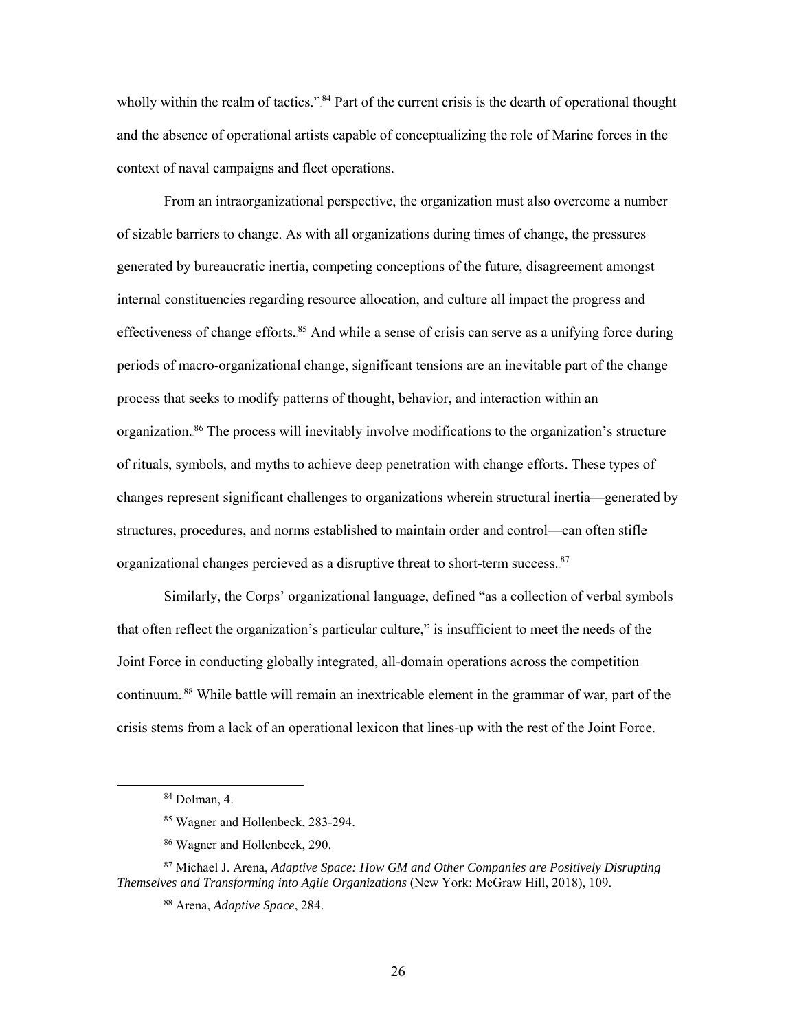wholly within the realm of tactics."[84] Part of the current crisis is the dearth of operational thought and the absence of operational artists capable of conceptualizing the role of Marine forces in the context of naval campaigns and fleet operations.

From an intraorganizational perspective, the organization must also overcome a number of sizable barriers to change. As with all organizations during times of change, the pressures generated by bureaucratic inertia, competing conceptions of the future, disagreement amongst internal constituencies regarding resource allocation, and culture all impact the progress and effectiveness of change efforts.[85] And while a sense of crisis can serve as a unifying force during periods of macro-organizational change, significant tensions are an inevitable part of the change process that seeks to modify patterns of thought, behavior, and interaction within an organization.[86] The process will inevitably involve modifications to the organization's structure of rituals, symbols, and myths to achieve deep penetration with change efforts. These types of changes represent significant challenges to organizations wherein structural inertia—generated by structures, procedures, and norms established to maintain order and control—can often stifle organizational changes percieved as a disruptive threat to short-term success.[87]

Similarly, the Corps' organizational language, defined "as a collection of verbal symbols that often reflect the organization's particular culture," is insufficient to meet the needs of the Joint Force in conducting globally integrated, all-domain operations across the competition continuum.[88] While battle will remain an inextricable element in the grammar of war, part of the crisis stems from a lack of an operational lexicon that lines-up with the rest of the Joint Force.

---

[84] Dolman, 4.

[85] Wagner and Hollenbeck, 283-294.

[86] Wagner and Hollenbeck, 290.

[87] Michael J. Arena, *Adaptive Space: How GM and Other Companies are Positively Disrupting Themselves and Transforming into Agile Organizations* (New York: McGraw Hill, 2018), 109.

[88] Arena, *Adaptive Space*, 284.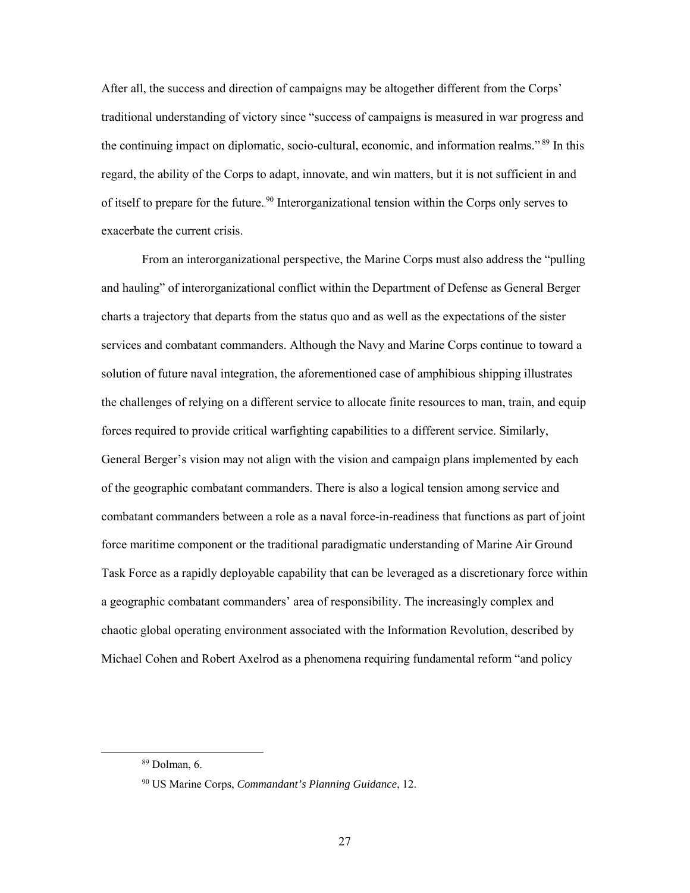After all, the success and direction of campaigns may be altogether different from the Corps' traditional understanding of victory since "success of campaigns is measured in war progress and the continuing impact on diplomatic, socio-cultural, economic, and information realms."[89] In this regard, the ability of the Corps to adapt, innovate, and win matters, but it is not sufficient in and of itself to prepare for the future.[90] Interorganizational tension within the Corps only serves to exacerbate the current crisis.

From an interorganizational perspective, the Marine Corps must also address the "pulling and hauling" of interorganizational conflict within the Department of Defense as General Berger charts a trajectory that departs from the status quo and as well as the expectations of the sister services and combatant commanders. Although the Navy and Marine Corps continue to toward a solution of future naval integration, the aforementioned case of amphibious shipping illustrates the challenges of relying on a different service to allocate finite resources to man, train, and equip forces required to provide critical warfighting capabilities to a different service. Similarly, General Berger's vision may not align with the vision and campaign plans implemented by each of the geographic combatant commanders. There is also a logical tension among service and combatant commanders between a role as a naval force-in-readiness that functions as part of joint force maritime component or the traditional paradigmatic understanding of Marine Air Ground Task Force as a rapidly deployable capability that can be leveraged as a discretionary force within a geographic combatant commanders' area of responsibility. The increasingly complex and chaotic global operating environment associated with the Information Revolution, described by Michael Cohen and Robert Axelrod as a phenomena requiring fundamental reform "and policy

---

[89] Dolman, 6.

[90] US Marine Corps, *Commandant's Planning Guidance*, 12.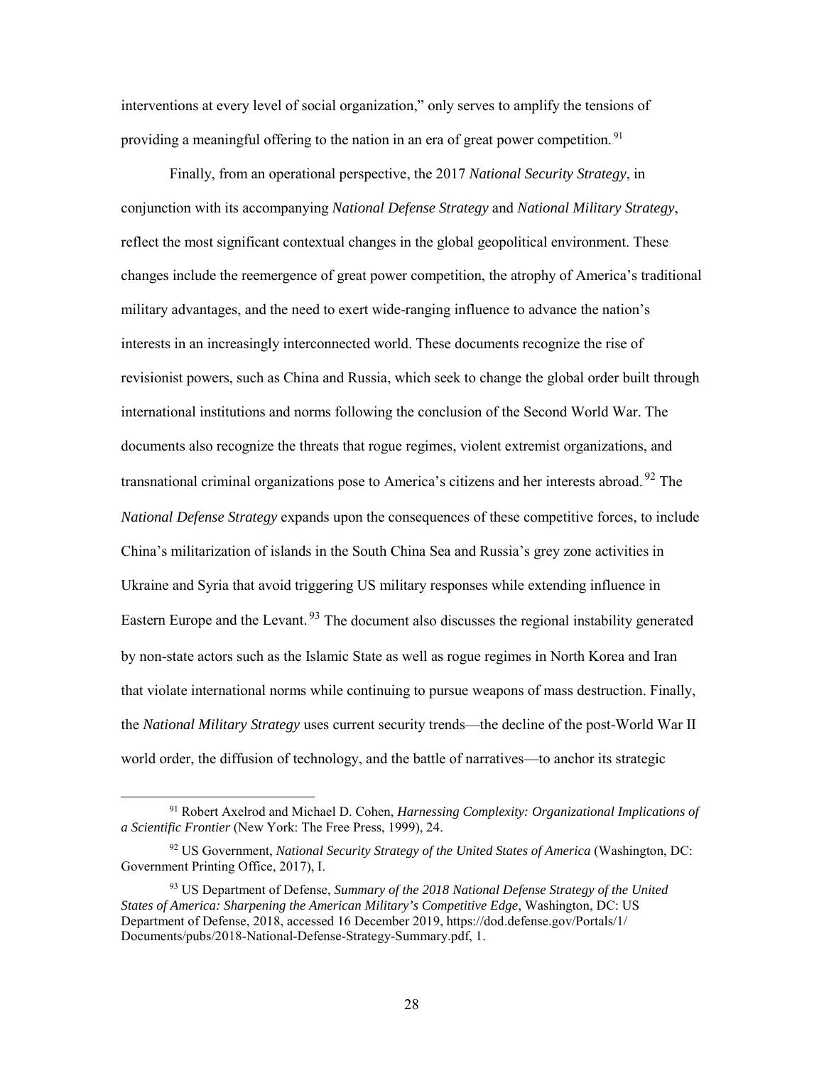interventions at every level of social organization," only serves to amplify the tensions of providing a meaningful offering to the nation in an era of great power competition.[91]

Finally, from an operational perspective, the 2017 *National Security Strategy*, in conjunction with its accompanying *National Defense Strategy* and *National Military Strategy*, reflect the most significant contextual changes in the global geopolitical environment. These changes include the reemergence of great power competition, the atrophy of America's traditional military advantages, and the need to exert wide-ranging influence to advance the nation's interests in an increasingly interconnected world. These documents recognize the rise of revisionist powers, such as China and Russia, which seek to change the global order built through international institutions and norms following the conclusion of the Second World War. The documents also recognize the threats that rogue regimes, violent extremist organizations, and transnational criminal organizations pose to America's citizens and her interests abroad.[92] The *National Defense Strategy* expands upon the consequences of these competitive forces, to include China's militarization of islands in the South China Sea and Russia's grey zone activities in Ukraine and Syria that avoid triggering US military responses while extending influence in Eastern Europe and the Levant.[93] The document also discusses the regional instability generated by non-state actors such as the Islamic State as well as rogue regimes in North Korea and Iran that violate international norms while continuing to pursue weapons of mass destruction. Finally, the *National Military Strategy* uses current security trends—the decline of the post-World War II world order, the diffusion of technology, and the battle of narratives—to anchor its strategic

---

[91] Robert Axelrod and Michael D. Cohen, *Harnessing Complexity: Organizational Implications of a Scientific Frontier* (New York: The Free Press, 1999), 24.

[92] US Government, *National Security Strategy of the United States of America* (Washington, DC: Government Printing Office, 2017), I.

[93] US Department of Defense, *Summary of the 2018 National Defense Strategy of the United States of America: Sharpening the American Military's Competitive Edge*, Washington, DC: US Department of Defense, 2018, accessed 16 December 2019, https://dod.defense.gov/Portals/1/Documents/pubs/2018-National-Defense-Strategy-Summary.pdf, 1.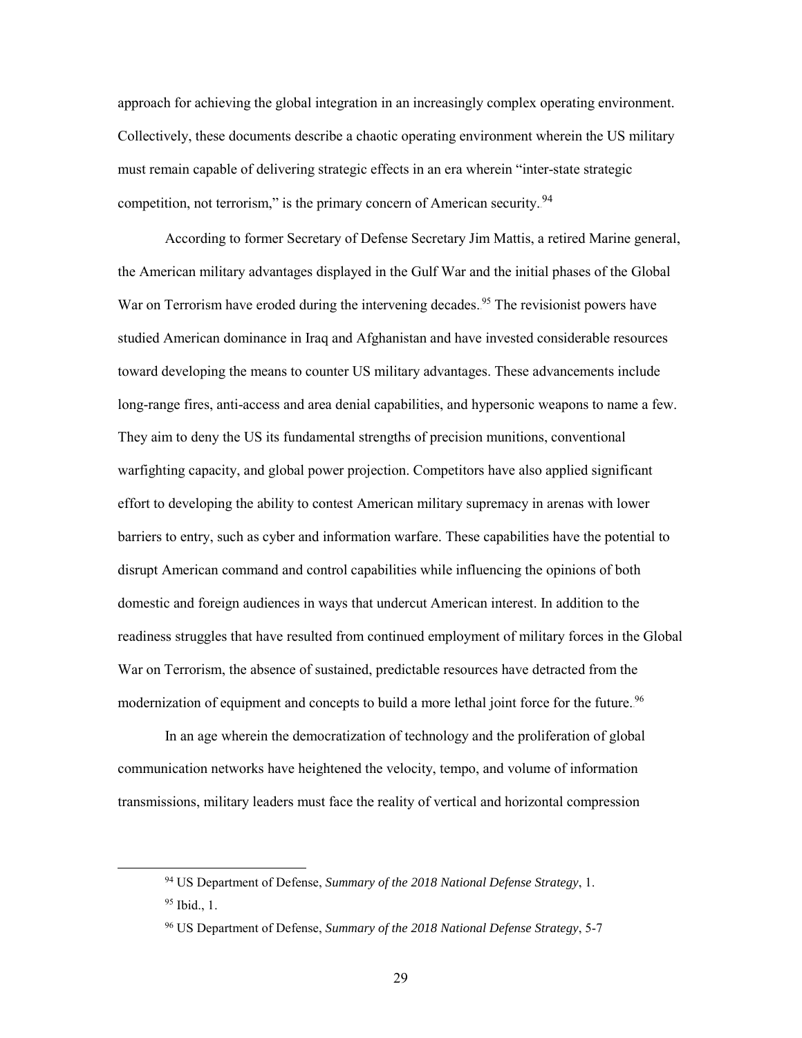approach for achieving the global integration in an increasingly complex operating environment. Collectively, these documents describe a chaotic operating environment wherein the US military must remain capable of delivering strategic effects in an era wherein "inter-state strategic competition, not terrorism," is the primary concern of American security.[94]

According to former Secretary of Defense Secretary Jim Mattis, a retired Marine general, the American military advantages displayed in the Gulf War and the initial phases of the Global War on Terrorism have eroded during the intervening decades.[95] The revisionist powers have studied American dominance in Iraq and Afghanistan and have invested considerable resources toward developing the means to counter US military advantages. These advancements include long-range fires, anti-access and area denial capabilities, and hypersonic weapons to name a few. They aim to deny the US its fundamental strengths of precision munitions, conventional warfighting capacity, and global power projection. Competitors have also applied significant effort to developing the ability to contest American military supremacy in arenas with lower barriers to entry, such as cyber and information warfare. These capabilities have the potential to disrupt American command and control capabilities while influencing the opinions of both domestic and foreign audiences in ways that undercut American interest. In addition to the readiness struggles that have resulted from continued employment of military forces in the Global War on Terrorism, the absence of sustained, predictable resources have detracted from the modernization of equipment and concepts to build a more lethal joint force for the future.[96]

In an age wherein the democratization of technology and the proliferation of global communication networks have heightened the velocity, tempo, and volume of information transmissions, military leaders must face the reality of vertical and horizontal compression

---

[94] US Department of Defense, *Summary of the 2018 National Defense Strategy*, 1.

[95] Ibid., 1.

[96] US Department of Defense, *Summary of the 2018 National Defense Strategy*, 5-7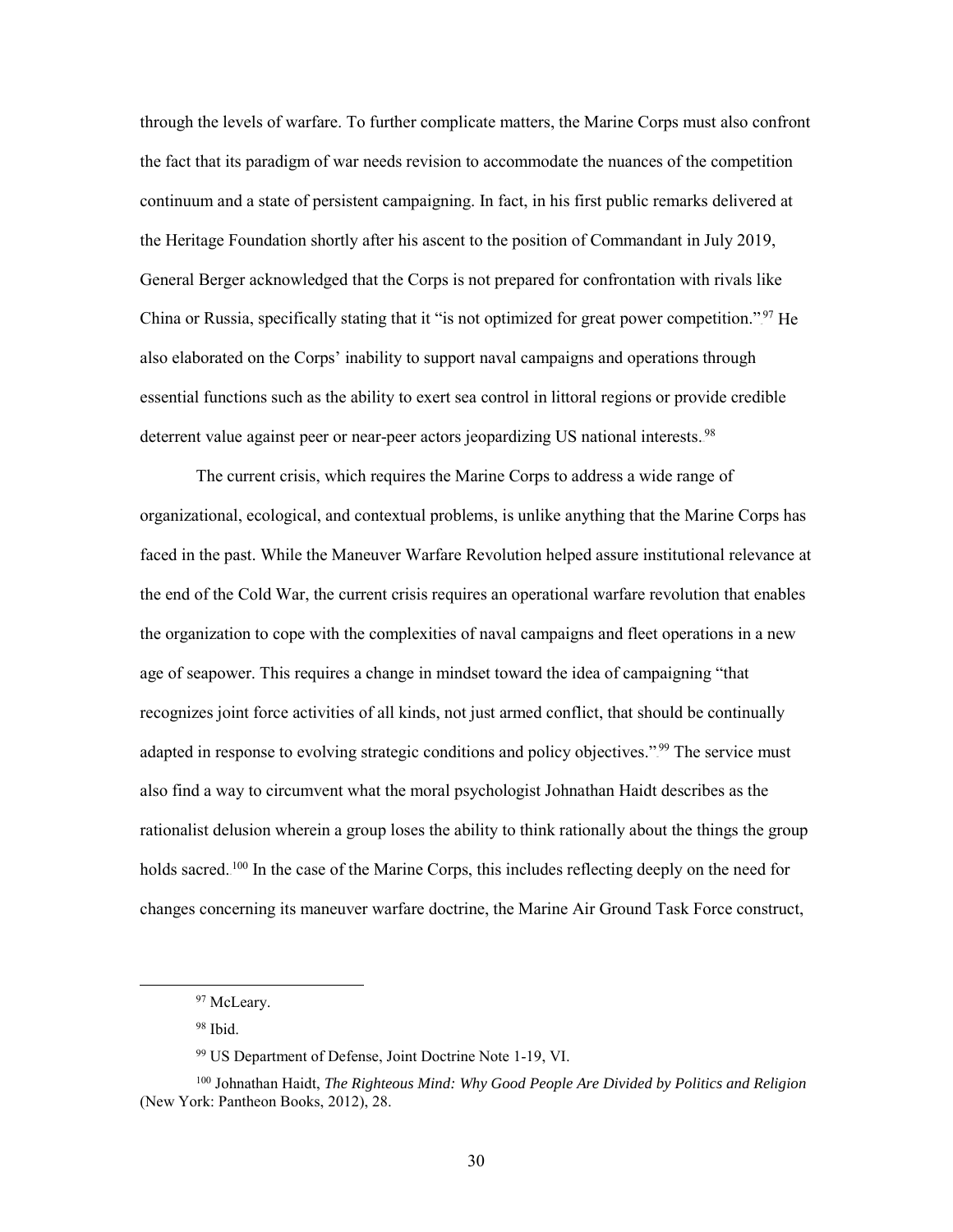through the levels of warfare. To further complicate matters, the Marine Corps must also confront the fact that its paradigm of war needs revision to accommodate the nuances of the competition continuum and a state of persistent campaigning. In fact, in his first public remarks delivered at the Heritage Foundation shortly after his ascent to the position of Commandant in July 2019, General Berger acknowledged that the Corps is not prepared for confrontation with rivals like China or Russia, specifically stating that it "is not optimized for great power competition."[97] He also elaborated on the Corps' inability to support naval campaigns and operations through essential functions such as the ability to exert sea control in littoral regions or provide credible deterrent value against peer or near-peer actors jeopardizing US national interests.[98]

The current crisis, which requires the Marine Corps to address a wide range of organizational, ecological, and contextual problems, is unlike anything that the Marine Corps has faced in the past. While the Maneuver Warfare Revolution helped assure institutional relevance at the end of the Cold War, the current crisis requires an operational warfare revolution that enables the organization to cope with the complexities of naval campaigns and fleet operations in a new age of seapower. This requires a change in mindset toward the idea of campaigning "that recognizes joint force activities of all kinds, not just armed conflict, that should be continually adapted in response to evolving strategic conditions and policy objectives."[99] The service must also find a way to circumvent what the moral psychologist Johnathan Haidt describes as the rationalist delusion wherein a group loses the ability to think rationally about the things the group holds sacred.[100] In the case of the Marine Corps, this includes reflecting deeply on the need for changes concerning its maneuver warfare doctrine, the Marine Air Ground Task Force construct,

---

[97] McLeary.

[98] Ibid.

[99] US Department of Defense, Joint Doctrine Note 1-19, VI.

[100] Johnathan Haidt, *The Righteous Mind: Why Good People Are Divided by Politics and Religion* (New York: Pantheon Books, 2012), 28.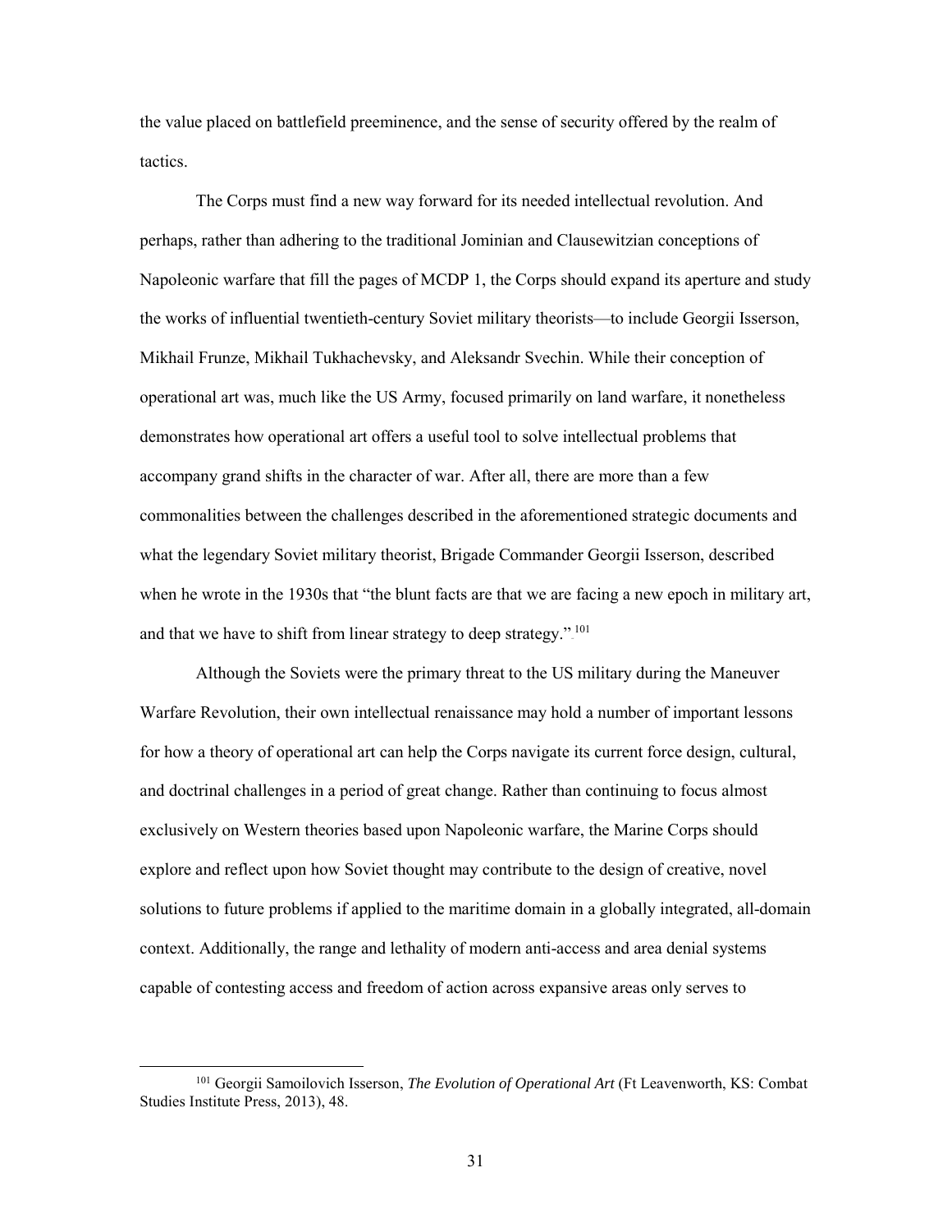the value placed on battlefield preeminence, and the sense of security offered by the realm of tactics.

The Corps must find a new way forward for its needed intellectual revolution. And perhaps, rather than adhering to the traditional Jominian and Clausewitzian conceptions of Napoleonic warfare that fill the pages of MCDP 1, the Corps should expand its aperture and study the works of influential twentieth-century Soviet military theorists—to include Georgii Isserson, Mikhail Frunze, Mikhail Tukhachevsky, and Aleksandr Svechin. While their conception of operational art was, much like the US Army, focused primarily on land warfare, it nonetheless demonstrates how operational art offers a useful tool to solve intellectual problems that accompany grand shifts in the character of war. After all, there are more than a few commonalities between the challenges described in the aforementioned strategic documents and what the legendary Soviet military theorist, Brigade Commander Georgii Isserson, described when he wrote in the 1930s that "the blunt facts are that we are facing a new epoch in military art, and that we have to shift from linear strategy to deep strategy."[101]

Although the Soviets were the primary threat to the US military during the Maneuver Warfare Revolution, their own intellectual renaissance may hold a number of important lessons for how a theory of operational art can help the Corps navigate its current force design, cultural, and doctrinal challenges in a period of great change. Rather than continuing to focus almost exclusively on Western theories based upon Napoleonic warfare, the Marine Corps should explore and reflect upon how Soviet thought may contribute to the design of creative, novel solutions to future problems if applied to the maritime domain in a globally integrated, all-domain context. Additionally, the range and lethality of modern anti-access and area denial systems capable of contesting access and freedom of action across expansive areas only serves to

---

[101] Georgii Samoilovich Isserson, *The Evolution of Operational Art* (Ft Leavenworth, KS: Combat Studies Institute Press, 2013), 48.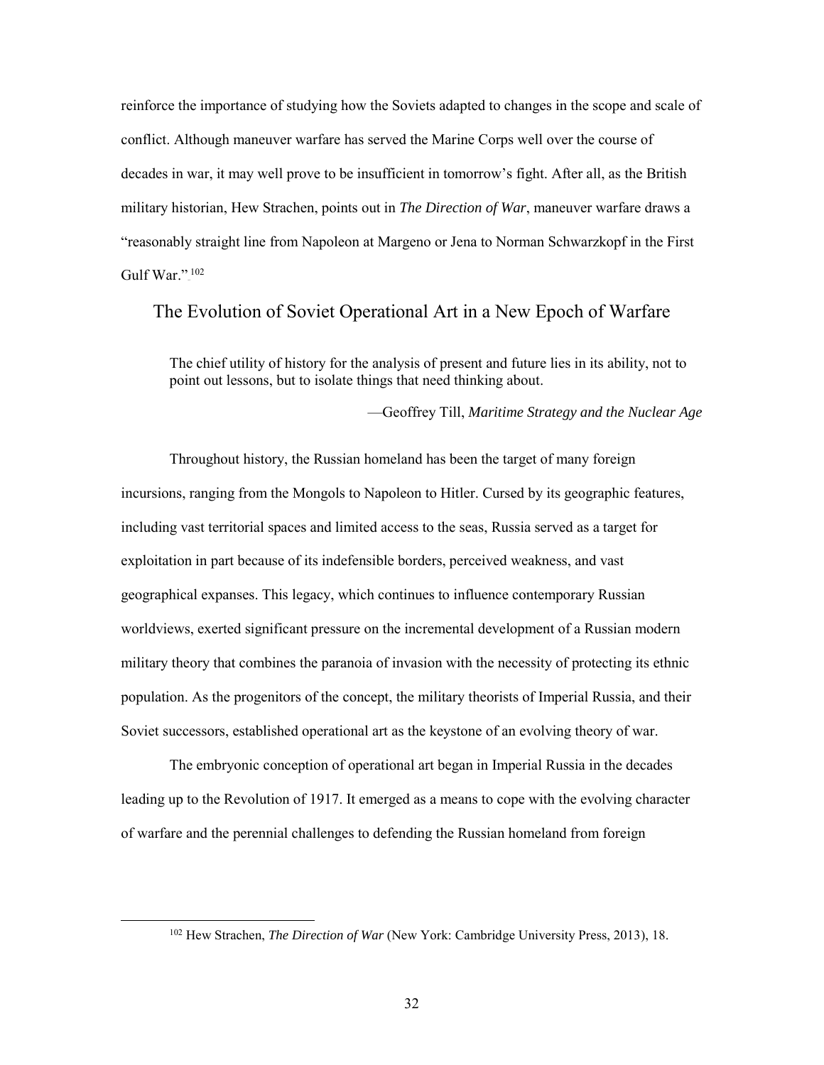reinforce the importance of studying how the Soviets adapted to changes in the scope and scale of conflict. Although maneuver warfare has served the Marine Corps well over the course of decades in war, it may well prove to be insufficient in tomorrow's fight. After all, as the British military historian, Hew Strachen, points out in *The Direction of War*, maneuver warfare draws a "reasonably straight line from Napoleon at Margeno or Jena to Norman Schwarzkopf in the First Gulf War."[102]

## The Evolution of Soviet Operational Art in a New Epoch of Warfare

> The chief utility of history for the analysis of present and future lies in its ability, not to point out lessons, but to isolate things that need thinking about.
>
> —Geoffrey Till, *Maritime Strategy and the Nuclear Age*

Throughout history, the Russian homeland has been the target of many foreign incursions, ranging from the Mongols to Napoleon to Hitler. Cursed by its geographic features, including vast territorial spaces and limited access to the seas, Russia served as a target for exploitation in part because of its indefensible borders, perceived weakness, and vast geographical expanses. This legacy, which continues to influence contemporary Russian worldviews, exerted significant pressure on the incremental development of a Russian modern military theory that combines the paranoia of invasion with the necessity of protecting its ethnic population. As the progenitors of the concept, the military theorists of Imperial Russia, and their Soviet successors, established operational art as the keystone of an evolving theory of war.

The embryonic conception of operational art began in Imperial Russia in the decades leading up to the Revolution of 1917. It emerged as a means to cope with the evolving character of warfare and the perennial challenges to defending the Russian homeland from foreign

[102] Hew Strachen, *The Direction of War* (New York: Cambridge University Press, 2013), 18.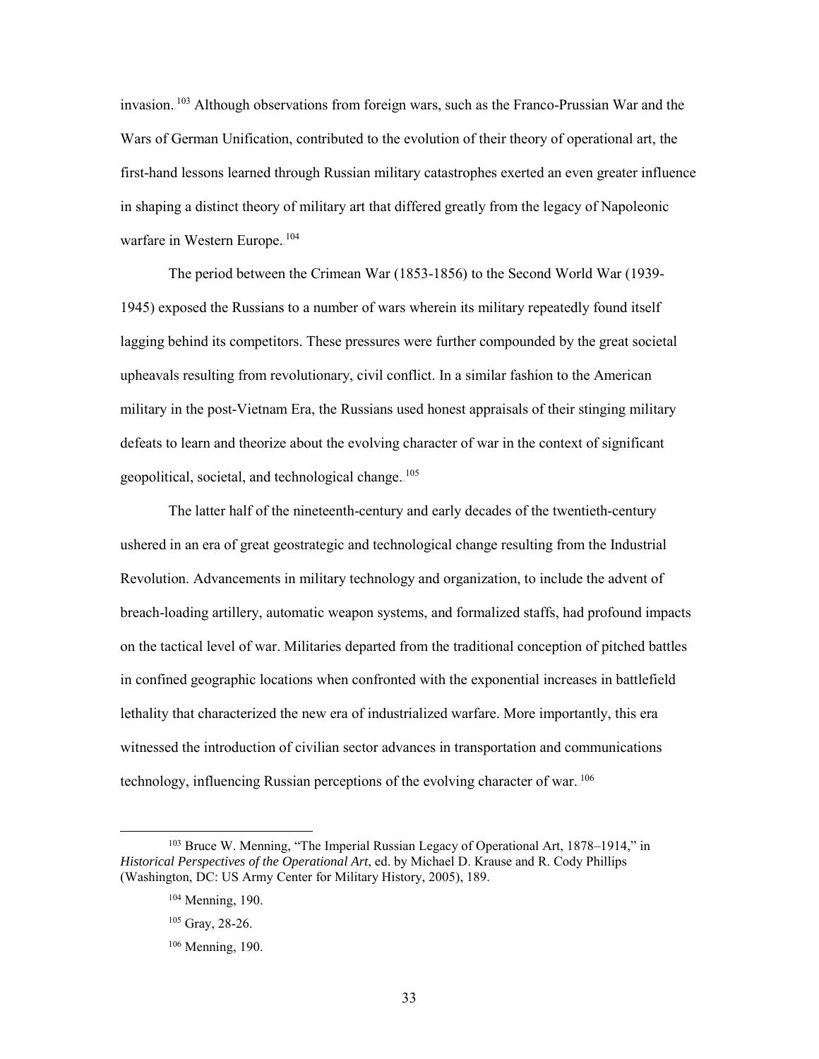invasion.[103] Although observations from foreign wars, such as the Franco-Prussian War and the Wars of German Unification, contributed to the evolution of their theory of operational art, the first-hand lessons learned through Russian military catastrophes exerted an even greater influence in shaping a distinct theory of military art that differed greatly from the legacy of Napoleonic warfare in Western Europe.[104]

The period between the Crimean War (1853-1856) to the Second World War (1939-1945) exposed the Russians to a number of wars wherein its military repeatedly found itself lagging behind its competitors. These pressures were further compounded by the great societal upheavals resulting from revolutionary, civil conflict. In a similar fashion to the American military in the post-Vietnam Era, the Russians used honest appraisals of their stinging military defeats to learn and theorize about the evolving character of war in the context of significant geopolitical, societal, and technological change.[105]

The latter half of the nineteenth-century and early decades of the twentieth-century ushered in an era of great geostrategic and technological change resulting from the Industrial Revolution. Advancements in military technology and organization, to include the advent of breach-loading artillery, automatic weapon systems, and formalized staffs, had profound impacts on the tactical level of war. Militaries departed from the traditional conception of pitched battles in confined geographic locations when confronted with the exponential increases in battlefield lethality that characterized the new era of industrialized warfare. More importantly, this era witnessed the introduction of civilian sector advances in transportation and communications technology, influencing Russian perceptions of the evolving character of war.[106]

---

[103] Bruce W. Menning, "The Imperial Russian Legacy of Operational Art, 1878–1914," in *Historical Perspectives of the Operational Art*, ed. by Michael D. Krause and R. Cody Phillips (Washington, DC: US Army Center for Military History, 2005), 189.

[104] Menning, 190.

[105] Gray, 28-26.

[106] Menning, 190.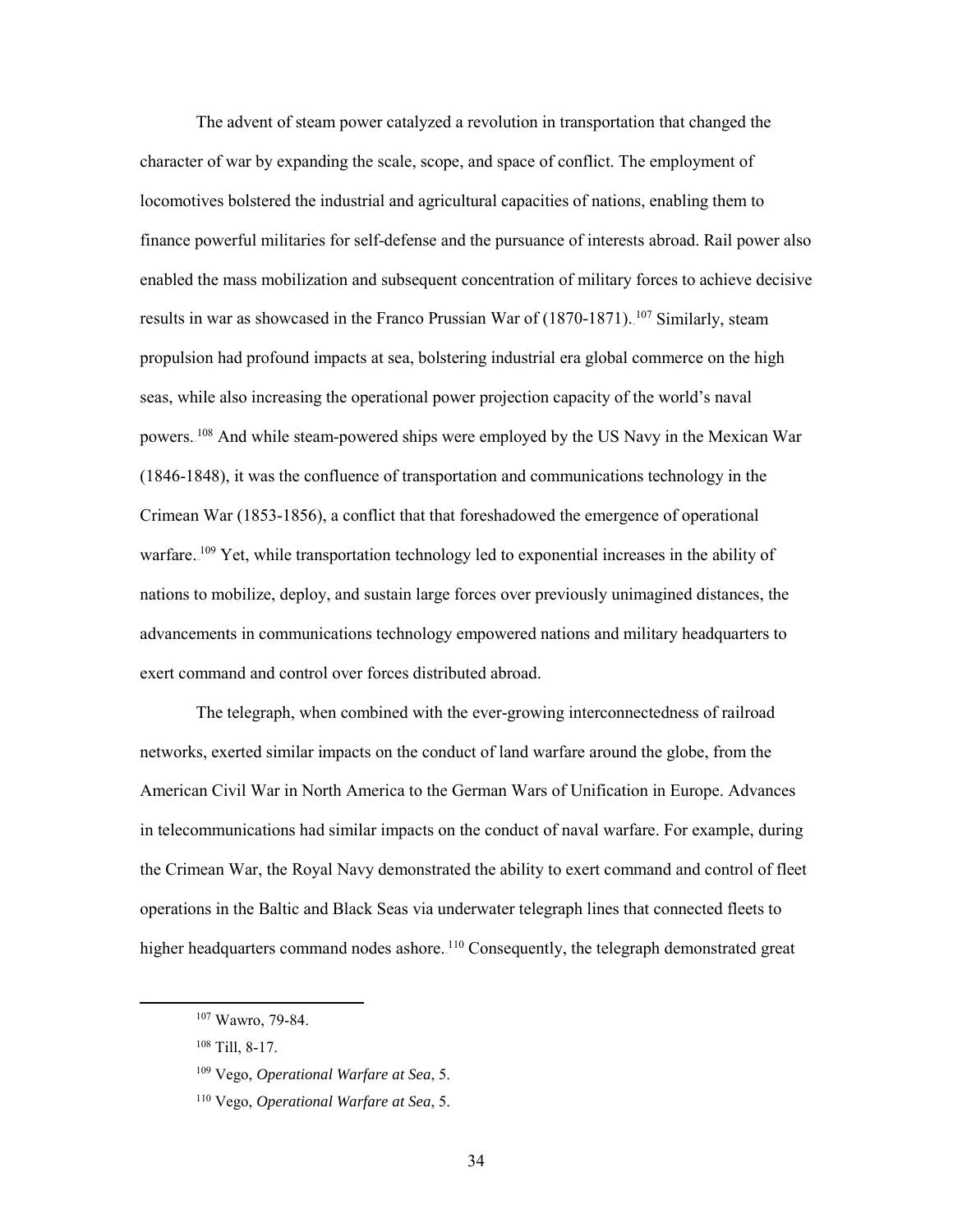The advent of steam power catalyzed a revolution in transportation that changed the character of war by expanding the scale, scope, and space of conflict. The employment of locomotives bolstered the industrial and agricultural capacities of nations, enabling them to finance powerful militaries for self-defense and the pursuance of interests abroad. Rail power also enabled the mass mobilization and subsequent concentration of military forces to achieve decisive results in war as showcased in the Franco Prussian War of (1870-1871).[107] Similarly, steam propulsion had profound impacts at sea, bolstering industrial era global commerce on the high seas, while also increasing the operational power projection capacity of the world's naval powers.[108] And while steam-powered ships were employed by the US Navy in the Mexican War (1846-1848), it was the confluence of transportation and communications technology in the Crimean War (1853-1856), a conflict that that foreshadowed the emergence of operational warfare.[109] Yet, while transportation technology led to exponential increases in the ability of nations to mobilize, deploy, and sustain large forces over previously unimagined distances, the advancements in communications technology empowered nations and military headquarters to exert command and control over forces distributed abroad.

The telegraph, when combined with the ever-growing interconnectedness of railroad networks, exerted similar impacts on the conduct of land warfare around the globe, from the American Civil War in North America to the German Wars of Unification in Europe. Advances in telecommunications had similar impacts on the conduct of naval warfare. For example, during the Crimean War, the Royal Navy demonstrated the ability to exert command and control of fleet operations in the Baltic and Black Seas via underwater telegraph lines that connected fleets to higher headquarters command nodes ashore.[110] Consequently, the telegraph demonstrated great

---

[107] Wawro, 79-84.

[108] Till, 8-17.

[109] Vego, *Operational Warfare at Sea*, 5.

[110] Vego, *Operational Warfare at Sea*, 5.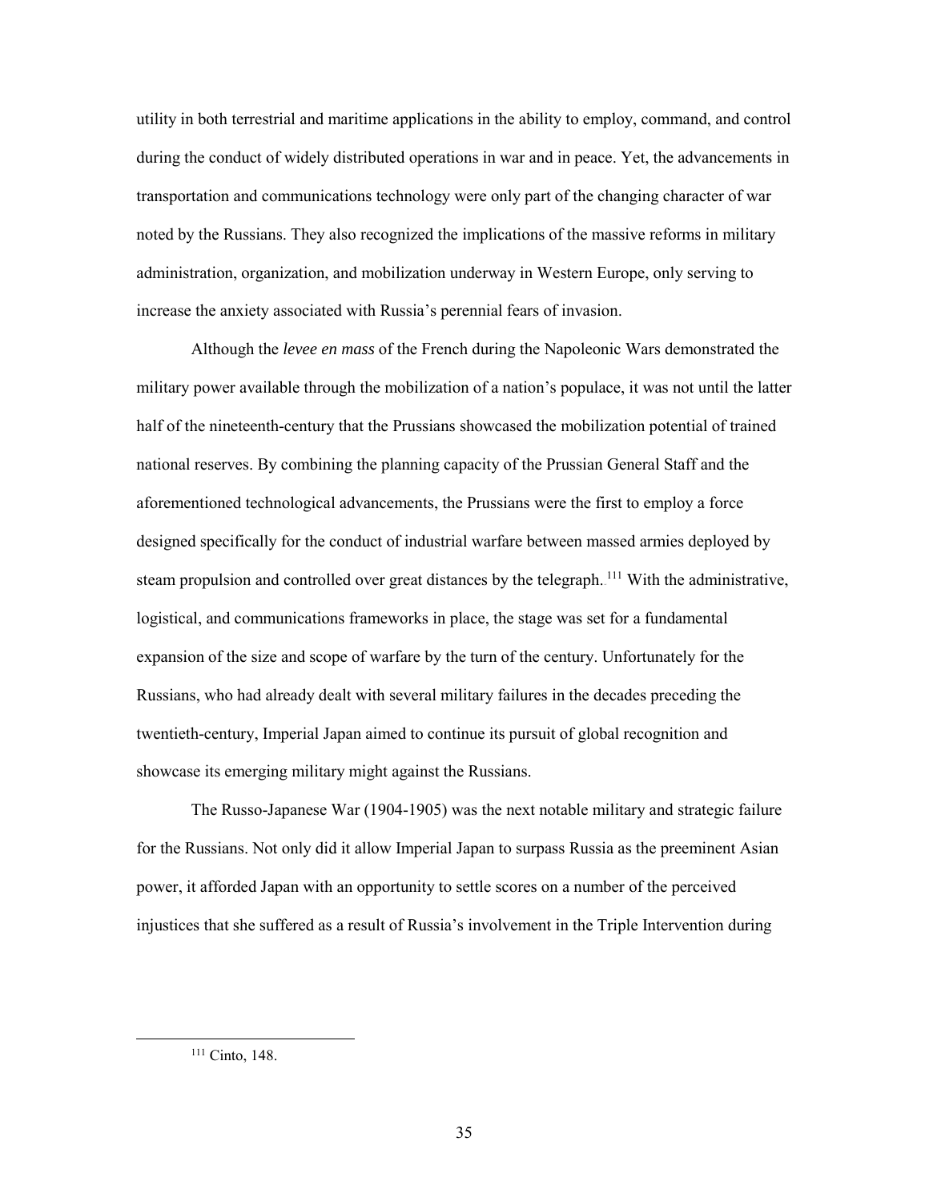utility in both terrestrial and maritime applications in the ability to employ, command, and control during the conduct of widely distributed operations in war and in peace. Yet, the advancements in transportation and communications technology were only part of the changing character of war noted by the Russians. They also recognized the implications of the massive reforms in military administration, organization, and mobilization underway in Western Europe, only serving to increase the anxiety associated with Russia's perennial fears of invasion.

Although the *levee en mass* of the French during the Napoleonic Wars demonstrated the military power available through the mobilization of a nation's populace, it was not until the latter half of the nineteenth-century that the Prussians showcased the mobilization potential of trained national reserves. By combining the planning capacity of the Prussian General Staff and the aforementioned technological advancements, the Prussians were the first to employ a force designed specifically for the conduct of industrial warfare between massed armies deployed by steam propulsion and controlled over great distances by the telegraph.[111] With the administrative, logistical, and communications frameworks in place, the stage was set for a fundamental expansion of the size and scope of warfare by the turn of the century. Unfortunately for the Russians, who had already dealt with several military failures in the decades preceding the twentieth-century, Imperial Japan aimed to continue its pursuit of global recognition and showcase its emerging military might against the Russians.

The Russo-Japanese War (1904-1905) was the next notable military and strategic failure for the Russians. Not only did it allow Imperial Japan to surpass Russia as the preeminent Asian power, it afforded Japan with an opportunity to settle scores on a number of the perceived injustices that she suffered as a result of Russia's involvement in the Triple Intervention during

[111] Cinto, 148.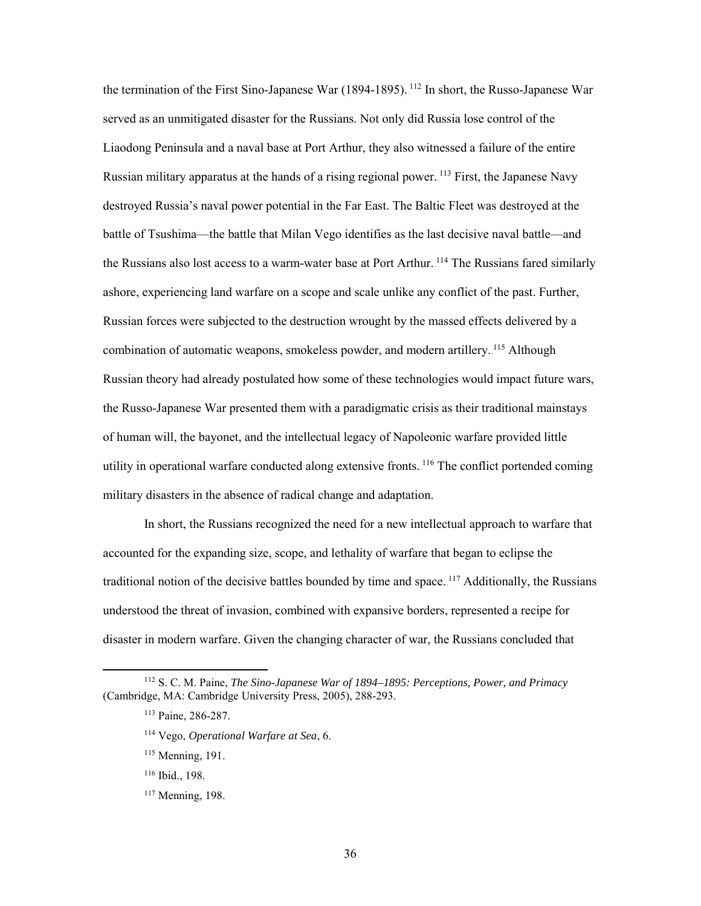the termination of the First Sino-Japanese War (1894-1895).[112] In short, the Russo-Japanese War served as an unmitigated disaster for the Russians. Not only did Russia lose control of the Liaodong Peninsula and a naval base at Port Arthur, they also witnessed a failure of the entire Russian military apparatus at the hands of a rising regional power.[113] First, the Japanese Navy destroyed Russia's naval power potential in the Far East. The Baltic Fleet was destroyed at the battle of Tsushima—the battle that Milan Vego identifies as the last decisive naval battle—and the Russians also lost access to a warm-water base at Port Arthur.[114] The Russians fared similarly ashore, experiencing land warfare on a scope and scale unlike any conflict of the past. Further, Russian forces were subjected to the destruction wrought by the massed effects delivered by a combination of automatic weapons, smokeless powder, and modern artillery.[115] Although Russian theory had already postulated how some of these technologies would impact future wars, the Russo-Japanese War presented them with a paradigmatic crisis as their traditional mainstays of human will, the bayonet, and the intellectual legacy of Napoleonic warfare provided little utility in operational warfare conducted along extensive fronts.[116] The conflict portended coming military disasters in the absence of radical change and adaptation.

In short, the Russians recognized the need for a new intellectual approach to warfare that accounted for the expanding size, scope, and lethality of warfare that began to eclipse the traditional notion of the decisive battles bounded by time and space.[117] Additionally, the Russians understood the threat of invasion, combined with expansive borders, represented a recipe for disaster in modern warfare. Given the changing character of war, the Russians concluded that

---

[112] S. C. M. Paine, *The Sino-Japanese War of 1894–1895: Perceptions, Power, and Primacy* (Cambridge, MA: Cambridge University Press, 2005), 288-293.

[113] Paine, 286-287.

[114] Vego, *Operational Warfare at Sea*, 6.

[115] Menning, 191.

[116] Ibid., 198.

[117] Menning, 198.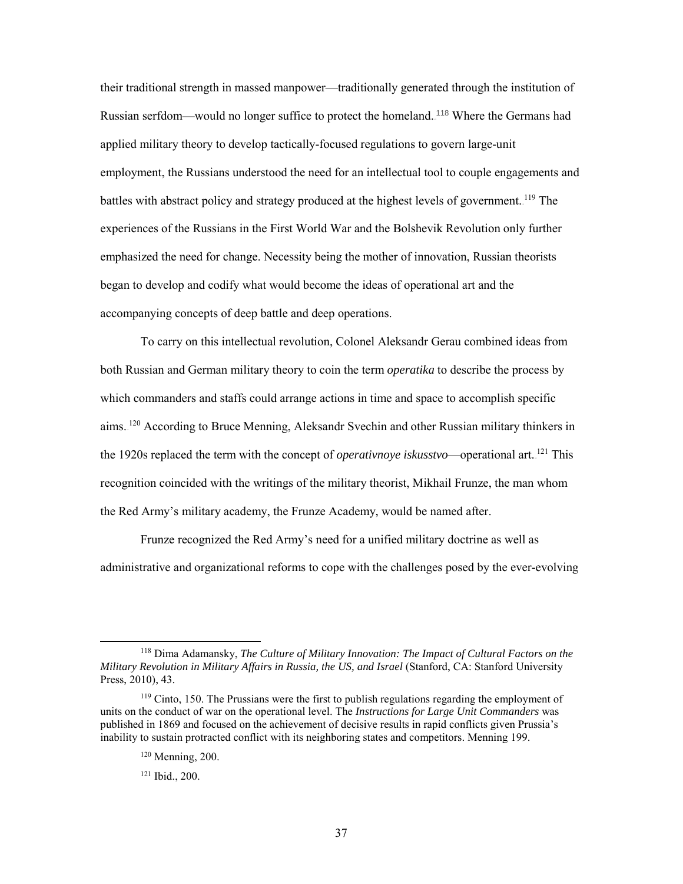their traditional strength in massed manpower—traditionally generated through the institution of Russian serfdom—would no longer suffice to protect the homeland.[118] Where the Germans had applied military theory to develop tactically-focused regulations to govern large-unit employment, the Russians understood the need for an intellectual tool to couple engagements and battles with abstract policy and strategy produced at the highest levels of government.[119] The experiences of the Russians in the First World War and the Bolshevik Revolution only further emphasized the need for change. Necessity being the mother of innovation, Russian theorists began to develop and codify what would become the ideas of operational art and the accompanying concepts of deep battle and deep operations.

To carry on this intellectual revolution, Colonel Aleksandr Gerau combined ideas from both Russian and German military theory to coin the term *operatika* to describe the process by which commanders and staffs could arrange actions in time and space to accomplish specific aims.[120] According to Bruce Menning, Aleksandr Svechin and other Russian military thinkers in the 1920s replaced the term with the concept of *operativnoye iskusstvo*—operational art.[121] This recognition coincided with the writings of the military theorist, Mikhail Frunze, the man whom the Red Army's military academy, the Frunze Academy, would be named after.

Frunze recognized the Red Army's need for a unified military doctrine as well as administrative and organizational reforms to cope with the challenges posed by the ever-evolving

---

[118] Dima Adamansky, *The Culture of Military Innovation: The Impact of Cultural Factors on the Military Revolution in Military Affairs in Russia, the US, and Israel* (Stanford, CA: Stanford University Press, 2010), 43.

[119] Cinto, 150. The Prussians were the first to publish regulations regarding the employment of units on the conduct of war on the operational level. The *Instructions for Large Unit Commanders* was published in 1869 and focused on the achievement of decisive results in rapid conflicts given Prussia's inability to sustain protracted conflict with its neighboring states and competitors. Menning 199.

[120] Menning, 200.

[121] Ibid., 200.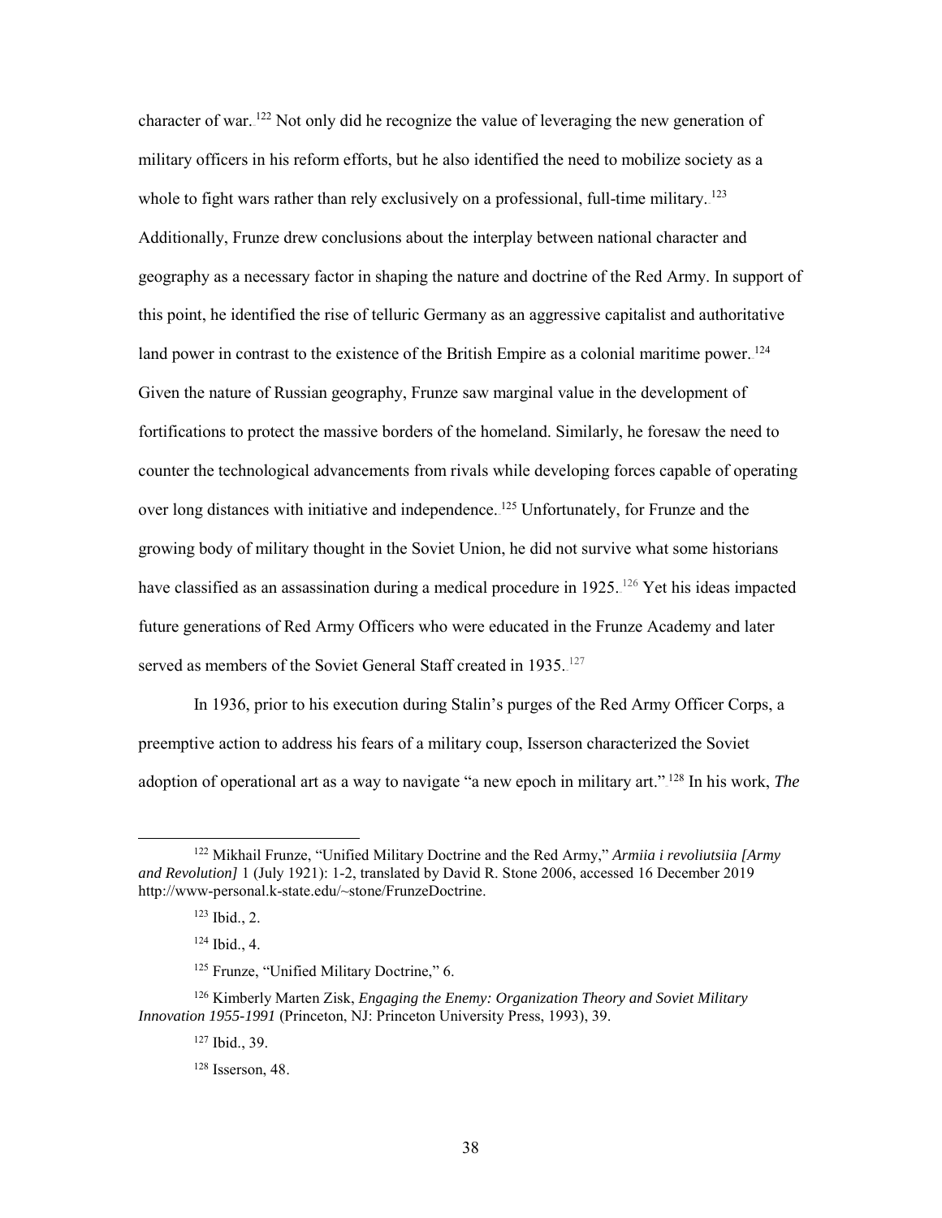character of war.[122] Not only did he recognize the value of leveraging the new generation of military officers in his reform efforts, but he also identified the need to mobilize society as a whole to fight wars rather than rely exclusively on a professional, full-time military.[123] Additionally, Frunze drew conclusions about the interplay between national character and geography as a necessary factor in shaping the nature and doctrine of the Red Army. In support of this point, he identified the rise of telluric Germany as an aggressive capitalist and authoritative land power in contrast to the existence of the British Empire as a colonial maritime power.[124] Given the nature of Russian geography, Frunze saw marginal value in the development of fortifications to protect the massive borders of the homeland. Similarly, he foresaw the need to counter the technological advancements from rivals while developing forces capable of operating over long distances with initiative and independence.[125] Unfortunately, for Frunze and the growing body of military thought in the Soviet Union, he did not survive what some historians have classified as an assassination during a medical procedure in 1925.[126] Yet his ideas impacted future generations of Red Army Officers who were educated in the Frunze Academy and later served as members of the Soviet General Staff created in 1935.[127]

In 1936, prior to his execution during Stalin's purges of the Red Army Officer Corps, a preemptive action to address his fears of a military coup, Isserson characterized the Soviet adoption of operational art as a way to navigate "a new epoch in military art."[128] In his work, *The*

---

[122] Mikhail Frunze, "Unified Military Doctrine and the Red Army," *Armiia i revoliutsiia [Army and Revolution]* 1 (July 1921): 1-2, translated by David R. Stone 2006, accessed 16 December 2019 http://www-personal.k-state.edu/~stone/FrunzeDoctrine.

[123] Ibid., 2.

[124] Ibid., 4.

[125] Frunze, "Unified Military Doctrine," 6.

[126] Kimberly Marten Zisk, *Engaging the Enemy: Organization Theory and Soviet Military Innovation 1955-1991* (Princeton, NJ: Princeton University Press, 1993), 39.

[127] Ibid., 39.

[128] Isserson, 48.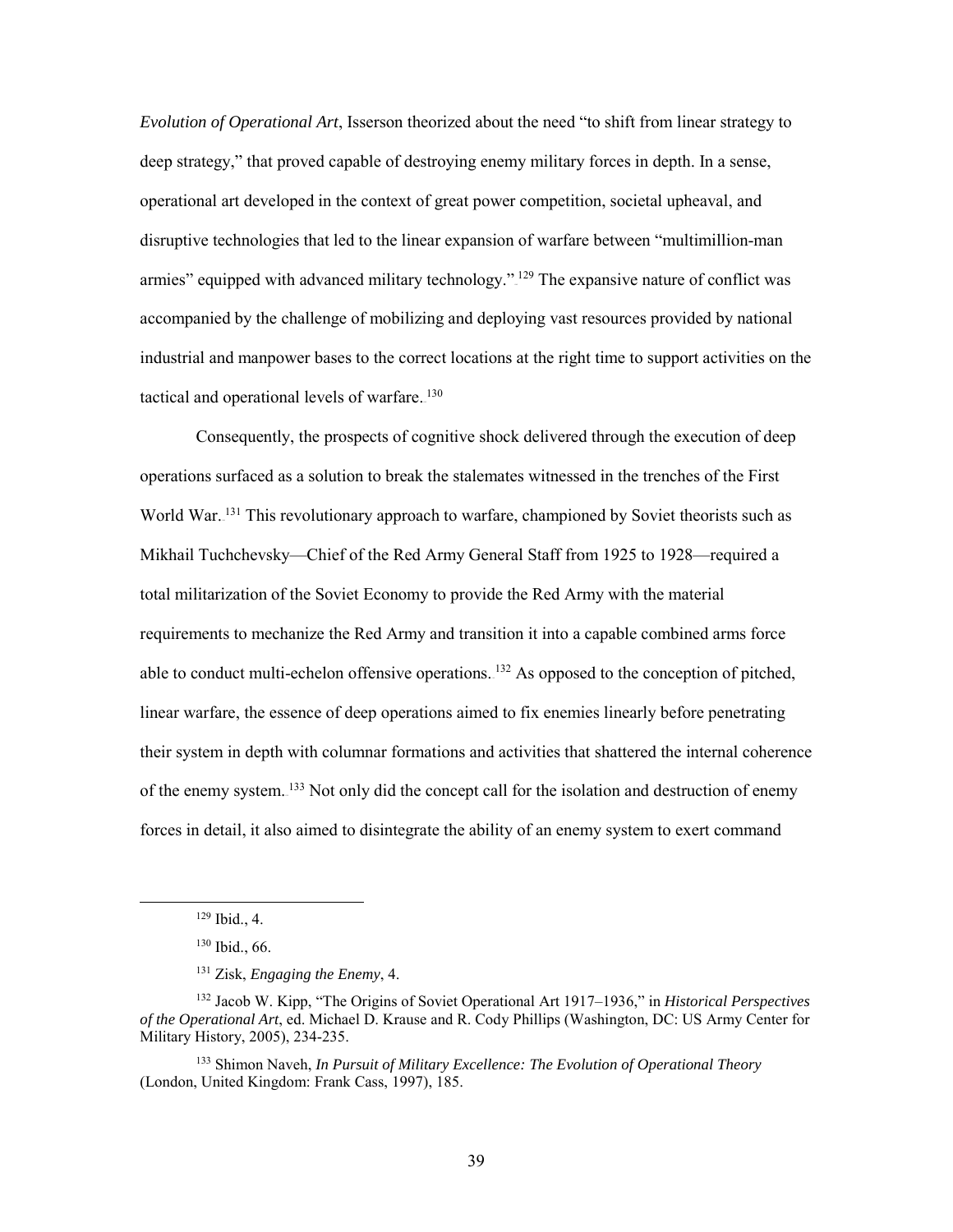*Evolution of Operational Art*, Isserson theorized about the need "to shift from linear strategy to deep strategy," that proved capable of destroying enemy military forces in depth. In a sense, operational art developed in the context of great power competition, societal upheaval, and disruptive technologies that led to the linear expansion of warfare between "multimillion-man armies" equipped with advanced military technology."[129] The expansive nature of conflict was accompanied by the challenge of mobilizing and deploying vast resources provided by national industrial and manpower bases to the correct locations at the right time to support activities on the tactical and operational levels of warfare.[130]

Consequently, the prospects of cognitive shock delivered through the execution of deep operations surfaced as a solution to break the stalemates witnessed in the trenches of the First World War.[131] This revolutionary approach to warfare, championed by Soviet theorists such as Mikhail Tuchchevsky—Chief of the Red Army General Staff from 1925 to 1928—required a total militarization of the Soviet Economy to provide the Red Army with the material requirements to mechanize the Red Army and transition it into a capable combined arms force able to conduct multi-echelon offensive operations.[132] As opposed to the conception of pitched, linear warfare, the essence of deep operations aimed to fix enemies linearly before penetrating their system in depth with columnar formations and activities that shattered the internal coherence of the enemy system.[133] Not only did the concept call for the isolation and destruction of enemy forces in detail, it also aimed to disintegrate the ability of an enemy system to exert command

---

[129] Ibid., 4.

[130] Ibid., 66.

[131] Zisk, *Engaging the Enemy*, 4.

[132] Jacob W. Kipp, "The Origins of Soviet Operational Art 1917–1936," in *Historical Perspectives of the Operational Art*, ed. Michael D. Krause and R. Cody Phillips (Washington, DC: US Army Center for Military History, 2005), 234-235.

[133] Shimon Naveh, *In Pursuit of Military Excellence: The Evolution of Operational Theory* (London, United Kingdom: Frank Cass, 1997), 185.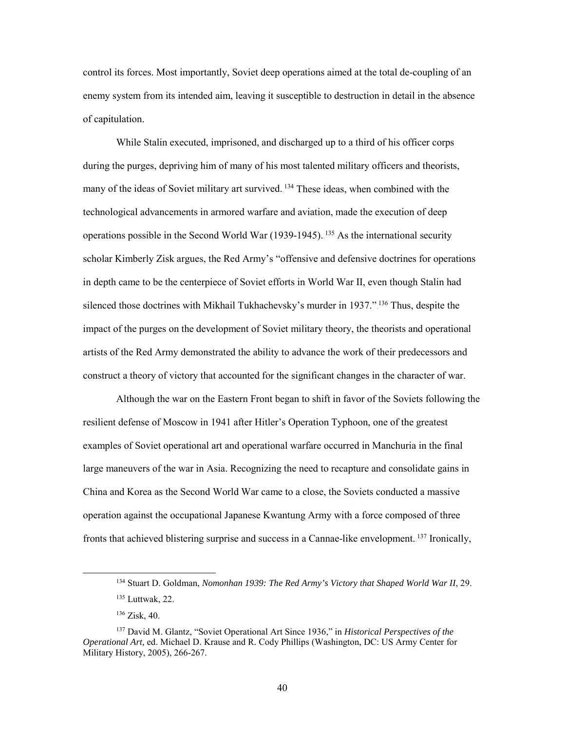control its forces. Most importantly, Soviet deep operations aimed at the total de-coupling of an enemy system from its intended aim, leaving it susceptible to destruction in detail in the absence of capitulation.

While Stalin executed, imprisoned, and discharged up to a third of his officer corps during the purges, depriving him of many of his most talented military officers and theorists, many of the ideas of Soviet military art survived.[134] These ideas, when combined with the technological advancements in armored warfare and aviation, made the execution of deep operations possible in the Second World War (1939-1945).[135] As the international security scholar Kimberly Zisk argues, the Red Army's "offensive and defensive doctrines for operations in depth came to be the centerpiece of Soviet efforts in World War II, even though Stalin had silenced those doctrines with Mikhail Tukhachevsky's murder in 1937."[136] Thus, despite the impact of the purges on the development of Soviet military theory, the theorists and operational artists of the Red Army demonstrated the ability to advance the work of their predecessors and construct a theory of victory that accounted for the significant changes in the character of war.

Although the war on the Eastern Front began to shift in favor of the Soviets following the resilient defense of Moscow in 1941 after Hitler's Operation Typhoon, one of the greatest examples of Soviet operational art and operational warfare occurred in Manchuria in the final large maneuvers of the war in Asia. Recognizing the need to recapture and consolidate gains in China and Korea as the Second World War came to a close, the Soviets conducted a massive operation against the occupational Japanese Kwantung Army with a force composed of three fronts that achieved blistering surprise and success in a Cannae-like envelopment.[137] Ironically,

---

[134] Stuart D. Goldman, *Nomonhan 1939: The Red Army's Victory that Shaped World War II*, 29.

[135] Luttwak, 22.

[136] Zisk, 40.

[137] David M. Glantz, "Soviet Operational Art Since 1936," in *Historical Perspectives of the Operational Art,* ed. Michael D. Krause and R. Cody Phillips (Washington, DC: US Army Center for Military History, 2005), 266-267.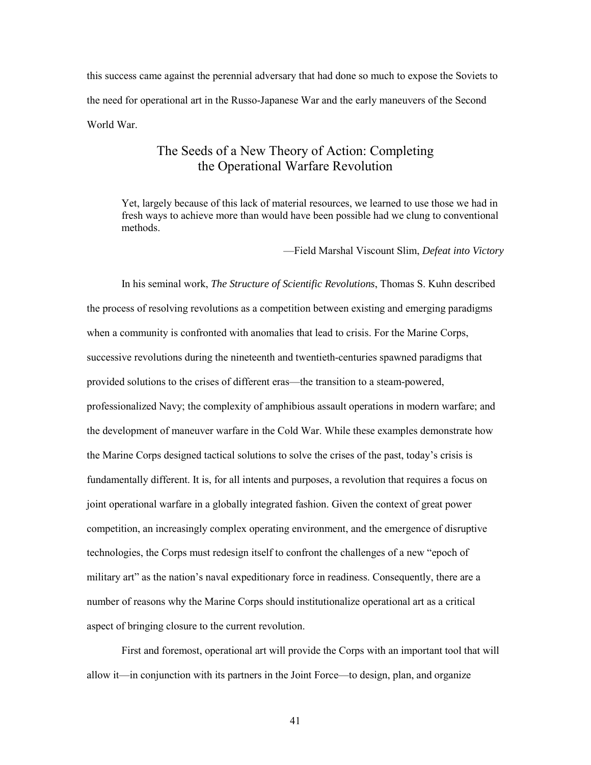this success came against the perennial adversary that had done so much to expose the Soviets to the need for operational art in the Russo-Japanese War and the early maneuvers of the Second World War.

## The Seeds of a New Theory of Action: Completing the Operational Warfare Revolution

> Yet, largely because of this lack of material resources, we learned to use those we had in fresh ways to achieve more than would have been possible had we clung to conventional methods.
>
> —Field Marshal Viscount Slim, *Defeat into Victory*

In his seminal work, *The Structure of Scientific Revolutions*, Thomas S. Kuhn described the process of resolving revolutions as a competition between existing and emerging paradigms when a community is confronted with anomalies that lead to crisis. For the Marine Corps, successive revolutions during the nineteenth and twentieth-centuries spawned paradigms that provided solutions to the crises of different eras—the transition to a steam-powered, professionalized Navy; the complexity of amphibious assault operations in modern warfare; and the development of maneuver warfare in the Cold War. While these examples demonstrate how the Marine Corps designed tactical solutions to solve the crises of the past, today's crisis is fundamentally different. It is, for all intents and purposes, a revolution that requires a focus on joint operational warfare in a globally integrated fashion. Given the context of great power competition, an increasingly complex operating environment, and the emergence of disruptive technologies, the Corps must redesign itself to confront the challenges of a new "epoch of military art" as the nation's naval expeditionary force in readiness. Consequently, there are a number of reasons why the Marine Corps should institutionalize operational art as a critical aspect of bringing closure to the current revolution.

First and foremost, operational art will provide the Corps with an important tool that will allow it—in conjunction with its partners in the Joint Force—to design, plan, and organize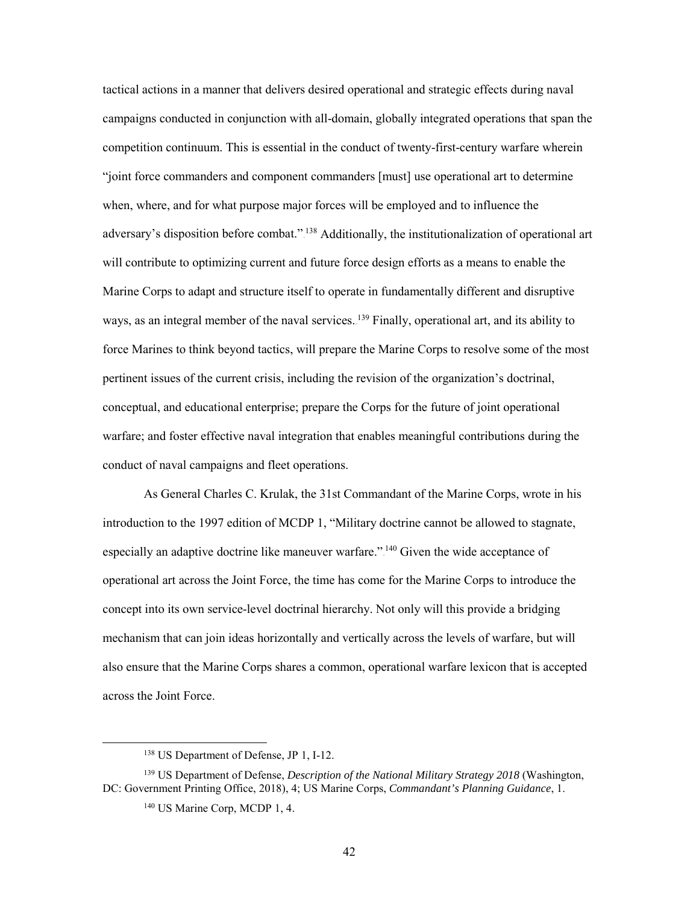tactical actions in a manner that delivers desired operational and strategic effects during naval campaigns conducted in conjunction with all-domain, globally integrated operations that span the competition continuum. This is essential in the conduct of twenty-first-century warfare wherein "joint force commanders and component commanders [must] use operational art to determine when, where, and for what purpose major forces will be employed and to influence the adversary's disposition before combat."[138] Additionally, the institutionalization of operational art will contribute to optimizing current and future force design efforts as a means to enable the Marine Corps to adapt and structure itself to operate in fundamentally different and disruptive ways, as an integral member of the naval services.[139] Finally, operational art, and its ability to force Marines to think beyond tactics, will prepare the Marine Corps to resolve some of the most pertinent issues of the current crisis, including the revision of the organization's doctrinal, conceptual, and educational enterprise; prepare the Corps for the future of joint operational warfare; and foster effective naval integration that enables meaningful contributions during the conduct of naval campaigns and fleet operations.

As General Charles C. Krulak, the 31st Commandant of the Marine Corps, wrote in his introduction to the 1997 edition of MCDP 1, "Military doctrine cannot be allowed to stagnate, especially an adaptive doctrine like maneuver warfare."[140] Given the wide acceptance of operational art across the Joint Force, the time has come for the Marine Corps to introduce the concept into its own service-level doctrinal hierarchy. Not only will this provide a bridging mechanism that can join ideas horizontally and vertically across the levels of warfare, but will also ensure that the Marine Corps shares a common, operational warfare lexicon that is accepted across the Joint Force.

---

[138] US Department of Defense, JP 1, I-12.

[139] US Department of Defense, *Description of the National Military Strategy 2018* (Washington, DC: Government Printing Office, 2018), 4; US Marine Corps, *Commandant's Planning Guidance*, 1.

[140] US Marine Corp, MCDP 1, 4.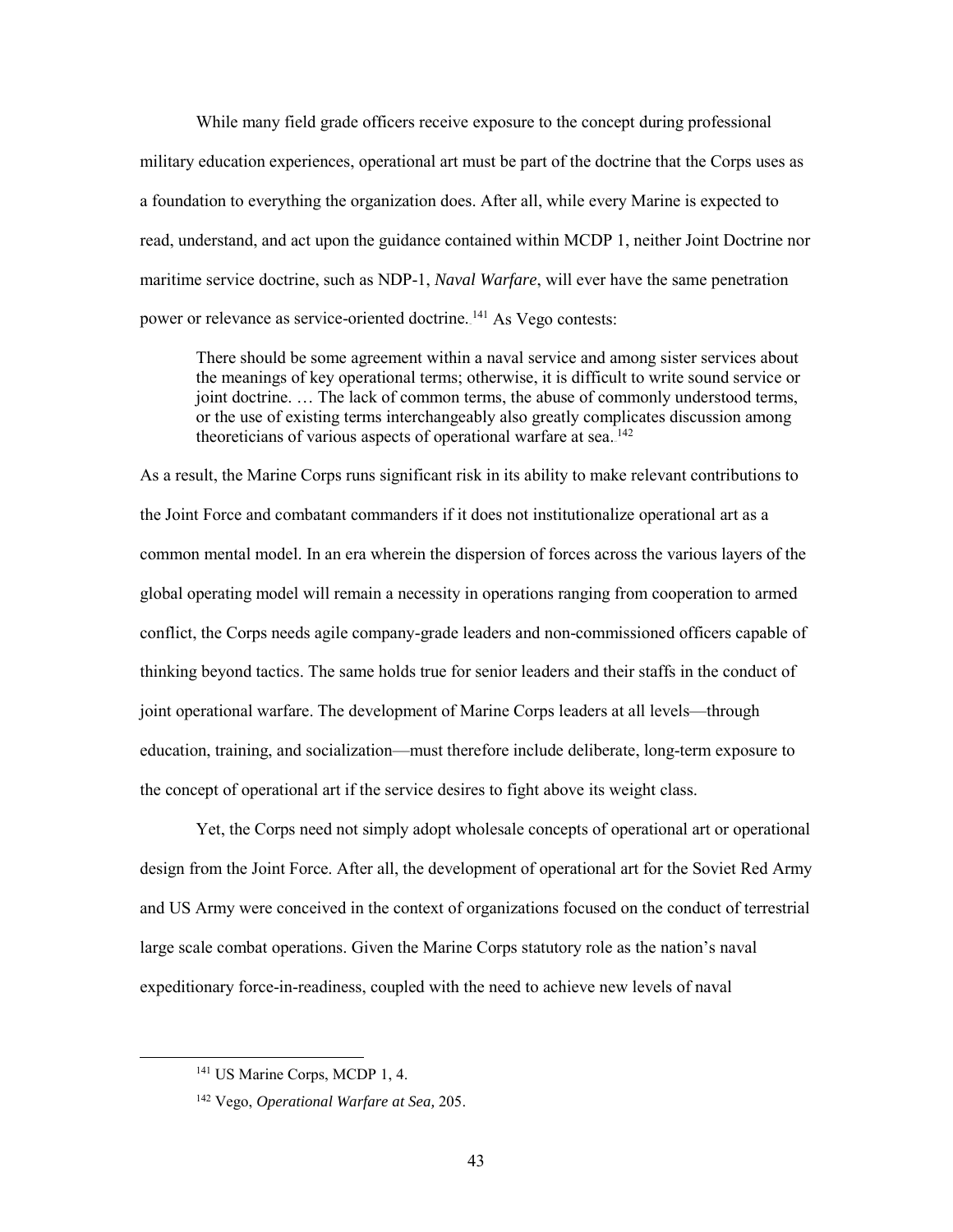While many field grade officers receive exposure to the concept during professional military education experiences, operational art must be part of the doctrine that the Corps uses as a foundation to everything the organization does. After all, while every Marine is expected to read, understand, and act upon the guidance contained within MCDP 1, neither Joint Doctrine nor maritime service doctrine, such as NDP-1, *Naval Warfare*, will ever have the same penetration power or relevance as service-oriented doctrine.[141] As Vego contests:

> There should be some agreement within a naval service and among sister services about the meanings of key operational terms; otherwise, it is difficult to write sound service or joint doctrine. … The lack of common terms, the abuse of commonly understood terms, or the use of existing terms interchangeably also greatly complicates discussion among theoreticians of various aspects of operational warfare at sea.[142]

As a result, the Marine Corps runs significant risk in its ability to make relevant contributions to the Joint Force and combatant commanders if it does not institutionalize operational art as a common mental model. In an era wherein the dispersion of forces across the various layers of the global operating model will remain a necessity in operations ranging from cooperation to armed conflict, the Corps needs agile company-grade leaders and non-commissioned officers capable of thinking beyond tactics. The same holds true for senior leaders and their staffs in the conduct of joint operational warfare. The development of Marine Corps leaders at all levels—through education, training, and socialization—must therefore include deliberate, long-term exposure to the concept of operational art if the service desires to fight above its weight class.

Yet, the Corps need not simply adopt wholesale concepts of operational art or operational design from the Joint Force. After all, the development of operational art for the Soviet Red Army and US Army were conceived in the context of organizations focused on the conduct of terrestrial large scale combat operations. Given the Marine Corps statutory role as the nation's naval expeditionary force-in-readiness, coupled with the need to achieve new levels of naval

---

[141] US Marine Corps, MCDP 1, 4.

[142] Vego, *Operational Warfare at Sea,* 205.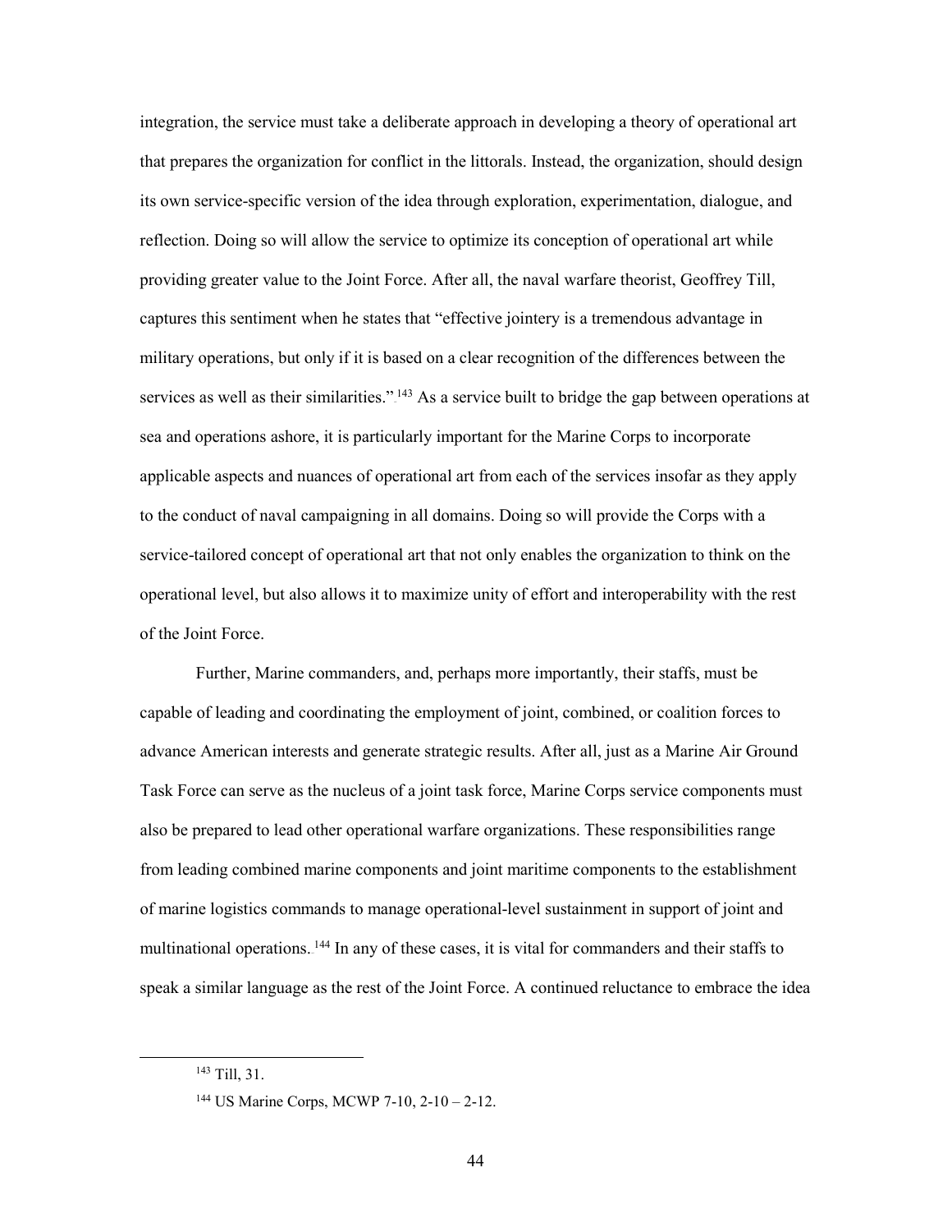integration, the service must take a deliberate approach in developing a theory of operational art that prepares the organization for conflict in the littorals. Instead, the organization, should design its own service-specific version of the idea through exploration, experimentation, dialogue, and reflection. Doing so will allow the service to optimize its conception of operational art while providing greater value to the Joint Force. After all, the naval warfare theorist, Geoffrey Till, captures this sentiment when he states that "effective jointery is a tremendous advantage in military operations, but only if it is based on a clear recognition of the differences between the services as well as their similarities."[143] As a service built to bridge the gap between operations at sea and operations ashore, it is particularly important for the Marine Corps to incorporate applicable aspects and nuances of operational art from each of the services insofar as they apply to the conduct of naval campaigning in all domains. Doing so will provide the Corps with a service-tailored concept of operational art that not only enables the organization to think on the operational level, but also allows it to maximize unity of effort and interoperability with the rest of the Joint Force.

Further, Marine commanders, and, perhaps more importantly, their staffs, must be capable of leading and coordinating the employment of joint, combined, or coalition forces to advance American interests and generate strategic results. After all, just as a Marine Air Ground Task Force can serve as the nucleus of a joint task force, Marine Corps service components must also be prepared to lead other operational warfare organizations. These responsibilities range from leading combined marine components and joint maritime components to the establishment of marine logistics commands to manage operational-level sustainment in support of joint and multinational operations.[144] In any of these cases, it is vital for commanders and their staffs to speak a similar language as the rest of the Joint Force. A continued reluctance to embrace the idea

[143] Till, 31.

[144] US Marine Corps, MCWP 7-10, 2-10 – 2-12.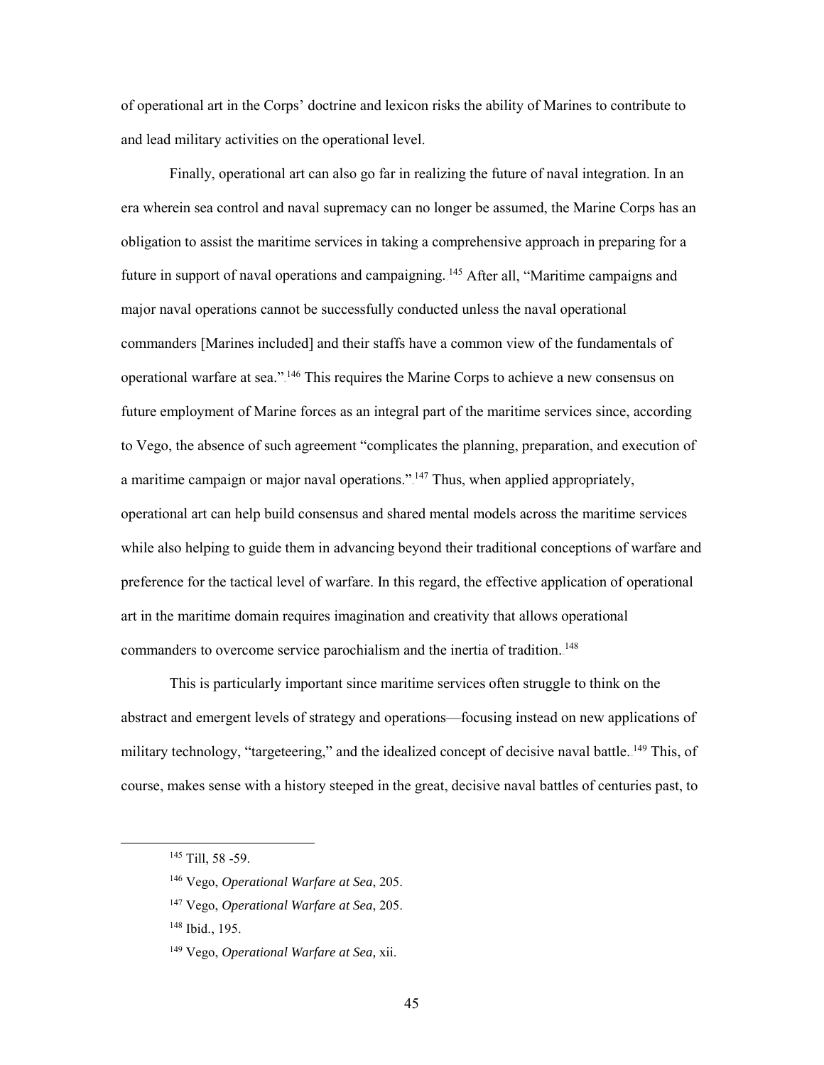of operational art in the Corps' doctrine and lexicon risks the ability of Marines to contribute to and lead military activities on the operational level.

Finally, operational art can also go far in realizing the future of naval integration. In an era wherein sea control and naval supremacy can no longer be assumed, the Marine Corps has an obligation to assist the maritime services in taking a comprehensive approach in preparing for a future in support of naval operations and campaigning.[145] After all, "Maritime campaigns and major naval operations cannot be successfully conducted unless the naval operational commanders [Marines included] and their staffs have a common view of the fundamentals of operational warfare at sea."[146] This requires the Marine Corps to achieve a new consensus on future employment of Marine forces as an integral part of the maritime services since, according to Vego, the absence of such agreement "complicates the planning, preparation, and execution of a maritime campaign or major naval operations."[147] Thus, when applied appropriately, operational art can help build consensus and shared mental models across the maritime services while also helping to guide them in advancing beyond their traditional conceptions of warfare and preference for the tactical level of warfare. In this regard, the effective application of operational art in the maritime domain requires imagination and creativity that allows operational commanders to overcome service parochialism and the inertia of tradition.[148]

This is particularly important since maritime services often struggle to think on the abstract and emergent levels of strategy and operations—focusing instead on new applications of military technology, "targeteering," and the idealized concept of decisive naval battle.[149] This, of course, makes sense with a history steeped in the great, decisive naval battles of centuries past, to

---

[145] Till, 58 -59.

[146] Vego, *Operational Warfare at Sea*, 205.

[147] Vego, *Operational Warfare at Sea*, 205.

[148] Ibid., 195.

[149] Vego, *Operational Warfare at Sea,* xii.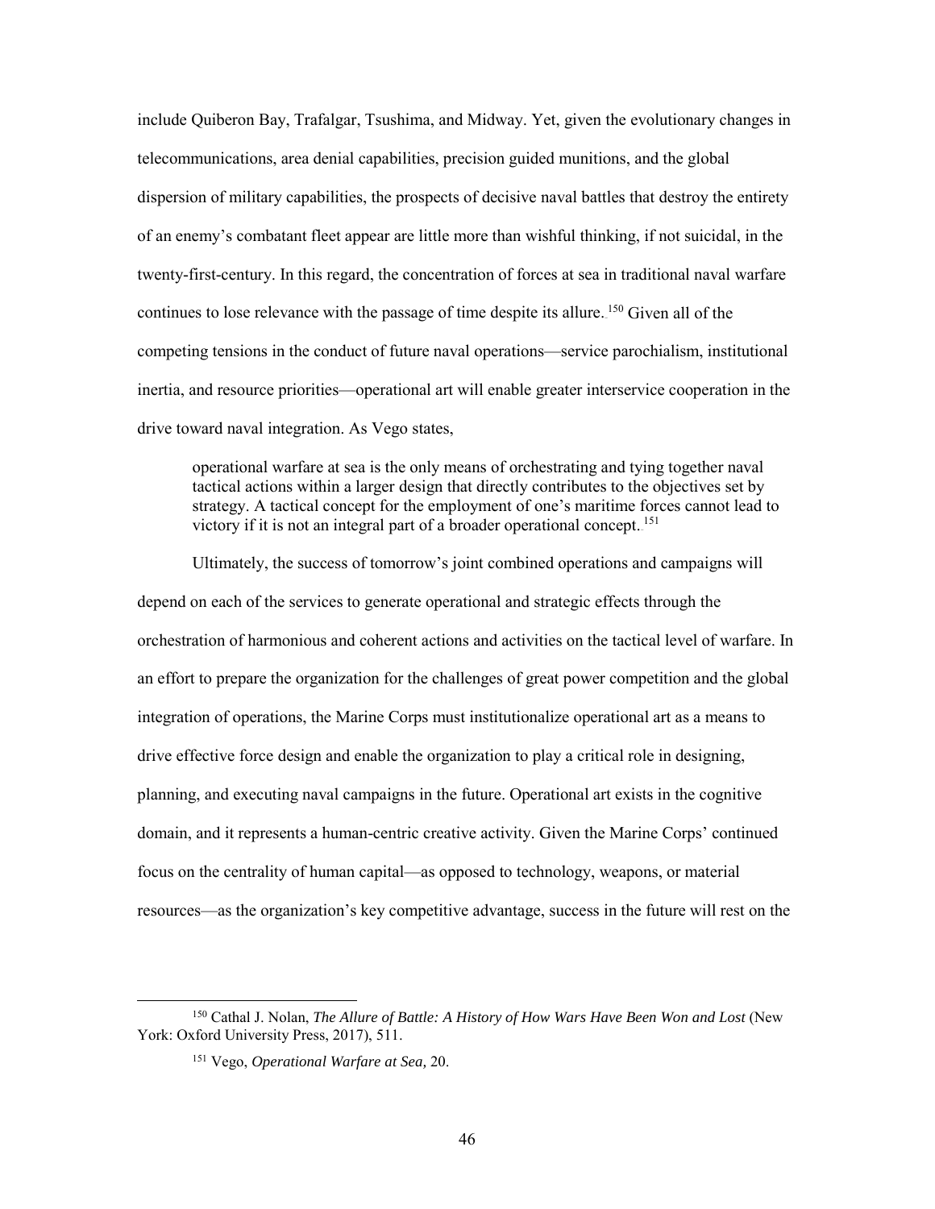include Quiberon Bay, Trafalgar, Tsushima, and Midway. Yet, given the evolutionary changes in telecommunications, area denial capabilities, precision guided munitions, and the global dispersion of military capabilities, the prospects of decisive naval battles that destroy the entirety of an enemy's combatant fleet appear are little more than wishful thinking, if not suicidal, in the twenty-first-century. In this regard, the concentration of forces at sea in traditional naval warfare continues to lose relevance with the passage of time despite its allure.[150] Given all of the competing tensions in the conduct of future naval operations—service parochialism, institutional inertia, and resource priorities—operational art will enable greater interservice cooperation in the drive toward naval integration. As Vego states,

> operational warfare at sea is the only means of orchestrating and tying together naval tactical actions within a larger design that directly contributes to the objectives set by strategy. A tactical concept for the employment of one's maritime forces cannot lead to victory if it is not an integral part of a broader operational concept.[151]

Ultimately, the success of tomorrow's joint combined operations and campaigns will depend on each of the services to generate operational and strategic effects through the orchestration of harmonious and coherent actions and activities on the tactical level of warfare. In an effort to prepare the organization for the challenges of great power competition and the global integration of operations, the Marine Corps must institutionalize operational art as a means to drive effective force design and enable the organization to play a critical role in designing, planning, and executing naval campaigns in the future. Operational art exists in the cognitive domain, and it represents a human-centric creative activity. Given the Marine Corps' continued focus on the centrality of human capital—as opposed to technology, weapons, or material resources—as the organization's key competitive advantage, success in the future will rest on the

---

[150] Cathal J. Nolan, *The Allure of Battle: A History of How Wars Have Been Won and Lost* (New York: Oxford University Press, 2017), 511.

[151] Vego, *Operational Warfare at Sea,* 20.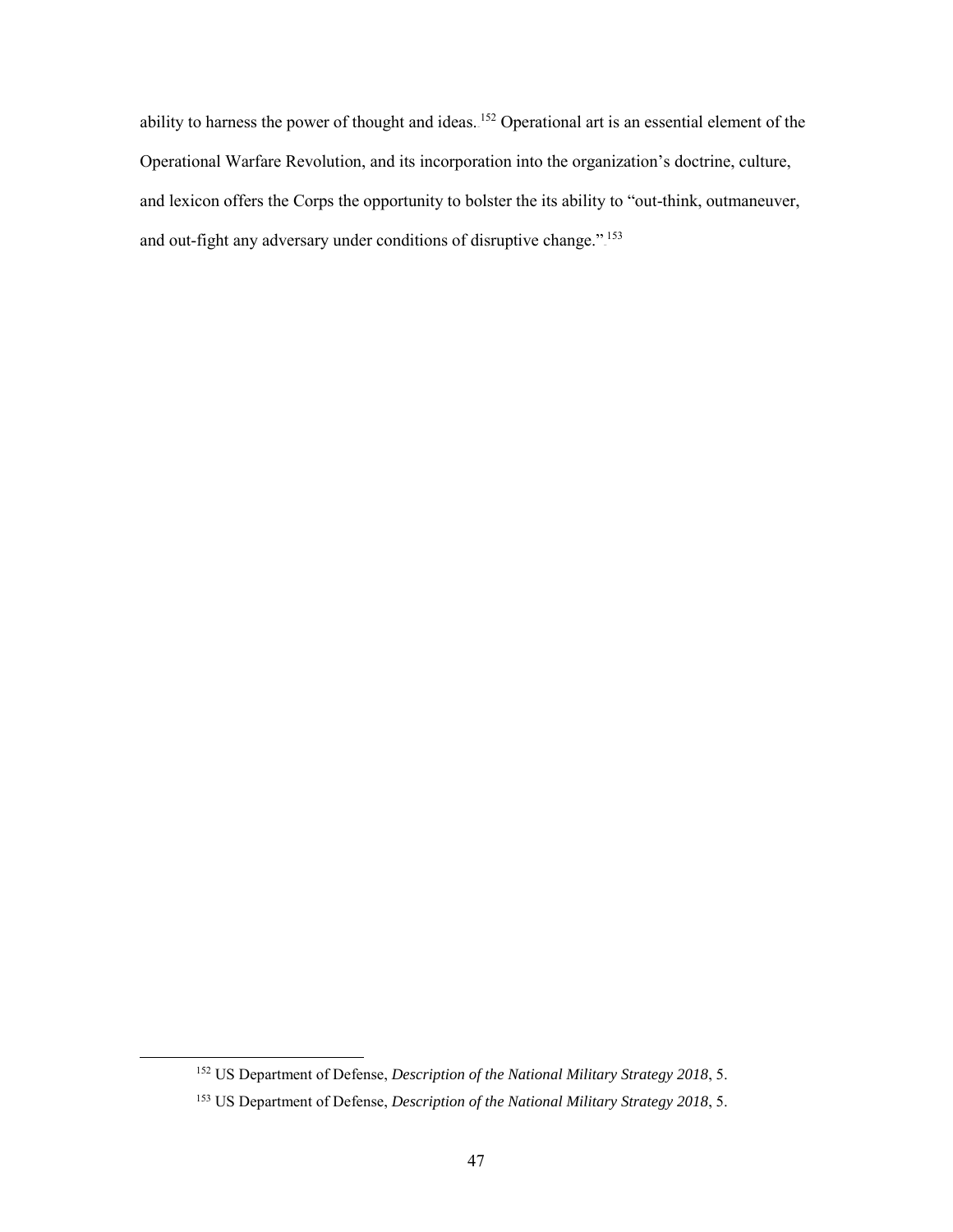ability to harness the power of thought and ideas.[152] Operational art is an essential element of the Operational Warfare Revolution, and its incorporation into the organization's doctrine, culture, and lexicon offers the Corps the opportunity to bolster the its ability to "out-think, outmaneuver, and out-fight any adversary under conditions of disruptive change."[153]

---

[152] US Department of Defense, *Description of the National Military Strategy 2018*, 5.

[153] US Department of Defense, *Description of the National Military Strategy 2018*, 5.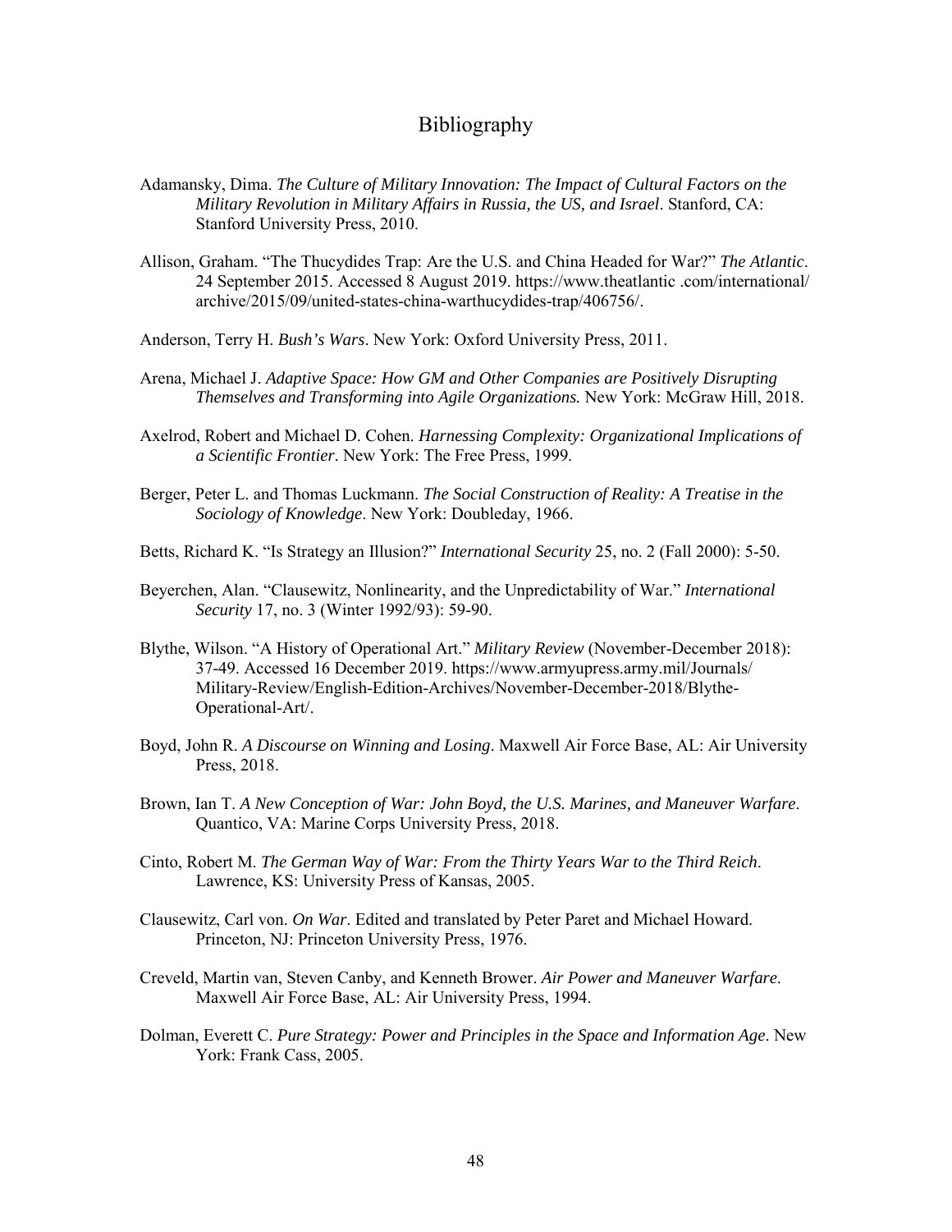# Bibliography

Adamansky, Dima. *The Culture of Military Innovation: The Impact of Cultural Factors on the Military Revolution in Military Affairs in Russia, the US, and Israel*. Stanford, CA: Stanford University Press, 2010.

Allison, Graham. "The Thucydides Trap: Are the U.S. and China Headed for War?" *The Atlantic*. 24 September 2015. Accessed 8 August 2019. https://www.theatlantic .com/international/ archive/2015/09/united-states-china-warthucydides-trap/406756/.

Anderson, Terry H. *Bush's Wars*. New York: Oxford University Press, 2011.

Arena, Michael J. *Adaptive Space: How GM and Other Companies are Positively Disrupting Themselves and Transforming into Agile Organizations.* New York: McGraw Hill, 2018.

Axelrod, Robert and Michael D. Cohen. *Harnessing Complexity: Organizational Implications of a Scientific Frontier*. New York: The Free Press, 1999.

Berger, Peter L. and Thomas Luckmann. *The Social Construction of Reality: A Treatise in the Sociology of Knowledge*. New York: Doubleday, 1966.

Betts, Richard K. "Is Strategy an Illusion?" *International Security* 25, no. 2 (Fall 2000): 5-50.

Beyerchen, Alan. "Clausewitz, Nonlinearity, and the Unpredictability of War." *International Security* 17, no. 3 (Winter 1992/93): 59-90.

Blythe, Wilson. "A History of Operational Art." *Military Review* (November-December 2018): 37-49. Accessed 16 December 2019. https://www.armyupress.army.mil/Journals/ Military-Review/English-Edition-Archives/November-December-2018/Blythe-Operational-Art/.

Boyd, John R. *A Discourse on Winning and Losing*. Maxwell Air Force Base, AL: Air University Press, 2018.

Brown, Ian T. *A New Conception of War: John Boyd, the U.S. Marines, and Maneuver Warfare*. Quantico, VA: Marine Corps University Press, 2018.

Cinto, Robert M. *The German Way of War: From the Thirty Years War to the Third Reich*. Lawrence, KS: University Press of Kansas, 2005.

Clausewitz, Carl von. *On War*. Edited and translated by Peter Paret and Michael Howard. Princeton, NJ: Princeton University Press, 1976.

Creveld, Martin van, Steven Canby, and Kenneth Brower. *Air Power and Maneuver Warfare*. Maxwell Air Force Base, AL: Air University Press, 1994.

Dolman, Everett C. *Pure Strategy: Power and Principles in the Space and Information Age*. New York: Frank Cass, 2005.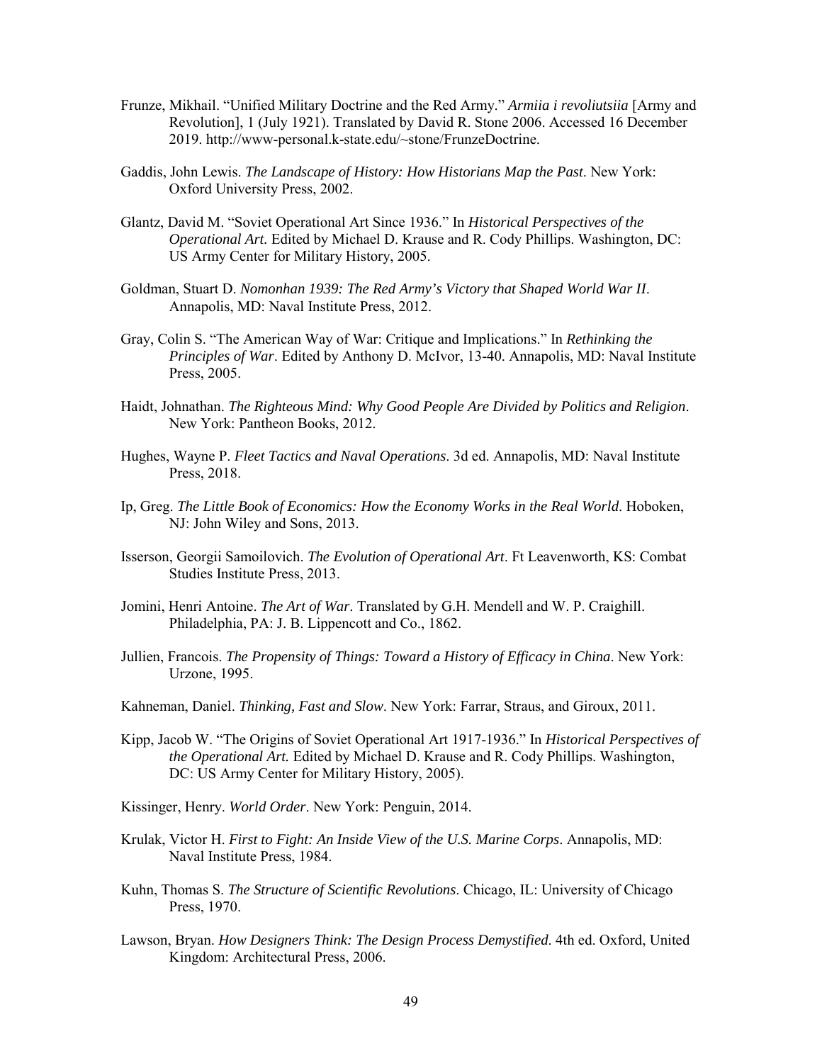Frunze, Mikhail. "Unified Military Doctrine and the Red Army." *Armiia i revoliutsiia* [Army and Revolution], 1 (July 1921). Translated by David R. Stone 2006. Accessed 16 December 2019. http://www-personal.k-state.edu/~stone/FrunzeDoctrine.

Gaddis, John Lewis. *The Landscape of History: How Historians Map the Past*. New York: Oxford University Press, 2002.

Glantz, David M. "Soviet Operational Art Since 1936." In *Historical Perspectives of the Operational Art.* Edited by Michael D. Krause and R. Cody Phillips. Washington, DC: US Army Center for Military History, 2005.

Goldman, Stuart D. *Nomonhan 1939: The Red Army's Victory that Shaped World War II*. Annapolis, MD: Naval Institute Press, 2012.

Gray, Colin S. "The American Way of War: Critique and Implications." In *Rethinking the Principles of War*. Edited by Anthony D. McIvor, 13-40. Annapolis, MD: Naval Institute Press, 2005.

Haidt, Johnathan. *The Righteous Mind: Why Good People Are Divided by Politics and Religion*. New York: Pantheon Books, 2012.

Hughes, Wayne P. *Fleet Tactics and Naval Operations*. 3d ed. Annapolis, MD: Naval Institute Press, 2018.

Ip, Greg. *The Little Book of Economics: How the Economy Works in the Real World*. Hoboken, NJ: John Wiley and Sons, 2013.

Isserson, Georgii Samoilovich. *The Evolution of Operational Art*. Ft Leavenworth, KS: Combat Studies Institute Press, 2013.

Jomini, Henri Antoine. *The Art of War*. Translated by G.H. Mendell and W. P. Craighill. Philadelphia, PA: J. B. Lippencott and Co., 1862.

Jullien, Francois. *The Propensity of Things: Toward a History of Efficacy in China*. New York: Urzone, 1995.

Kahneman, Daniel. *Thinking, Fast and Slow*. New York: Farrar, Straus, and Giroux, 2011.

Kipp, Jacob W. "The Origins of Soviet Operational Art 1917-1936." In *Historical Perspectives of the Operational Art.* Edited by Michael D. Krause and R. Cody Phillips. Washington, DC: US Army Center for Military History, 2005).

Kissinger, Henry. *World Order*. New York: Penguin, 2014.

Krulak, Victor H. *First to Fight: An Inside View of the U.S. Marine Corps*. Annapolis, MD: Naval Institute Press, 1984.

Kuhn, Thomas S. *The Structure of Scientific Revolutions*. Chicago, IL: University of Chicago Press, 1970.

Lawson, Bryan. *How Designers Think: The Design Process Demystified*. 4th ed. Oxford, United Kingdom: Architectural Press, 2006.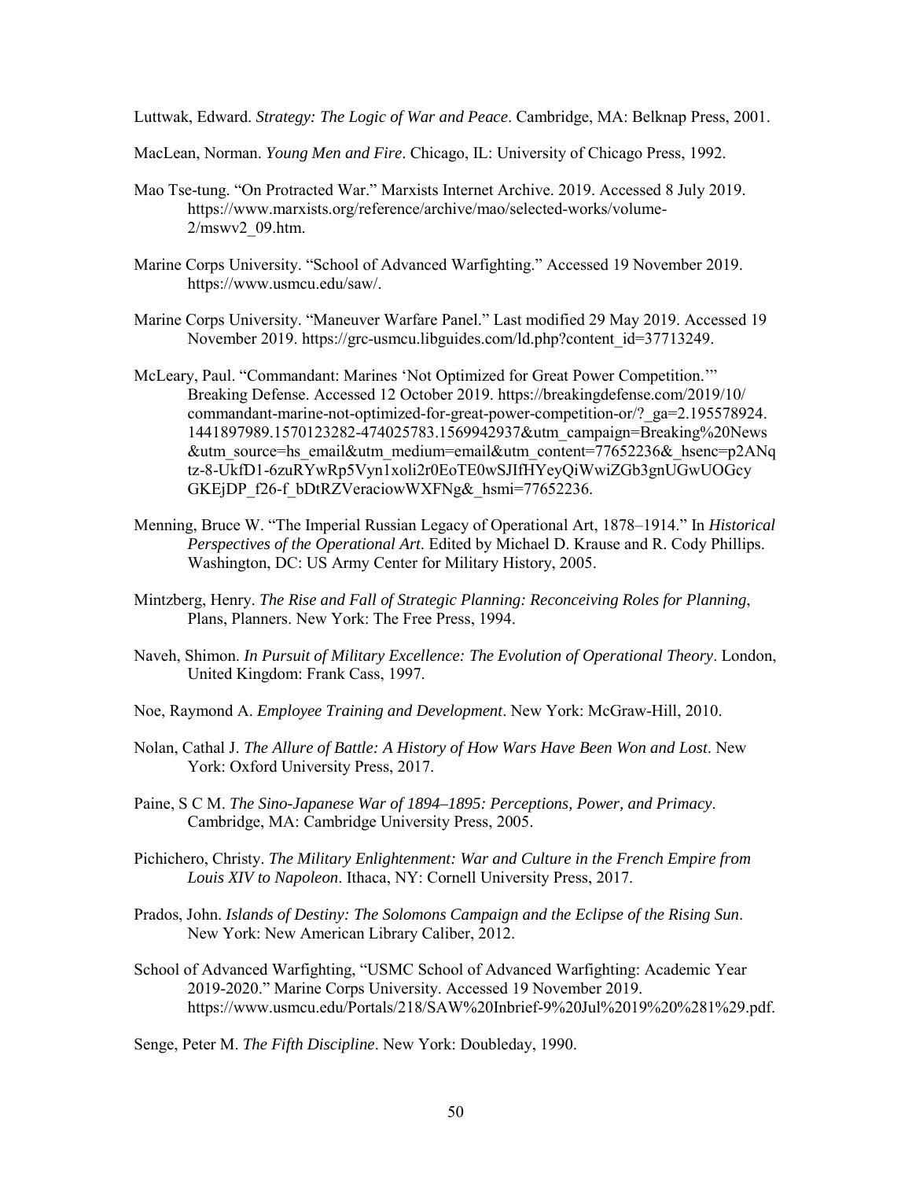Luttwak, Edward. *Strategy: The Logic of War and Peace*. Cambridge, MA: Belknap Press, 2001.

MacLean, Norman. *Young Men and Fire*. Chicago, IL: University of Chicago Press, 1992.

Mao Tse-tung. "On Protracted War." Marxists Internet Archive. 2019. Accessed 8 July 2019. https://www.marxists.org/reference/archive/mao/selected-works/volume-2/mswv2_09.htm.

Marine Corps University. "School of Advanced Warfighting." Accessed 19 November 2019. https://www.usmcu.edu/saw/.

Marine Corps University. "Maneuver Warfare Panel." Last modified 29 May 2019. Accessed 19 November 2019. https://grc-usmcu.libguides.com/ld.php?content_id=37713249.

McLeary, Paul. "Commandant: Marines 'Not Optimized for Great Power Competition.'" Breaking Defense. Accessed 12 October 2019. https://breakingdefense.com/2019/10/commandant-marine-not-optimized-for-great-power-competition-or/?_ga=2.195578924.1441897989.1570123282-474025783.1569942937&utm_campaign=Breaking%20News&utm_source=hs_email&utm_medium=email&utm_content=77652236&_hsenc=p2ANqtz-8-UkfD1-6zuRYwRp5Vyn1xoli2r0EoTE0wSJIfHYeyQiWwiZGb3gnUGwUOGcyGKEjDP_f26-f_bDtRZVeraciowWXFNg&_hsmi=77652236.

Menning, Bruce W. "The Imperial Russian Legacy of Operational Art, 1878–1914." In *Historical Perspectives of the Operational Art*. Edited by Michael D. Krause and R. Cody Phillips. Washington, DC: US Army Center for Military History, 2005.

Mintzberg, Henry. *The Rise and Fall of Strategic Planning: Reconceiving Roles for Planning*, Plans, Planners. New York: The Free Press, 1994.

Naveh, Shimon. *In Pursuit of Military Excellence: The Evolution of Operational Theory*. London, United Kingdom: Frank Cass, 1997.

Noe, Raymond A. *Employee Training and Development*. New York: McGraw-Hill, 2010.

Nolan, Cathal J. *The Allure of Battle: A History of How Wars Have Been Won and Lost*. New York: Oxford University Press, 2017.

Paine, S C M. *The Sino-Japanese War of 1894–1895: Perceptions, Power, and Primacy*. Cambridge, MA: Cambridge University Press, 2005.

Pichichero, Christy. *The Military Enlightenment: War and Culture in the French Empire from Louis XIV to Napoleon*. Ithaca, NY: Cornell University Press, 2017.

Prados, John. *Islands of Destiny: The Solomons Campaign and the Eclipse of the Rising Sun*. New York: New American Library Caliber, 2012.

School of Advanced Warfighting, "USMC School of Advanced Warfighting: Academic Year 2019-2020." Marine Corps University. Accessed 19 November 2019. https://www.usmcu.edu/Portals/218/SAW%20Inbrief-9%20Jul%2019%20%281%29.pdf.

Senge, Peter M. *The Fifth Discipline*. New York: Doubleday, 1990.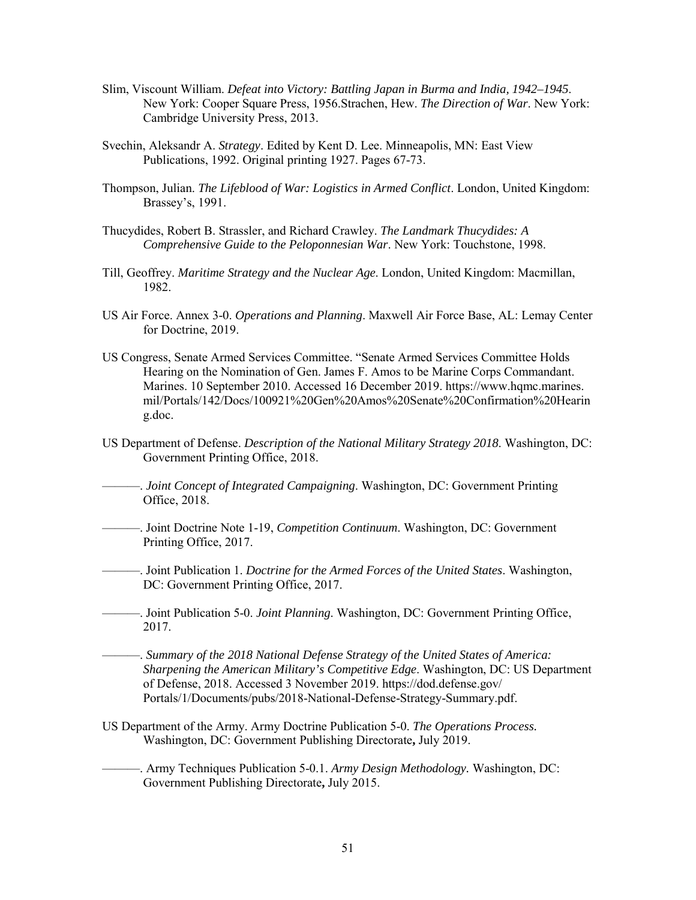Slim, Viscount William. *Defeat into Victory: Battling Japan in Burma and India, 1942–1945*. New York: Cooper Square Press, 1956.Strachen, Hew. *The Direction of War*. New York: Cambridge University Press, 2013.

Svechin, Aleksandr A. *Strategy*. Edited by Kent D. Lee. Minneapolis, MN: East View Publications, 1992. Original printing 1927. Pages 67-73.

Thompson, Julian. *The Lifeblood of War: Logistics in Armed Conflict*. London, United Kingdom: Brassey's, 1991.

Thucydides, Robert B. Strassler, and Richard Crawley. *The Landmark Thucydides: A Comprehensive Guide to the Peloponnesian War*. New York: Touchstone, 1998.

Till, Geoffrey. *Maritime Strategy and the Nuclear Age*. London, United Kingdom: Macmillan, 1982.

US Air Force. Annex 3-0. *Operations and Planning*. Maxwell Air Force Base, AL: Lemay Center for Doctrine, 2019.

US Congress, Senate Armed Services Committee. "Senate Armed Services Committee Holds Hearing on the Nomination of Gen. James F. Amos to be Marine Corps Commandant. Marines. 10 September 2010. Accessed 16 December 2019. https://www.hqmc.marines.mil/Portals/142/Docs/100921%20Gen%20Amos%20Senate%20Confirmation%20Hearing.doc.

US Department of Defense. *Description of the National Military Strategy 2018*. Washington, DC: Government Printing Office, 2018.

———. *Joint Concept of Integrated Campaigning*. Washington, DC: Government Printing Office, 2018.

———. Joint Doctrine Note 1-19, *Competition Continuum*. Washington, DC: Government Printing Office, 2017.

———. Joint Publication 1. *Doctrine for the Armed Forces of the United States*. Washington, DC: Government Printing Office, 2017.

———. Joint Publication 5-0. *Joint Planning*. Washington, DC: Government Printing Office, 2017.

———. *Summary of the 2018 National Defense Strategy of the United States of America: Sharpening the American Military's Competitive Edge*. Washington, DC: US Department of Defense, 2018. Accessed 3 November 2019. https://dod.defense.gov/Portals/1/Documents/pubs/2018-National-Defense-Strategy-Summary.pdf.

US Department of the Army. Army Doctrine Publication 5-0. *The Operations Process.* Washington, DC: Government Publishing Directorate**,** July 2019.

———. Army Techniques Publication 5-0.1. *Army Design Methodology.* Washington, DC: Government Publishing Directorate**,** July 2015.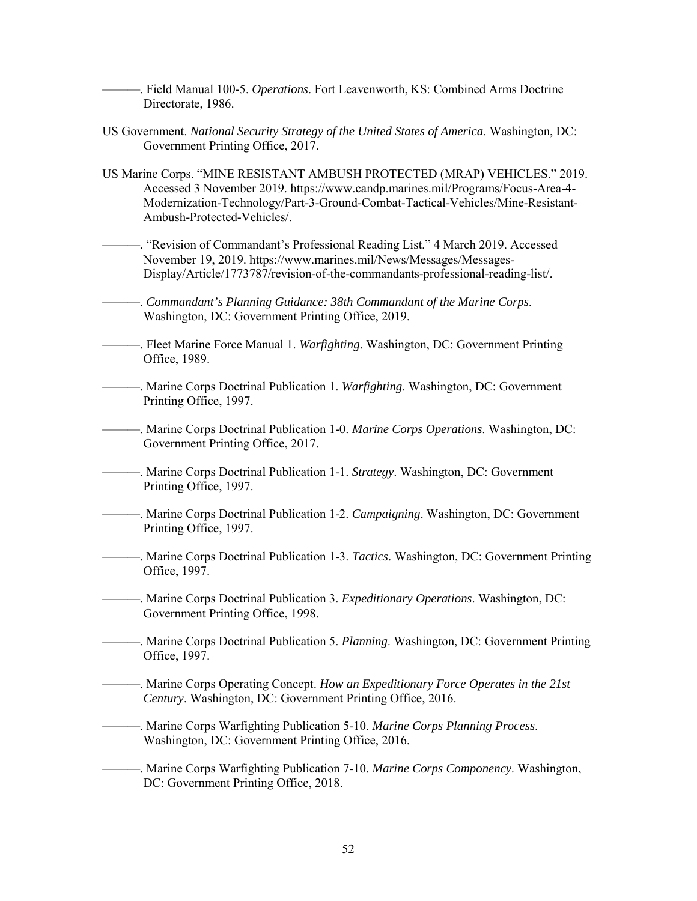———. Field Manual 100-5. *Operations*. Fort Leavenworth, KS: Combined Arms Doctrine Directorate, 1986.

US Government. *National Security Strategy of the United States of America*. Washington, DC: Government Printing Office, 2017.

US Marine Corps. "MINE RESISTANT AMBUSH PROTECTED (MRAP) VEHICLES." 2019. Accessed 3 November 2019. https://www.candp.marines.mil/Programs/Focus-Area-4-Modernization-Technology/Part-3-Ground-Combat-Tactical-Vehicles/Mine-Resistant-Ambush-Protected-Vehicles/.

———. "Revision of Commandant's Professional Reading List." 4 March 2019. Accessed November 19, 2019. https://www.marines.mil/News/Messages/Messages-Display/Article/1773787/revision-of-the-commandants-professional-reading-list/.

———. *Commandant's Planning Guidance: 38th Commandant of the Marine Corps*. Washington, DC: Government Printing Office, 2019.

———. Fleet Marine Force Manual 1. *Warfighting*. Washington, DC: Government Printing Office, 1989.

———. Marine Corps Doctrinal Publication 1. *Warfighting*. Washington, DC: Government Printing Office, 1997.

———. Marine Corps Doctrinal Publication 1-0. *Marine Corps Operations*. Washington, DC: Government Printing Office, 2017.

———. Marine Corps Doctrinal Publication 1-1. *Strategy*. Washington, DC: Government Printing Office, 1997.

———. Marine Corps Doctrinal Publication 1-2. *Campaigning*. Washington, DC: Government Printing Office, 1997.

———. Marine Corps Doctrinal Publication 1-3. *Tactics*. Washington, DC: Government Printing Office, 1997.

———. Marine Corps Doctrinal Publication 3. *Expeditionary Operations*. Washington, DC: Government Printing Office, 1998.

———. Marine Corps Doctrinal Publication 5. *Planning*. Washington, DC: Government Printing Office, 1997.

———. Marine Corps Operating Concept. *How an Expeditionary Force Operates in the 21st Century*. Washington, DC: Government Printing Office, 2016.

———. Marine Corps Warfighting Publication 5-10. *Marine Corps Planning Process*. Washington, DC: Government Printing Office, 2016.

———. Marine Corps Warfighting Publication 7-10. *Marine Corps Componency*. Washington, DC: Government Printing Office, 2018.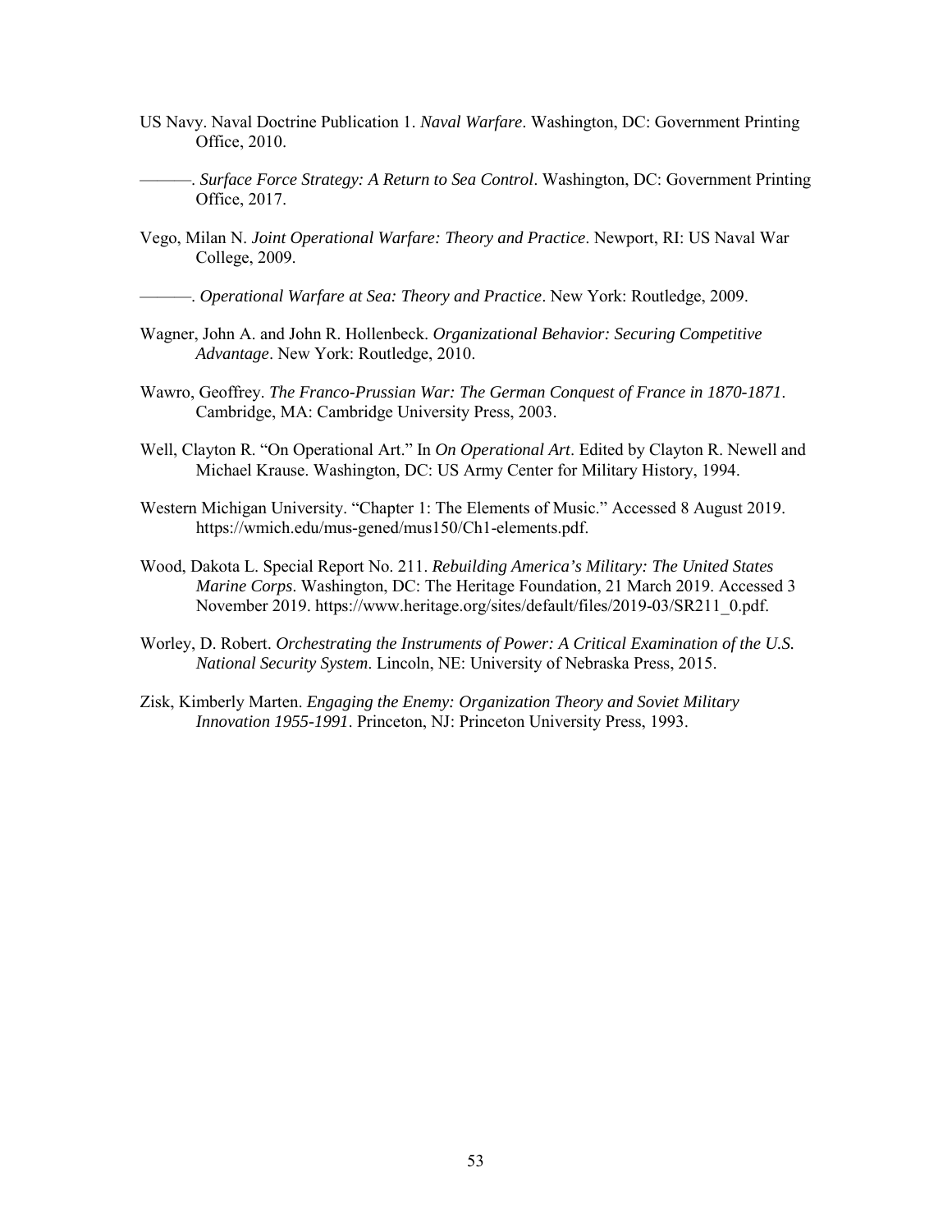US Navy. Naval Doctrine Publication 1. *Naval Warfare*. Washington, DC: Government Printing Office, 2010.

———. *Surface Force Strategy: A Return to Sea Control*. Washington, DC: Government Printing Office, 2017.

Vego, Milan N. *Joint Operational Warfare: Theory and Practice*. Newport, RI: US Naval War College, 2009.

———. *Operational Warfare at Sea: Theory and Practice*. New York: Routledge, 2009.

Wagner, John A. and John R. Hollenbeck. *Organizational Behavior: Securing Competitive Advantage*. New York: Routledge, 2010.

Wawro, Geoffrey. *The Franco-Prussian War: The German Conquest of France in 1870-1871*. Cambridge, MA: Cambridge University Press, 2003.

Well, Clayton R. "On Operational Art." In *On Operational Art*. Edited by Clayton R. Newell and Michael Krause. Washington, DC: US Army Center for Military History, 1994.

Western Michigan University. "Chapter 1: The Elements of Music." Accessed 8 August 2019. https://wmich.edu/mus-gened/mus150/Ch1-elements.pdf.

Wood, Dakota L. Special Report No. 211. *Rebuilding America's Military: The United States Marine Corps*. Washington, DC: The Heritage Foundation, 21 March 2019. Accessed 3 November 2019. https://www.heritage.org/sites/default/files/2019-03/SR211_0.pdf.

Worley, D. Robert. *Orchestrating the Instruments of Power: A Critical Examination of the U.S. National Security System*. Lincoln, NE: University of Nebraska Press, 2015.

Zisk, Kimberly Marten. *Engaging the Enemy: Organization Theory and Soviet Military Innovation 1955-1991*. Princeton, NJ: Princeton University Press, 1993.